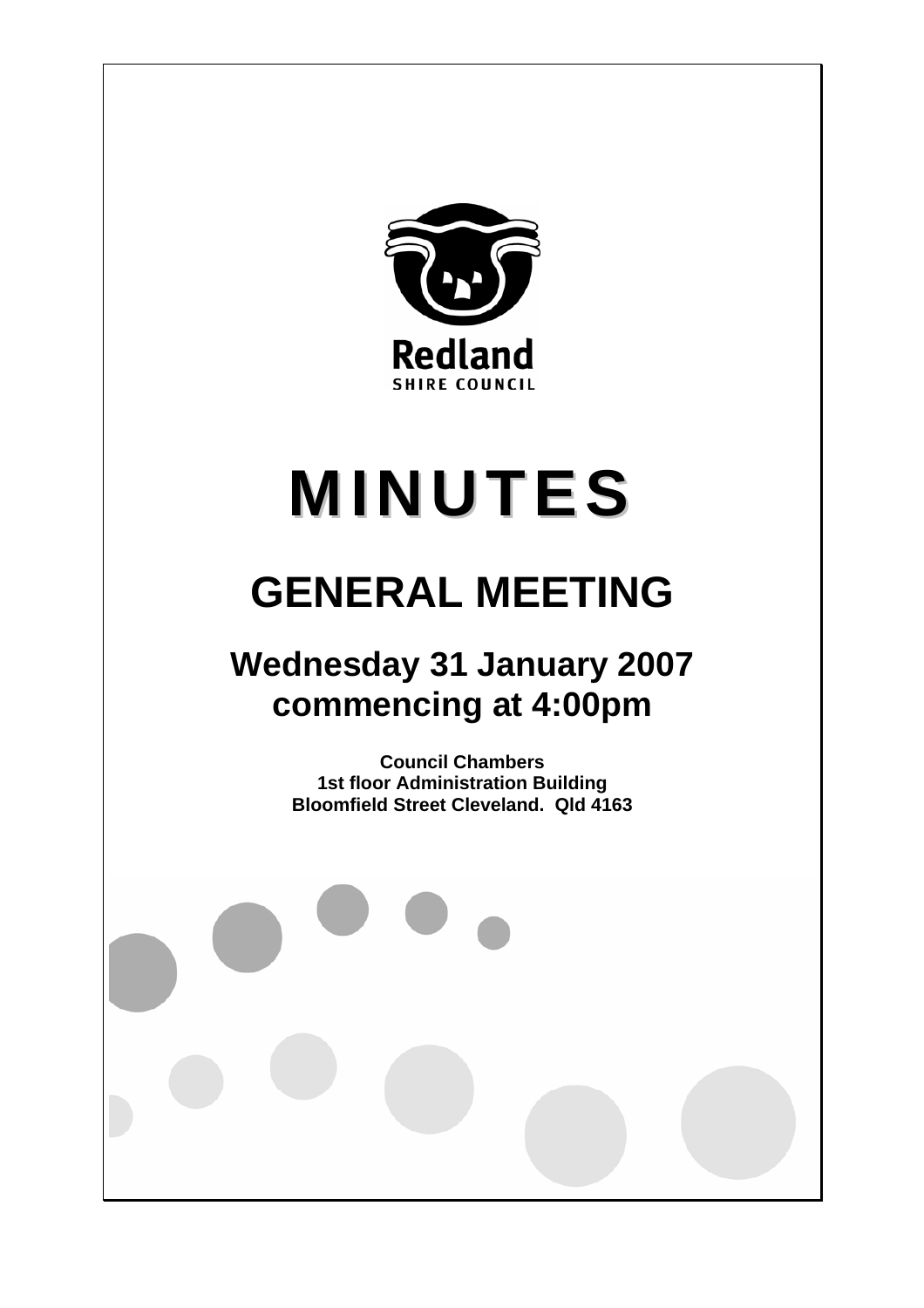Redland

SHIRE COUNCIL

# MINUTES

## GENERAL MEETING

### Wednesday 31 January 2007
### commencing at 4:00pm

**Council Chambers**
**1st floor Administration Building**
**Bloomfield Street Cleveland. Qld 4163**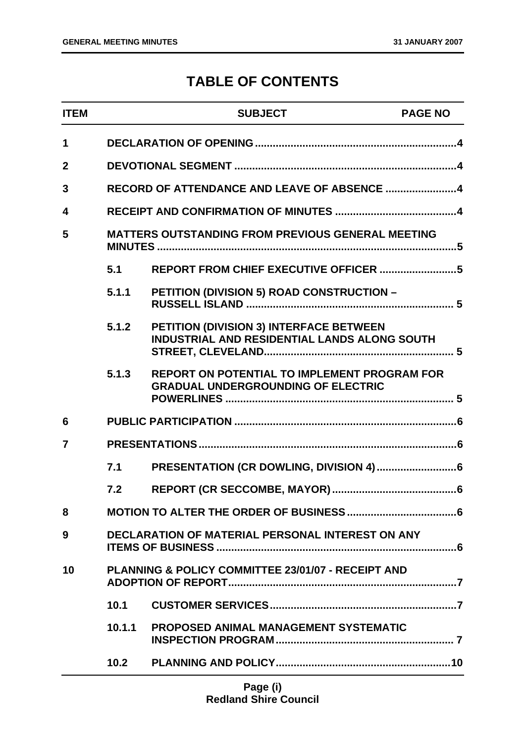# TABLE OF CONTENTS

| ITEM | | SUBJECT | PAGE NO |
|---|---|---|---|
| 1 | | DECLARATION OF OPENING | 4 |
| 2 | | DEVOTIONAL SEGMENT | 4 |
| 3 | | RECORD OF ATTENDANCE AND LEAVE OF ABSENCE | 4 |
| 4 | | RECEIPT AND CONFIRMATION OF MINUTES | 4 |
| 5 | | MATTERS OUTSTANDING FROM PREVIOUS GENERAL MEETING MINUTES | 5 |
| | 5.1 | REPORT FROM CHIEF EXECUTIVE OFFICER | 5 |
| | 5.1.1 | PETITION (DIVISION 5) ROAD CONSTRUCTION – RUSSELL ISLAND | 5 |
| | 5.1.2 | PETITION (DIVISION 3) INTERFACE BETWEEN INDUSTRIAL AND RESIDENTIAL LANDS ALONG SOUTH STREET, CLEVELAND | 5 |
| | 5.1.3 | REPORT ON POTENTIAL TO IMPLEMENT PROGRAM FOR GRADUAL UNDERGROUNDING OF ELECTRIC POWERLINES | 5 |
| 6 | | PUBLIC PARTICIPATION | 6 |
| 7 | | PRESENTATIONS | 6 |
| | 7.1 | PRESENTATION (CR DOWLING, DIVISION 4) | 6 |
| | 7.2 | REPORT (CR SECCOMBE, MAYOR) | 6 |
| 8 | | MOTION TO ALTER THE ORDER OF BUSINESS | 6 |
| 9 | | DECLARATION OF MATERIAL PERSONAL INTEREST ON ANY ITEMS OF BUSINESS | 6 |
| 10 | | PLANNING & POLICY COMMITTEE 23/01/07 - RECEIPT AND ADOPTION OF REPORT | 7 |
| | 10.1 | CUSTOMER SERVICES | 7 |
| | 10.1.1 | PROPOSED ANIMAL MANAGEMENT SYSTEMATIC INSPECTION PROGRAM | 7 |
| | 10.2 | PLANNING AND POLICY | 10 |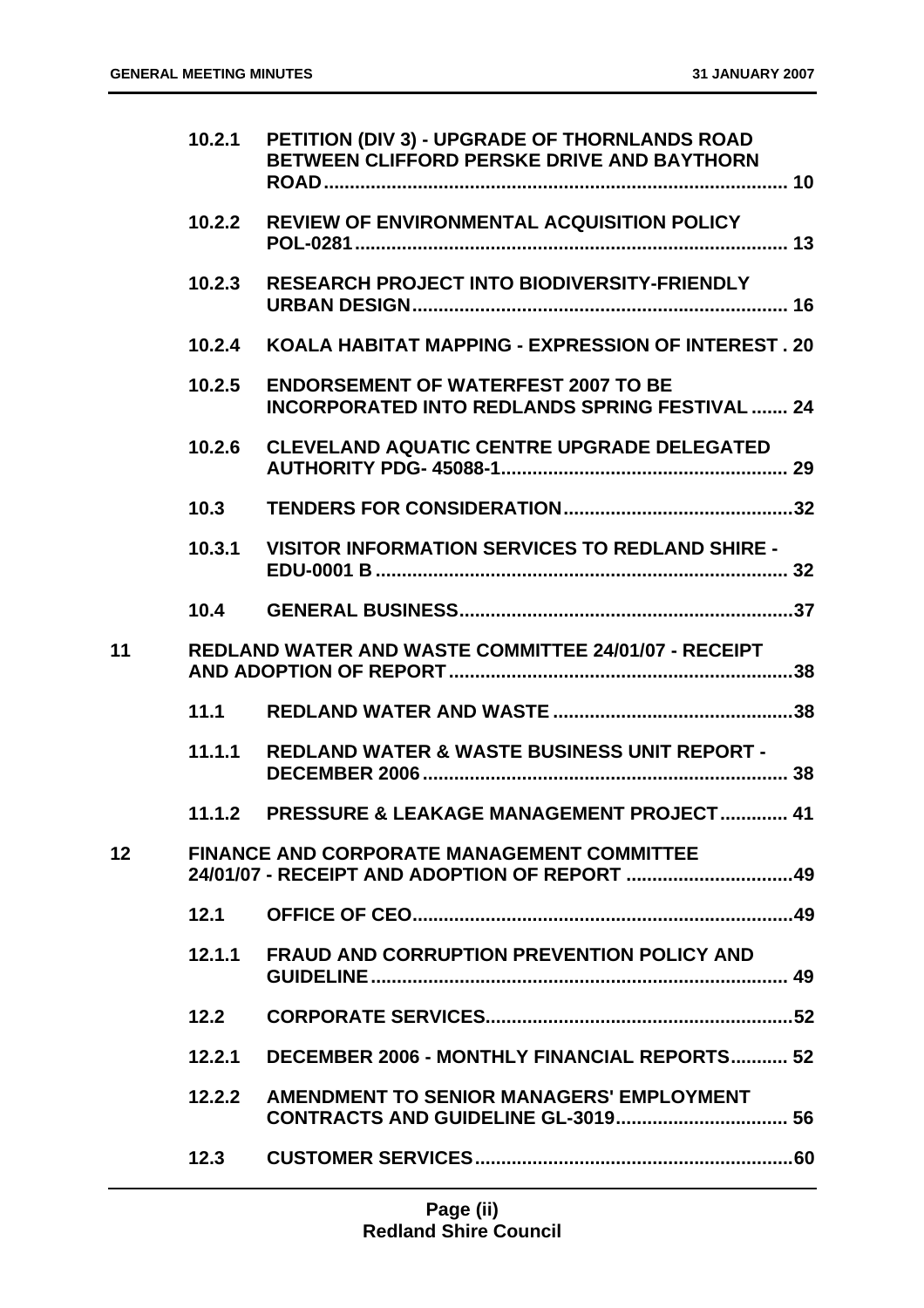| | | | |
|---|---|---|---|
| | **10.2.1** | **PETITION (DIV 3) - UPGRADE OF THORNLANDS ROAD BETWEEN CLIFFORD PERSKE DRIVE AND BAYTHORN ROAD** | **10** |
| | **10.2.2** | **REVIEW OF ENVIRONMENTAL ACQUISITION POLICY POL-0281** | **13** |
| | **10.2.3** | **RESEARCH PROJECT INTO BIODIVERSITY-FRIENDLY URBAN DESIGN** | **16** |
| | **10.2.4** | **KOALA HABITAT MAPPING - EXPRESSION OF INTEREST** | **20** |
| | **10.2.5** | **ENDORSEMENT OF WATERFEST 2007 TO BE INCORPORATED INTO REDLANDS SPRING FESTIVAL** | **24** |
| | **10.2.6** | **CLEVELAND AQUATIC CENTRE UPGRADE DELEGATED AUTHORITY PDG- 45088-1** | **29** |
| | **10.3** | **TENDERS FOR CONSIDERATION** | **32** |
| | **10.3.1** | **VISITOR INFORMATION SERVICES TO REDLAND SHIRE - EDU-0001 B** | **32** |
| | **10.4** | **GENERAL BUSINESS** | **37** |
| **11** | **REDLAND WATER AND WASTE COMMITTEE 24/01/07 - RECEIPT AND ADOPTION OF REPORT** | | **38** |
| | **11.1** | **REDLAND WATER AND WASTE** | **38** |
| | **11.1.1** | **REDLAND WATER & WASTE BUSINESS UNIT REPORT - DECEMBER 2006** | **38** |
| | **11.1.2** | **PRESSURE & LEAKAGE MANAGEMENT PROJECT** | **41** |
| **12** | **FINANCE AND CORPORATE MANAGEMENT COMMITTEE 24/01/07 - RECEIPT AND ADOPTION OF REPORT** | | **49** |
| | **12.1** | **OFFICE OF CEO** | **49** |
| | **12.1.1** | **FRAUD AND CORRUPTION PREVENTION POLICY AND GUIDELINE** | **49** |
| | **12.2** | **CORPORATE SERVICES** | **52** |
| | **12.2.1** | **DECEMBER 2006 - MONTHLY FINANCIAL REPORTS** | **52** |
| | **12.2.2** | **AMENDMENT TO SENIOR MANAGERS' EMPLOYMENT CONTRACTS AND GUIDELINE GL-3019** | **56** |
| | **12.3** | **CUSTOMER SERVICES** | **60** |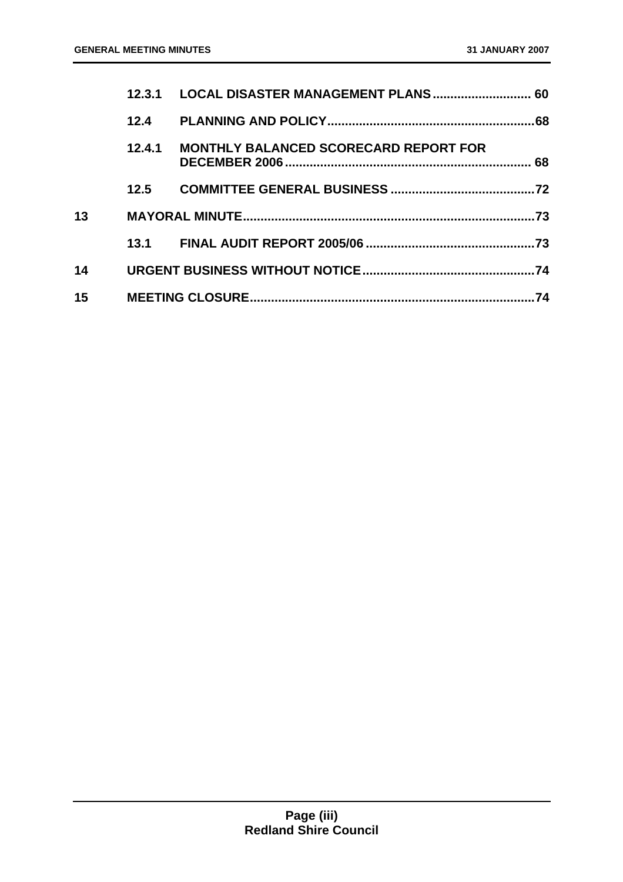| | | | |
|---|---|---|---|
| | 12.3.1 | LOCAL DISASTER MANAGEMENT PLANS | 60 |
| | 12.4 | PLANNING AND POLICY | 68 |
| | 12.4.1 | MONTHLY BALANCED SCORECARD REPORT FOR DECEMBER 2006 | 68 |
| | 12.5 | COMMITTEE GENERAL BUSINESS | 72 |
| 13 | | MAYORAL MINUTE | 73 |
| | 13.1 | FINAL AUDIT REPORT 2005/06 | 73 |
| 14 | | URGENT BUSINESS WITHOUT NOTICE | 74 |
| 15 | | MEETING CLOSURE | 74 |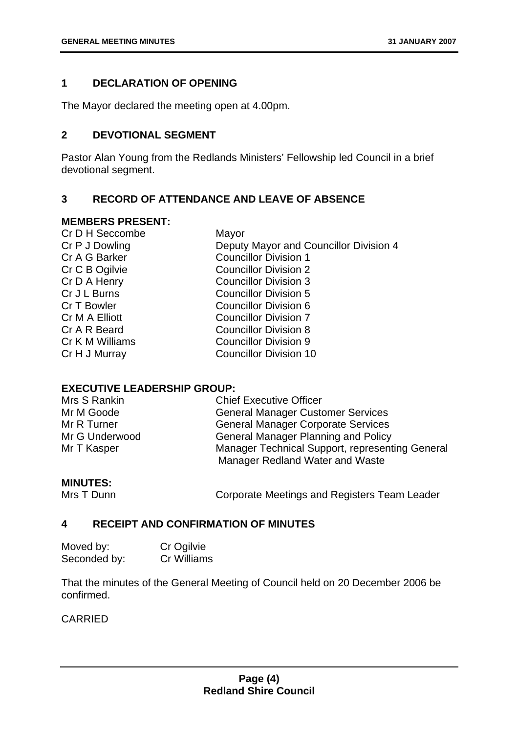## 1 DECLARATION OF OPENING

The Mayor declared the meeting open at 4.00pm.

## 2 DEVOTIONAL SEGMENT

Pastor Alan Young from the Redlands Ministers' Fellowship led Council in a brief devotional segment.

## 3 RECORD OF ATTENDANCE AND LEAVE OF ABSENCE

**MEMBERS PRESENT:**

| | |
|---|---|
| Cr D H Seccombe | Mayor |
| Cr P J Dowling | Deputy Mayor and Councillor Division 4 |
| Cr A G Barker | Councillor Division 1 |
| Cr C B Ogilvie | Councillor Division 2 |
| Cr D A Henry | Councillor Division 3 |
| Cr J L Burns | Councillor Division 5 |
| Cr T Bowler | Councillor Division 6 |
| Cr M A Elliott | Councillor Division 7 |
| Cr A R Beard | Councillor Division 8 |
| Cr K M Williams | Councillor Division 9 |
| Cr H J Murray | Councillor Division 10 |

**EXECUTIVE LEADERSHIP GROUP:**

| | |
|---|---|
| Mrs S Rankin | Chief Executive Officer |
| Mr M Goode | General Manager Customer Services |
| Mr R Turner | General Manager Corporate Services |
| Mr G Underwood | General Manager Planning and Policy |
| Mr T Kasper | Manager Technical Support, representing General Manager Redland Water and Waste |

**MINUTES:**

| | |
|---|---|
| Mrs T Dunn | Corporate Meetings and Registers Team Leader |

## 4 RECEIPT AND CONFIRMATION OF MINUTES

| | |
|---|---|
| Moved by: | Cr Ogilvie |
| Seconded by: | Cr Williams |

That the minutes of the General Meeting of Council held on 20 December 2006 be confirmed.

CARRIED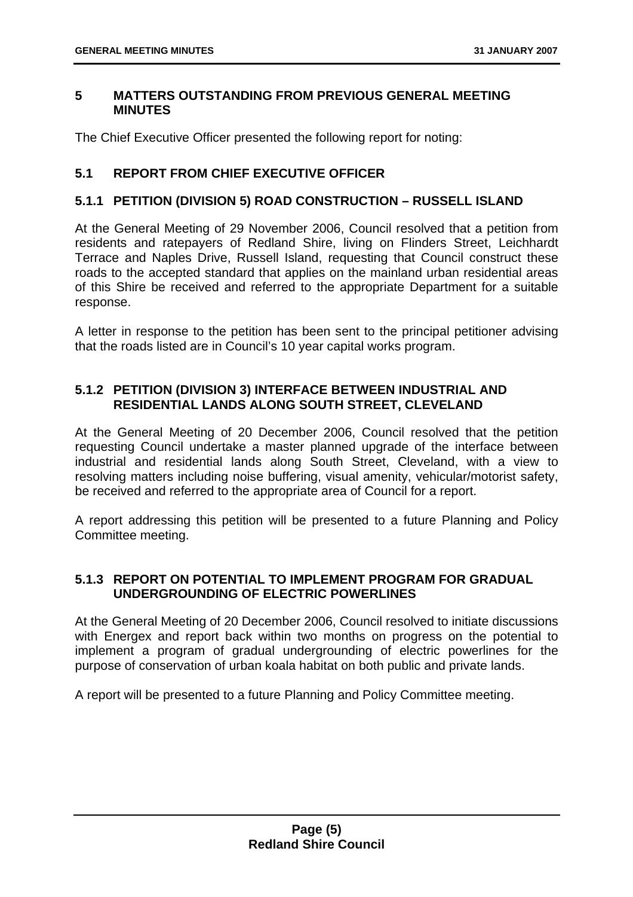## 5 MATTERS OUTSTANDING FROM PREVIOUS GENERAL MEETING MINUTES

The Chief Executive Officer presented the following report for noting:

### 5.1 REPORT FROM CHIEF EXECUTIVE OFFICER

#### 5.1.1 PETITION (DIVISION 5) ROAD CONSTRUCTION – RUSSELL ISLAND

At the General Meeting of 29 November 2006, Council resolved that a petition from residents and ratepayers of Redland Shire, living on Flinders Street, Leichhardt Terrace and Naples Drive, Russell Island, requesting that Council construct these roads to the accepted standard that applies on the mainland urban residential areas of this Shire be received and referred to the appropriate Department for a suitable response.

A letter in response to the petition has been sent to the principal petitioner advising that the roads listed are in Council's 10 year capital works program.

#### 5.1.2 PETITION (DIVISION 3) INTERFACE BETWEEN INDUSTRIAL AND RESIDENTIAL LANDS ALONG SOUTH STREET, CLEVELAND

At the General Meeting of 20 December 2006, Council resolved that the petition requesting Council undertake a master planned upgrade of the interface between industrial and residential lands along South Street, Cleveland, with a view to resolving matters including noise buffering, visual amenity, vehicular/motorist safety, be received and referred to the appropriate area of Council for a report.

A report addressing this petition will be presented to a future Planning and Policy Committee meeting.

#### 5.1.3 REPORT ON POTENTIAL TO IMPLEMENT PROGRAM FOR GRADUAL UNDERGROUNDING OF ELECTRIC POWERLINES

At the General Meeting of 20 December 2006, Council resolved to initiate discussions with Energex and report back within two months on progress on the potential to implement a program of gradual undergrounding of electric powerlines for the purpose of conservation of urban koala habitat on both public and private lands.

A report will be presented to a future Planning and Policy Committee meeting.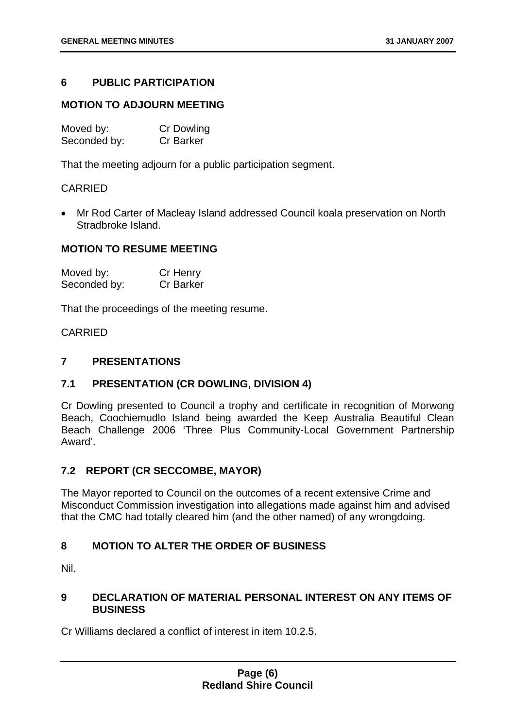## 6 PUBLIC PARTICIPATION

### MOTION TO ADJOURN MEETING

Moved by: Cr Dowling
Seconded by: Cr Barker

That the meeting adjourn for a public participation segment.

CARRIED

- Mr Rod Carter of Macleay Island addressed Council koala preservation on North Stradbroke Island.

### MOTION TO RESUME MEETING

Moved by: Cr Henry
Seconded by: Cr Barker

That the proceedings of the meeting resume.

CARRIED

## 7 PRESENTATIONS

### 7.1 PRESENTATION (CR DOWLING, DIVISION 4)

Cr Dowling presented to Council a trophy and certificate in recognition of Morwong Beach, Coochiemudlo Island being awarded the Keep Australia Beautiful Clean Beach Challenge 2006 'Three Plus Community-Local Government Partnership Award'.

### 7.2 REPORT (CR SECCOMBE, MAYOR)

The Mayor reported to Council on the outcomes of a recent extensive Crime and Misconduct Commission investigation into allegations made against him and advised that the CMC had totally cleared him (and the other named) of any wrongdoing.

## 8 MOTION TO ALTER THE ORDER OF BUSINESS

Nil.

## 9 DECLARATION OF MATERIAL PERSONAL INTEREST ON ANY ITEMS OF BUSINESS

Cr Williams declared a conflict of interest in item 10.2.5.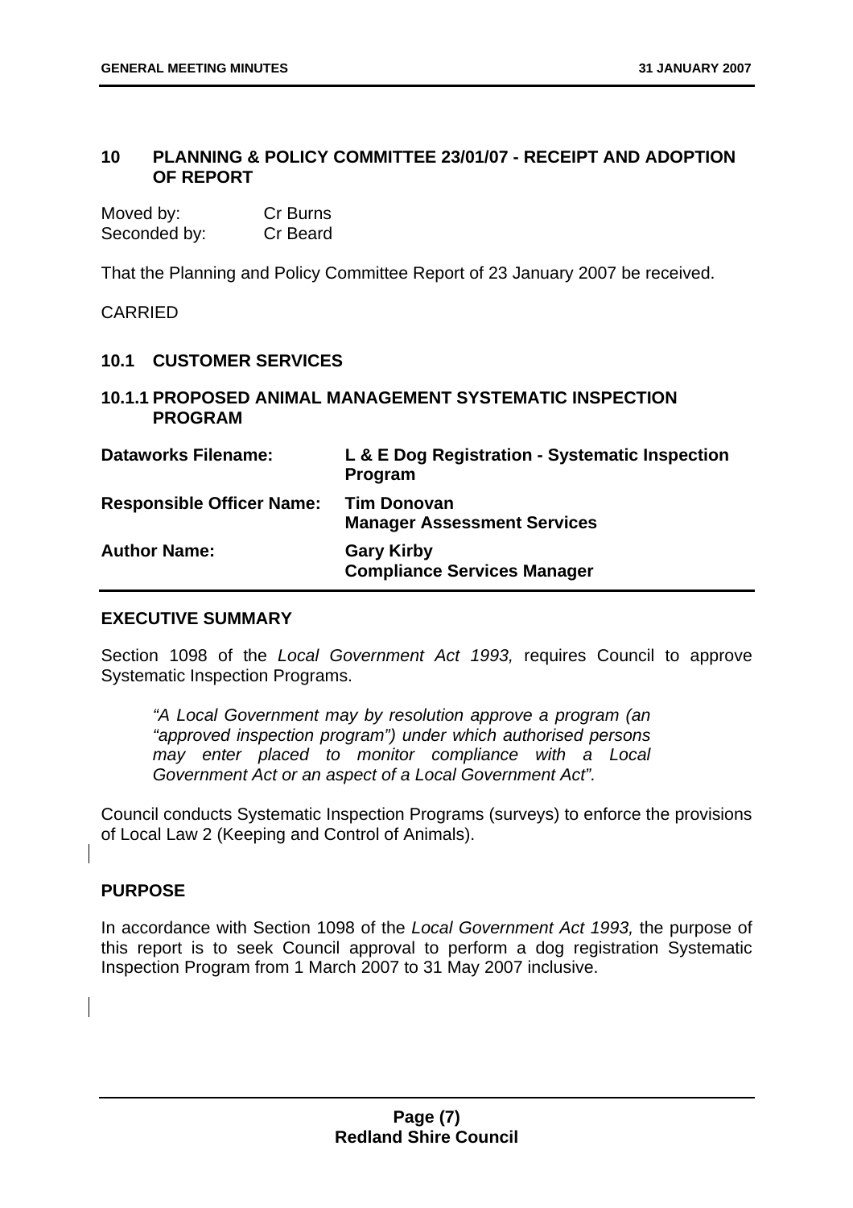## 10 PLANNING & POLICY COMMITTEE 23/01/07 - RECEIPT AND ADOPTION OF REPORT

Moved by: Cr Burns
Seconded by: Cr Beard

That the Planning and Policy Committee Report of 23 January 2007 be received.

CARRIED

## 10.1 CUSTOMER SERVICES

### 10.1.1 PROPOSED ANIMAL MANAGEMENT SYSTEMATIC INSPECTION PROGRAM

| | |
|---|---|
| **Dataworks Filename:** | **L & E Dog Registration - Systematic Inspection Program** |
| **Responsible Officer Name:** | **Tim Donovan**<br>**Manager Assessment Services** |
| **Author Name:** | **Gary Kirby**<br>**Compliance Services Manager** |

#### EXECUTIVE SUMMARY

Section 1098 of the *Local Government Act 1993,* requires Council to approve Systematic Inspection Programs.

> *"A Local Government may by resolution approve a program (an "approved inspection program") under which authorised persons may enter placed to monitor compliance with a Local Government Act or an aspect of a Local Government Act".*

Council conducts Systematic Inspection Programs (surveys) to enforce the provisions of Local Law 2 (Keeping and Control of Animals).

#### PURPOSE

In accordance with Section 1098 of the *Local Government Act 1993,* the purpose of this report is to seek Council approval to perform a dog registration Systematic Inspection Program from 1 March 2007 to 31 May 2007 inclusive.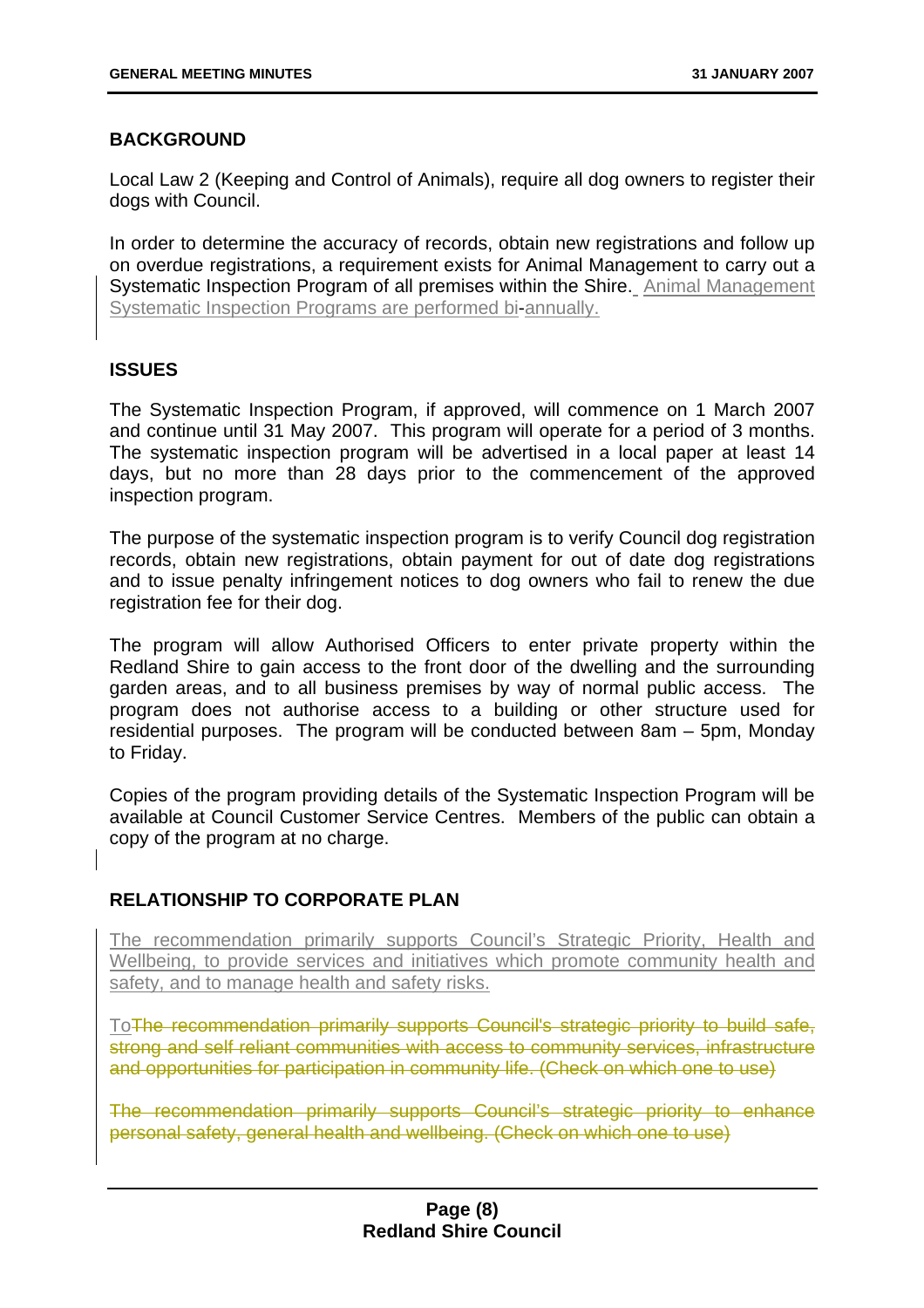## BACKGROUND

Local Law 2 (Keeping and Control of Animals), require all dog owners to register their dogs with Council.

In order to determine the accuracy of records, obtain new registrations and follow up on overdue registrations, a requirement exists for Animal Management to carry out a Systematic Inspection Program of all premises within the Shire. Animal Management Systematic Inspection Programs are performed bi-annually.

## ISSUES

The Systematic Inspection Program, if approved, will commence on 1 March 2007 and continue until 31 May 2007. This program will operate for a period of 3 months. The systematic inspection program will be advertised in a local paper at least 14 days, but no more than 28 days prior to the commencement of the approved inspection program.

The purpose of the systematic inspection program is to verify Council dog registration records, obtain new registrations, obtain payment for out of date dog registrations and to issue penalty infringement notices to dog owners who fail to renew the due registration fee for their dog.

The program will allow Authorised Officers to enter private property within the Redland Shire to gain access to the front door of the dwelling and the surrounding garden areas, and to all business premises by way of normal public access. The program does not authorise access to a building or other structure used for residential purposes. The program will be conducted between 8am – 5pm, Monday to Friday.

Copies of the program providing details of the Systematic Inspection Program will be available at Council Customer Service Centres. Members of the public can obtain a copy of the program at no charge.

## RELATIONSHIP TO CORPORATE PLAN

The recommendation primarily supports Council's Strategic Priority, Health and Wellbeing, to provide services and initiatives which promote community health and safety, and to manage health and safety risks.

To~~The recommendation primarily supports Council's strategic priority to build safe, strong and self reliant communities with access to community services, infrastructure and opportunities for participation in community life. (Check on which one to use)~~

~~The recommendation primarily supports Council's strategic priority to enhance personal safety, general health and wellbeing. (Check on which one to use)~~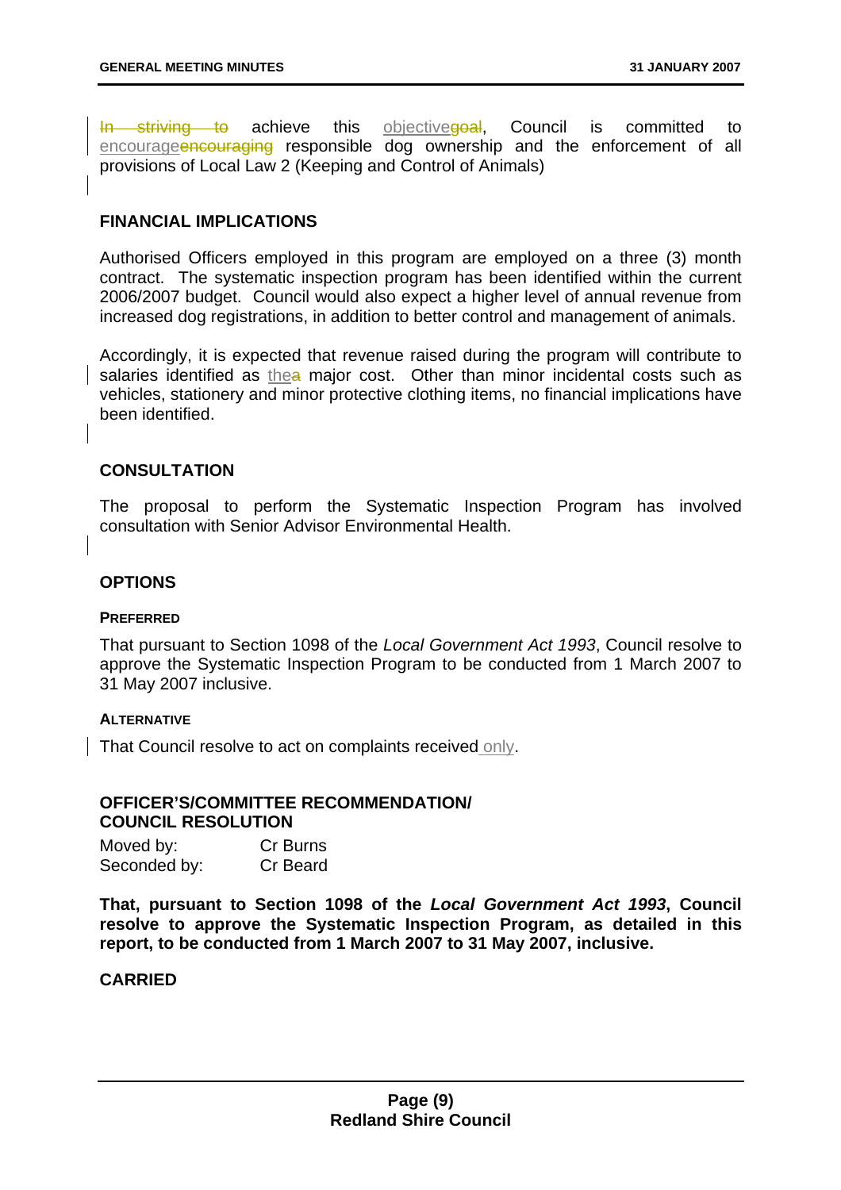~~In striving to~~ achieve this objective~~goal~~, Council is committed to encourage~~encouraging~~ responsible dog ownership and the enforcement of all provisions of Local Law 2 (Keeping and Control of Animals)

## FINANCIAL IMPLICATIONS

Authorised Officers employed in this program are employed on a three (3) month contract. The systematic inspection program has been identified within the current 2006/2007 budget. Council would also expect a higher level of annual revenue from increased dog registrations, in addition to better control and management of animals.

Accordingly, it is expected that revenue raised during the program will contribute to salaries identified as the~~a~~ major cost. Other than minor incidental costs such as vehicles, stationery and minor protective clothing items, no financial implications have been identified.

## CONSULTATION

The proposal to perform the Systematic Inspection Program has involved consultation with Senior Advisor Environmental Health.

## OPTIONS

### PREFERRED

That pursuant to Section 1098 of the *Local Government Act 1993*, Council resolve to approve the Systematic Inspection Program to be conducted from 1 March 2007 to 31 May 2007 inclusive.

### ALTERNATIVE

That Council resolve to act on complaints received only.

## OFFICER'S/COMMITTEE RECOMMENDATION/ COUNCIL RESOLUTION

Moved by: Cr Burns
Seconded by: Cr Beard

**That, pursuant to Section 1098 of the *Local Government Act 1993*, Council resolve to approve the Systematic Inspection Program, as detailed in this report, to be conducted from 1 March 2007 to 31 May 2007, inclusive.**

**CARRIED**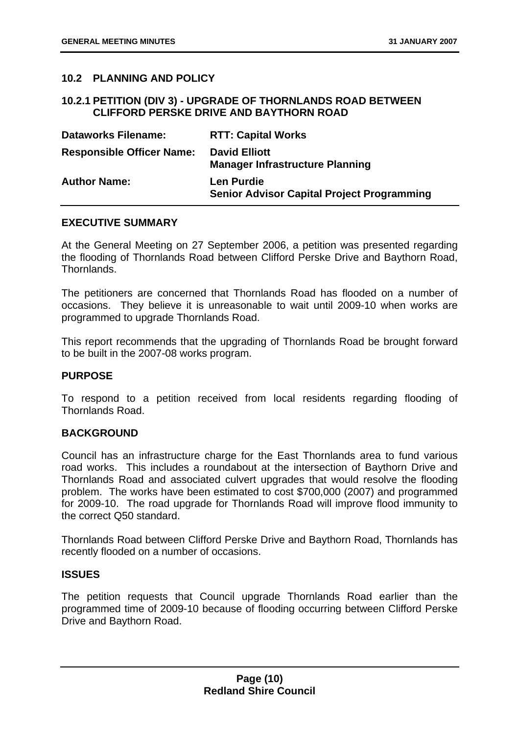## 10.2 PLANNING AND POLICY

### 10.2.1 PETITION (DIV 3) - UPGRADE OF THORNLANDS ROAD BETWEEN CLIFFORD PERSKE DRIVE AND BAYTHORN ROAD

| | |
|---|---|
| **Dataworks Filename:** | **RTT: Capital Works** |
| **Responsible Officer Name:** | **David Elliott**<br>**Manager Infrastructure Planning** |
| **Author Name:** | **Len Purdie**<br>**Senior Advisor Capital Project Programming** |

**EXECUTIVE SUMMARY**

At the General Meeting on 27 September 2006, a petition was presented regarding the flooding of Thornlands Road between Clifford Perske Drive and Baythorn Road, Thornlands.

The petitioners are concerned that Thornlands Road has flooded on a number of occasions. They believe it is unreasonable to wait until 2009-10 when works are programmed to upgrade Thornlands Road.

This report recommends that the upgrading of Thornlands Road be brought forward to be built in the 2007-08 works program.

**PURPOSE**

To respond to a petition received from local residents regarding flooding of Thornlands Road.

**BACKGROUND**

Council has an infrastructure charge for the East Thornlands area to fund various road works. This includes a roundabout at the intersection of Baythorn Drive and Thornlands Road and associated culvert upgrades that would resolve the flooding problem. The works have been estimated to cost $700,000 (2007) and programmed for 2009-10. The road upgrade for Thornlands Road will improve flood immunity to the correct Q50 standard.

Thornlands Road between Clifford Perske Drive and Baythorn Road, Thornlands has recently flooded on a number of occasions.

**ISSUES**

The petition requests that Council upgrade Thornlands Road earlier than the programmed time of 2009-10 because of flooding occurring between Clifford Perske Drive and Baythorn Road.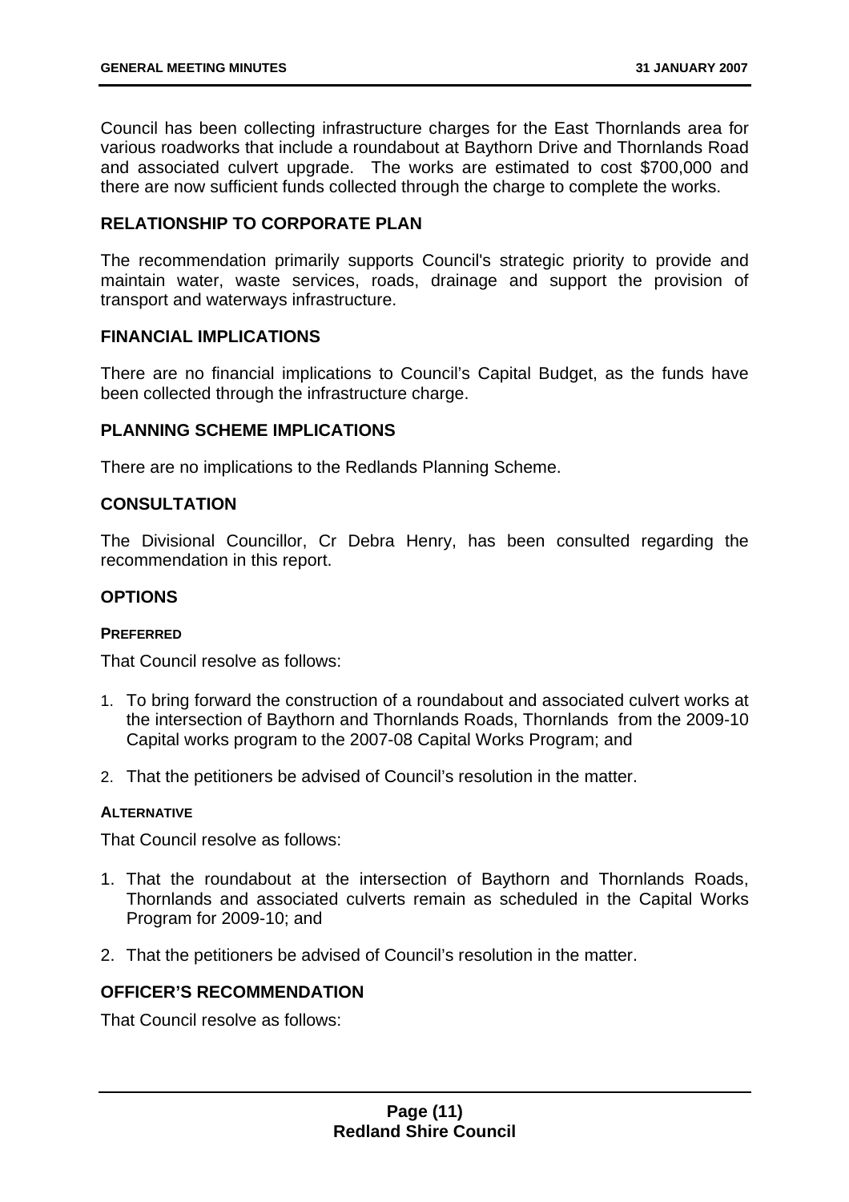Council has been collecting infrastructure charges for the East Thornlands area for various roadworks that include a roundabout at Baythorn Drive and Thornlands Road and associated culvert upgrade. The works are estimated to cost $700,000 and there are now sufficient funds collected through the charge to complete the works.

## RELATIONSHIP TO CORPORATE PLAN

The recommendation primarily supports Council's strategic priority to provide and maintain water, waste services, roads, drainage and support the provision of transport and waterways infrastructure.

## FINANCIAL IMPLICATIONS

There are no financial implications to Council's Capital Budget, as the funds have been collected through the infrastructure charge.

## PLANNING SCHEME IMPLICATIONS

There are no implications to the Redlands Planning Scheme.

## CONSULTATION

The Divisional Councillor, Cr Debra Henry, has been consulted regarding the recommendation in this report.

## OPTIONS

### PREFERRED

That Council resolve as follows:

1. To bring forward the construction of a roundabout and associated culvert works at the intersection of Baythorn and Thornlands Roads, Thornlands from the 2009-10 Capital works program to the 2007-08 Capital Works Program; and
2. That the petitioners be advised of Council's resolution in the matter.

### ALTERNATIVE

That Council resolve as follows:

1. That the roundabout at the intersection of Baythorn and Thornlands Roads, Thornlands and associated culverts remain as scheduled in the Capital Works Program for 2009-10; and
2. That the petitioners be advised of Council's resolution in the matter.

## OFFICER'S RECOMMENDATION

That Council resolve as follows: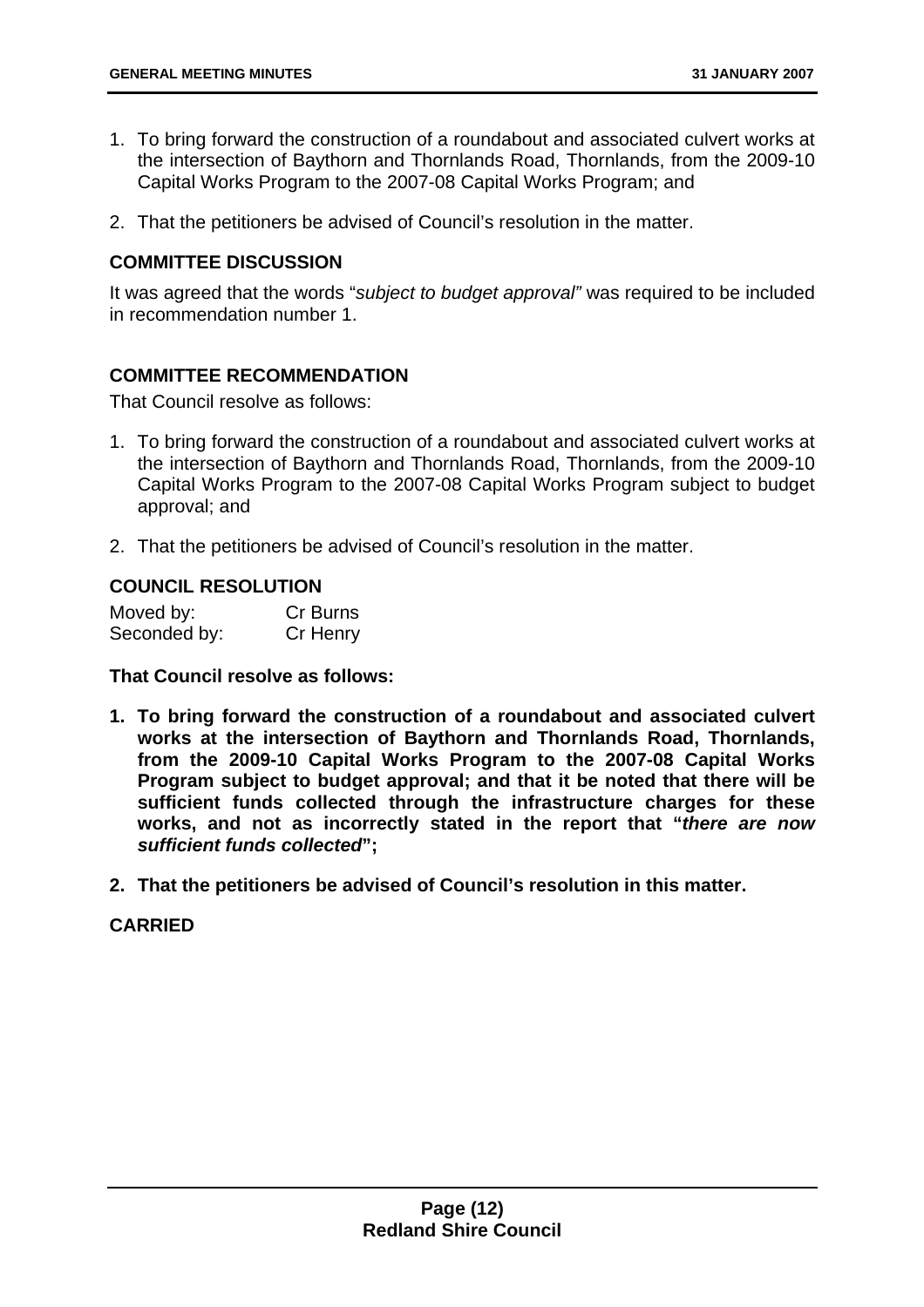1. To bring forward the construction of a roundabout and associated culvert works at the intersection of Baythorn and Thornlands Road, Thornlands, from the 2009-10 Capital Works Program to the 2007-08 Capital Works Program; and

2. That the petitioners be advised of Council's resolution in the matter.

### COMMITTEE DISCUSSION

It was agreed that the words "*subject to budget approval"* was required to be included in recommendation number 1.

### COMMITTEE RECOMMENDATION

That Council resolve as follows:

1. To bring forward the construction of a roundabout and associated culvert works at the intersection of Baythorn and Thornlands Road, Thornlands, from the 2009-10 Capital Works Program to the 2007-08 Capital Works Program subject to budget approval; and

2. That the petitioners be advised of Council's resolution in the matter.

### COUNCIL RESOLUTION

| Moved by: | Cr Burns |
|---|---|
| Seconded by: | Cr Henry |

**That Council resolve as follows:**

1. **To bring forward the construction of a roundabout and associated culvert works at the intersection of Baythorn and Thornlands Road, Thornlands, from the 2009-10 Capital Works Program to the 2007-08 Capital Works Program subject to budget approval; and that it be noted that there will be sufficient funds collected through the infrastructure charges for these works, and not as incorrectly stated in the report that "*there are now sufficient funds collected*";**

2. **That the petitioners be advised of Council's resolution in this matter.**

**CARRIED**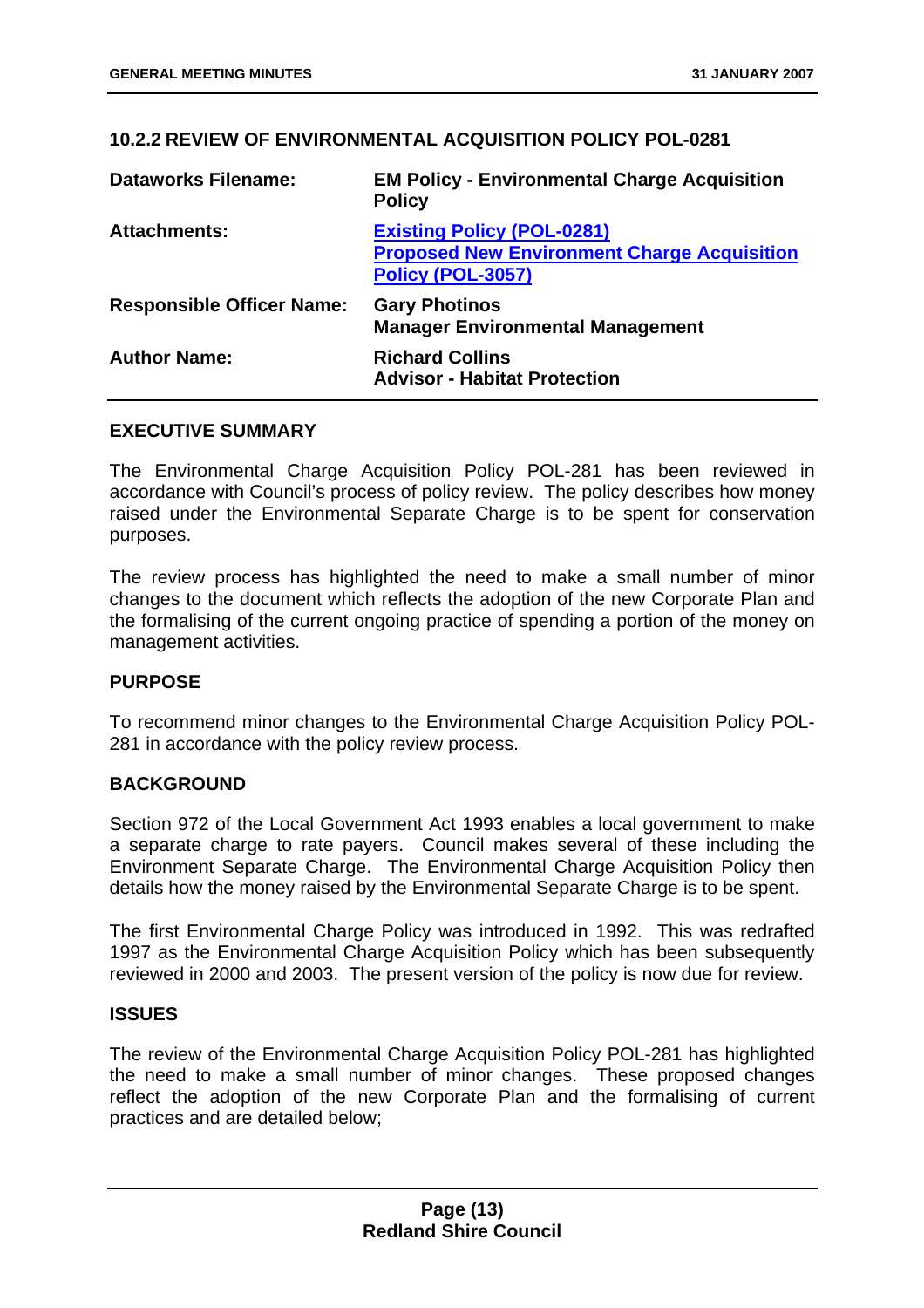## 10.2.2 REVIEW OF ENVIRONMENTAL ACQUISITION POLICY POL-0281

| | |
|---|---|
| **Dataworks Filename:** | **EM Policy - Environmental Charge Acquisition Policy** |
| **Attachments:** | **Existing Policy (POL-0281)**<br>**Proposed New Environment Charge Acquisition Policy (POL-3057)** |
| **Responsible Officer Name:** | **Gary Photinos**<br>**Manager Environmental Management** |
| **Author Name:** | **Richard Collins**<br>**Advisor - Habitat Protection** |

### EXECUTIVE SUMMARY

The Environmental Charge Acquisition Policy POL-281 has been reviewed in accordance with Council's process of policy review. The policy describes how money raised under the Environmental Separate Charge is to be spent for conservation purposes.

The review process has highlighted the need to make a small number of minor changes to the document which reflects the adoption of the new Corporate Plan and the formalising of the current ongoing practice of spending a portion of the money on management activities.

### PURPOSE

To recommend minor changes to the Environmental Charge Acquisition Policy POL-281 in accordance with the policy review process.

### BACKGROUND

Section 972 of the Local Government Act 1993 enables a local government to make a separate charge to rate payers. Council makes several of these including the Environment Separate Charge. The Environmental Charge Acquisition Policy then details how the money raised by the Environmental Separate Charge is to be spent.

The first Environmental Charge Policy was introduced in 1992. This was redrafted 1997 as the Environmental Charge Acquisition Policy which has been subsequently reviewed in 2000 and 2003. The present version of the policy is now due for review.

### ISSUES

The review of the Environmental Charge Acquisition Policy POL-281 has highlighted the need to make a small number of minor changes. These proposed changes reflect the adoption of the new Corporate Plan and the formalising of current practices and are detailed below;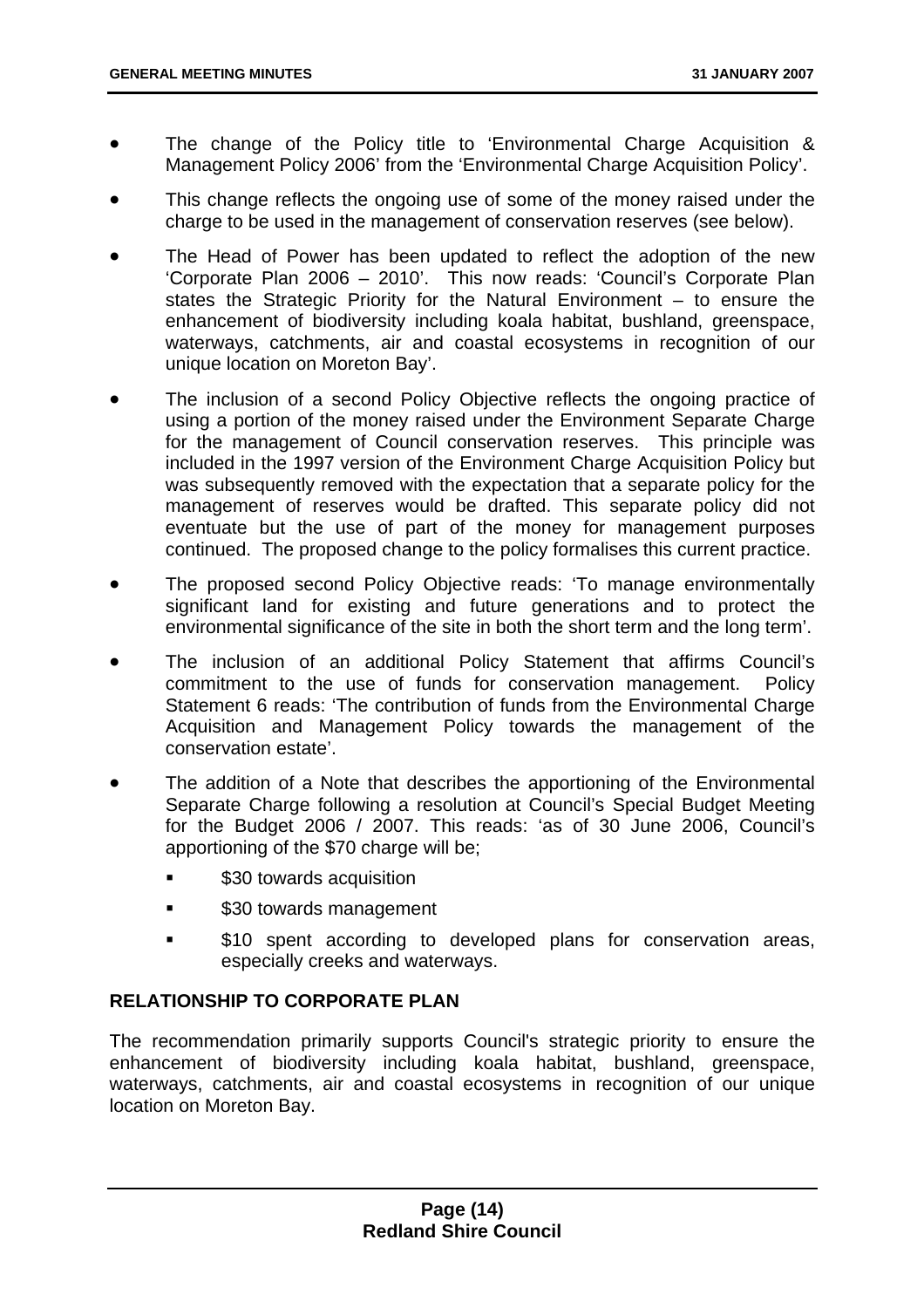- The change of the Policy title to 'Environmental Charge Acquisition & Management Policy 2006' from the 'Environmental Charge Acquisition Policy'.
- This change reflects the ongoing use of some of the money raised under the charge to be used in the management of conservation reserves (see below).
- The Head of Power has been updated to reflect the adoption of the new 'Corporate Plan 2006 – 2010'. This now reads: 'Council's Corporate Plan states the Strategic Priority for the Natural Environment – to ensure the enhancement of biodiversity including koala habitat, bushland, greenspace, waterways, catchments, air and coastal ecosystems in recognition of our unique location on Moreton Bay'.
- The inclusion of a second Policy Objective reflects the ongoing practice of using a portion of the money raised under the Environment Separate Charge for the management of Council conservation reserves. This principle was included in the 1997 version of the Environment Charge Acquisition Policy but was subsequently removed with the expectation that a separate policy for the management of reserves would be drafted. This separate policy did not eventuate but the use of part of the money for management purposes continued. The proposed change to the policy formalises this current practice.
- The proposed second Policy Objective reads: 'To manage environmentally significant land for existing and future generations and to protect the environmental significance of the site in both the short term and the long term'.
- The inclusion of an additional Policy Statement that affirms Council's commitment to the use of funds for conservation management. Policy Statement 6 reads: 'The contribution of funds from the Environmental Charge Acquisition and Management Policy towards the management of the conservation estate'.
- The addition of a Note that describes the apportioning of the Environmental Separate Charge following a resolution at Council's Special Budget Meeting for the Budget 2006 / 2007. This reads: 'as of 30 June 2006, Council's apportioning of the $70 charge will be;
    - $30 towards acquisition
    - $30 towards management
    - $10 spent according to developed plans for conservation areas, especially creeks and waterways.

**RELATIONSHIP TO CORPORATE PLAN**

The recommendation primarily supports Council's strategic priority to ensure the enhancement of biodiversity including koala habitat, bushland, greenspace, waterways, catchments, air and coastal ecosystems in recognition of our unique location on Moreton Bay.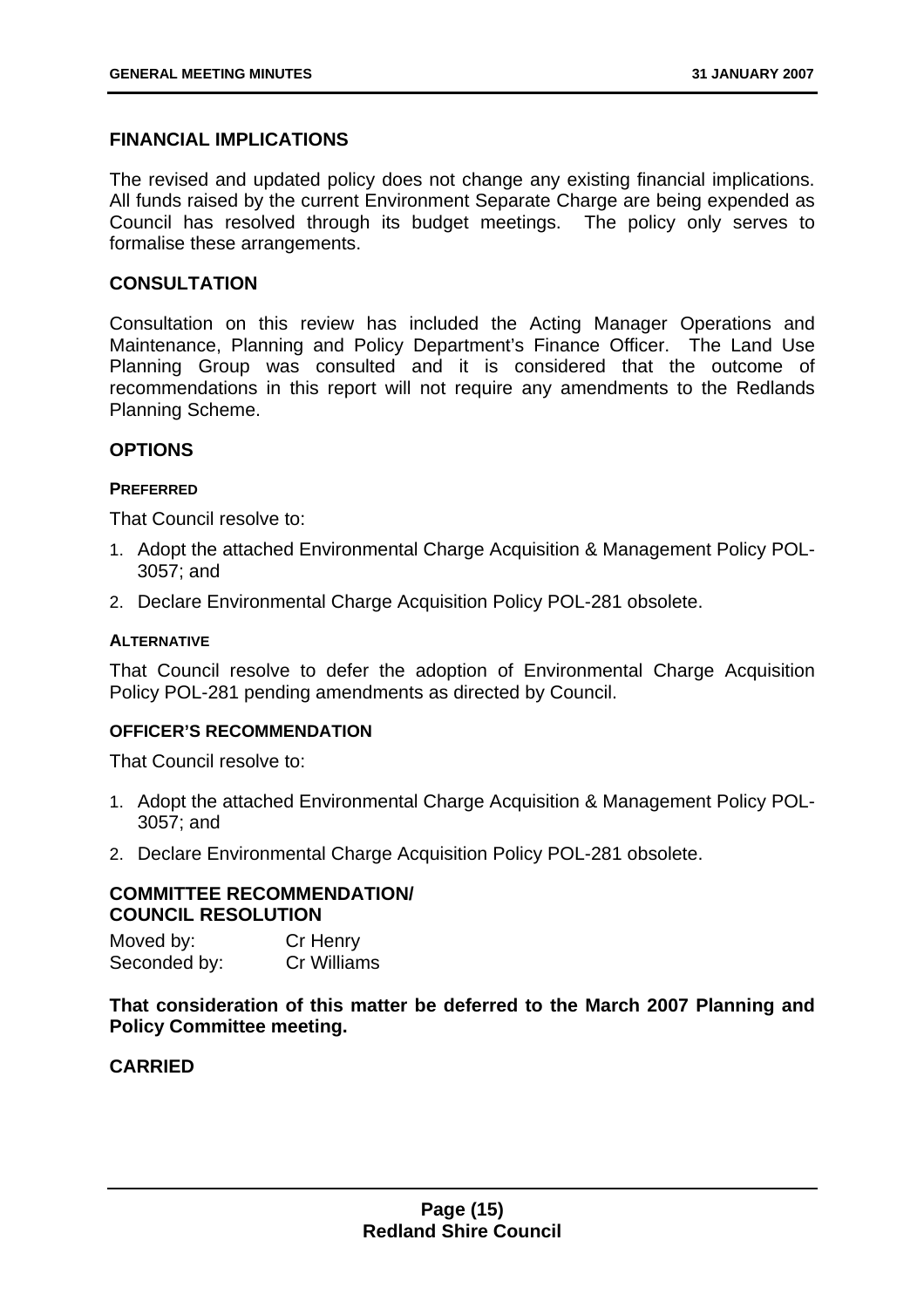## FINANCIAL IMPLICATIONS

The revised and updated policy does not change any existing financial implications. All funds raised by the current Environment Separate Charge are being expended as Council has resolved through its budget meetings. The policy only serves to formalise these arrangements.

## CONSULTATION

Consultation on this review has included the Acting Manager Operations and Maintenance, Planning and Policy Department's Finance Officer. The Land Use Planning Group was consulted and it is considered that the outcome of recommendations in this report will not require any amendments to the Redlands Planning Scheme.

## OPTIONS

#### PREFERRED

That Council resolve to:

1. Adopt the attached Environmental Charge Acquisition & Management Policy POL-3057; and
2. Declare Environmental Charge Acquisition Policy POL-281 obsolete.

#### ALTERNATIVE

That Council resolve to defer the adoption of Environmental Charge Acquisition Policy POL-281 pending amendments as directed by Council.

#### OFFICER'S RECOMMENDATION

That Council resolve to:

1. Adopt the attached Environmental Charge Acquisition & Management Policy POL-3057; and
2. Declare Environmental Charge Acquisition Policy POL-281 obsolete.

#### COMMITTEE RECOMMENDATION/ COUNCIL RESOLUTION

Moved by: Cr Henry
Seconded by: Cr Williams

**That consideration of this matter be deferred to the March 2007 Planning and Policy Committee meeting.**

**CARRIED**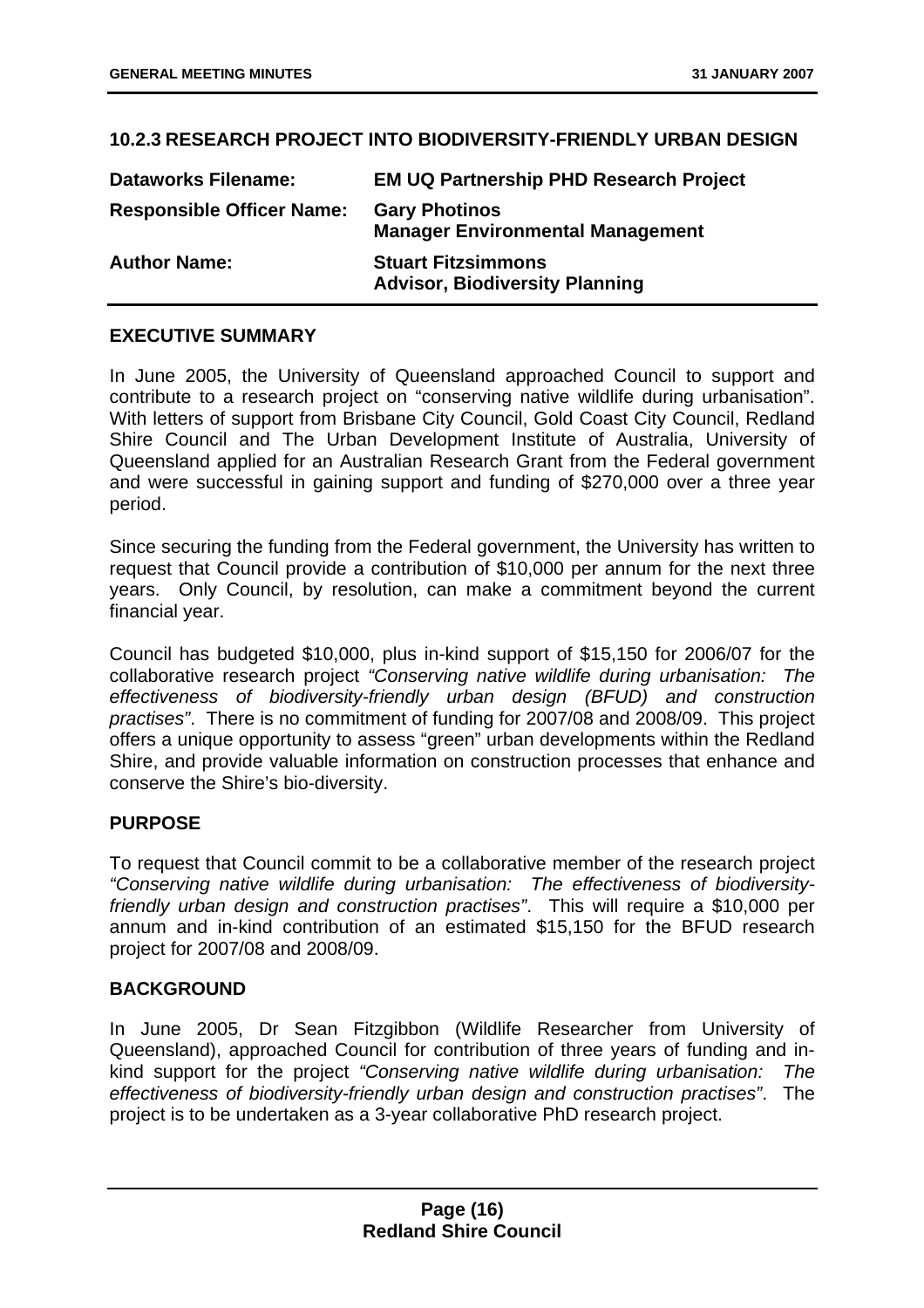## 10.2.3 RESEARCH PROJECT INTO BIODIVERSITY-FRIENDLY URBAN DESIGN

| | |
|---|---|
| **Dataworks Filename:** | **EM UQ Partnership PHD Research Project** |
| **Responsible Officer Name:** | **Gary Photinos**<br>**Manager Environmental Management** |
| **Author Name:** | **Stuart Fitzsimmons**<br>**Advisor, Biodiversity Planning** |

### EXECUTIVE SUMMARY

In June 2005, the University of Queensland approached Council to support and contribute to a research project on "conserving native wildlife during urbanisation". With letters of support from Brisbane City Council, Gold Coast City Council, Redland Shire Council and The Urban Development Institute of Australia, University of Queensland applied for an Australian Research Grant from the Federal government and were successful in gaining support and funding of $270,000 over a three year period.

Since securing the funding from the Federal government, the University has written to request that Council provide a contribution of $10,000 per annum for the next three years. Only Council, by resolution, can make a commitment beyond the current financial year.

Council has budgeted $10,000, plus in-kind support of $15,150 for 2006/07 for the collaborative research project *"Conserving native wildlife during urbanisation: The effectiveness of biodiversity-friendly urban design (BFUD) and construction practises"*. There is no commitment of funding for 2007/08 and 2008/09. This project offers a unique opportunity to assess "green" urban developments within the Redland Shire, and provide valuable information on construction processes that enhance and conserve the Shire's bio-diversity.

### PURPOSE

To request that Council commit to be a collaborative member of the research project *"Conserving native wildlife during urbanisation: The effectiveness of biodiversity-friendly urban design and construction practises"*. This will require a $10,000 per annum and in-kind contribution of an estimated $15,150 for the BFUD research project for 2007/08 and 2008/09.

### BACKGROUND

In June 2005, Dr Sean Fitzgibbon (Wildlife Researcher from University of Queensland), approached Council for contribution of three years of funding and in-kind support for the project *"Conserving native wildlife during urbanisation: The effectiveness of biodiversity-friendly urban design and construction practises"*. The project is to be undertaken as a 3-year collaborative PhD research project.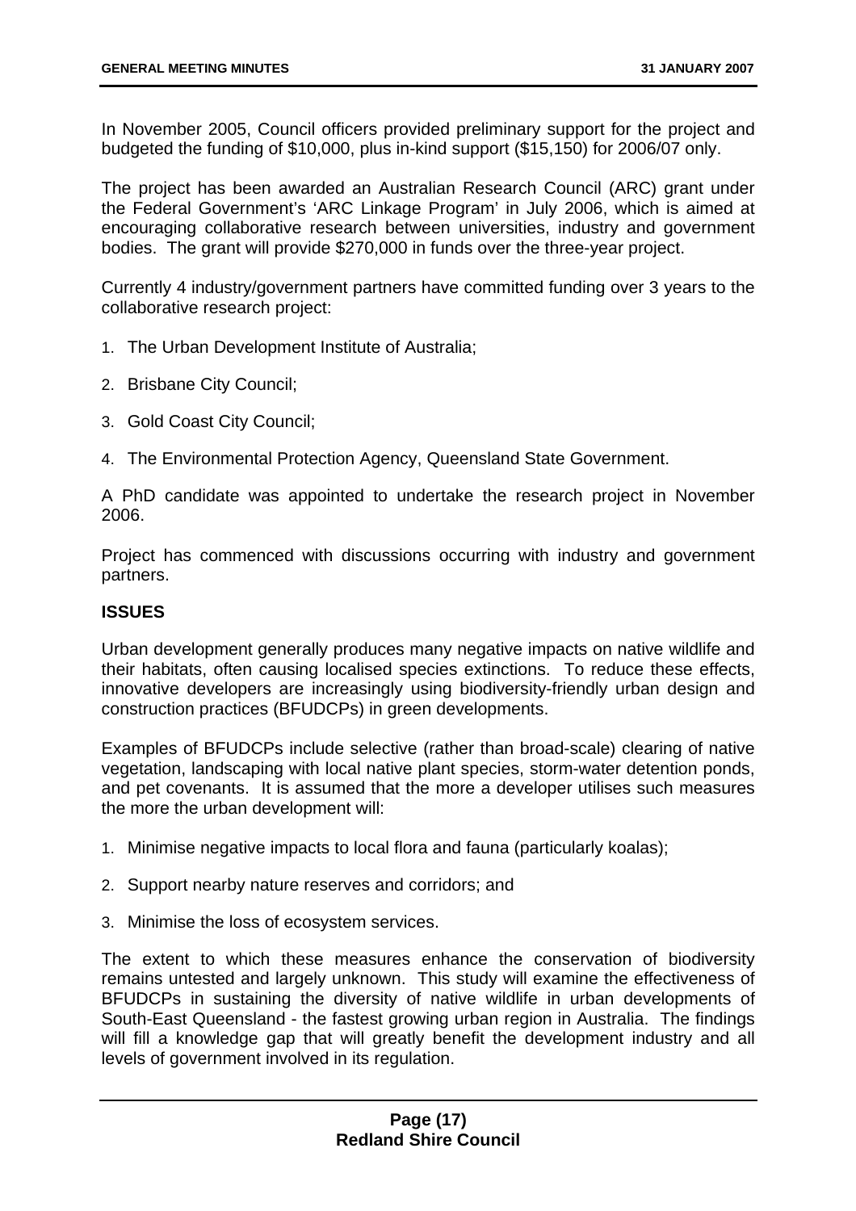In November 2005, Council officers provided preliminary support for the project and budgeted the funding of $10,000, plus in-kind support ($15,150) for 2006/07 only.

The project has been awarded an Australian Research Council (ARC) grant under the Federal Government's 'ARC Linkage Program' in July 2006, which is aimed at encouraging collaborative research between universities, industry and government bodies. The grant will provide $270,000 in funds over the three-year project.

Currently 4 industry/government partners have committed funding over 3 years to the collaborative research project:

1. The Urban Development Institute of Australia;
2. Brisbane City Council;
3. Gold Coast City Council;
4. The Environmental Protection Agency, Queensland State Government.

A PhD candidate was appointed to undertake the research project in November 2006.

Project has commenced with discussions occurring with industry and government partners.

## ISSUES

Urban development generally produces many negative impacts on native wildlife and their habitats, often causing localised species extinctions. To reduce these effects, innovative developers are increasingly using biodiversity-friendly urban design and construction practices (BFUDCPs) in green developments.

Examples of BFUDCPs include selective (rather than broad-scale) clearing of native vegetation, landscaping with local native plant species, storm-water detention ponds, and pet covenants. It is assumed that the more a developer utilises such measures the more the urban development will:

1. Minimise negative impacts to local flora and fauna (particularly koalas);
2. Support nearby nature reserves and corridors; and
3. Minimise the loss of ecosystem services.

The extent to which these measures enhance the conservation of biodiversity remains untested and largely unknown. This study will examine the effectiveness of BFUDCPs in sustaining the diversity of native wildlife in urban developments of South-East Queensland - the fastest growing urban region in Australia. The findings will fill a knowledge gap that will greatly benefit the development industry and all levels of government involved in its regulation.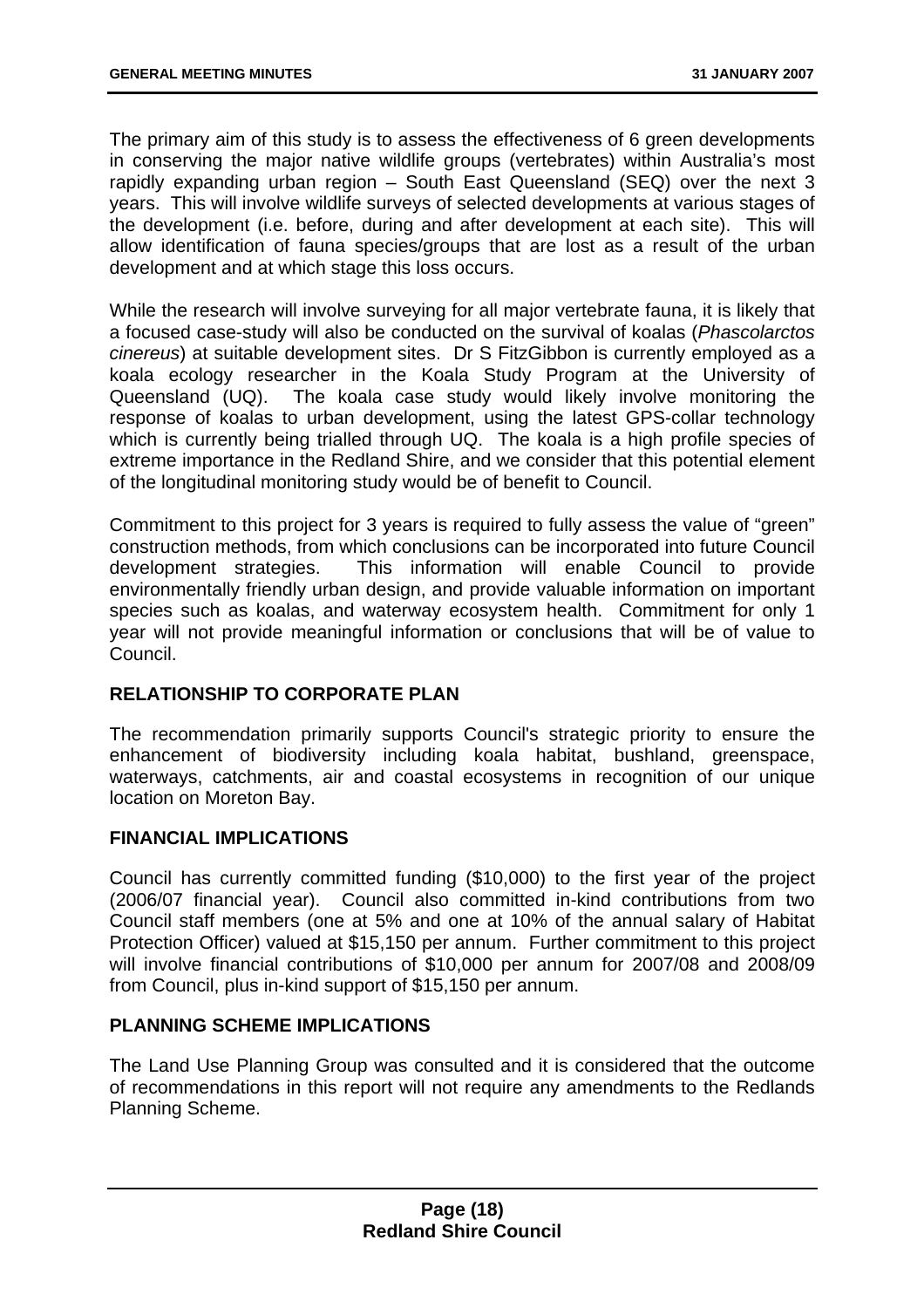The primary aim of this study is to assess the effectiveness of 6 green developments in conserving the major native wildlife groups (vertebrates) within Australia's most rapidly expanding urban region – South East Queensland (SEQ) over the next 3 years. This will involve wildlife surveys of selected developments at various stages of the development (i.e. before, during and after development at each site). This will allow identification of fauna species/groups that are lost as a result of the urban development and at which stage this loss occurs.

While the research will involve surveying for all major vertebrate fauna, it is likely that a focused case-study will also be conducted on the survival of koalas (*Phascolarctos cinereus*) at suitable development sites. Dr S FitzGibbon is currently employed as a koala ecology researcher in the Koala Study Program at the University of Queensland (UQ). The koala case study would likely involve monitoring the response of koalas to urban development, using the latest GPS-collar technology which is currently being trialled through UQ. The koala is a high profile species of extreme importance in the Redland Shire, and we consider that this potential element of the longitudinal monitoring study would be of benefit to Council.

Commitment to this project for 3 years is required to fully assess the value of "green" construction methods, from which conclusions can be incorporated into future Council development strategies. This information will enable Council to provide environmentally friendly urban design, and provide valuable information on important species such as koalas, and waterway ecosystem health. Commitment for only 1 year will not provide meaningful information or conclusions that will be of value to Council.

## RELATIONSHIP TO CORPORATE PLAN

The recommendation primarily supports Council's strategic priority to ensure the enhancement of biodiversity including koala habitat, bushland, greenspace, waterways, catchments, air and coastal ecosystems in recognition of our unique location on Moreton Bay.

## FINANCIAL IMPLICATIONS

Council has currently committed funding ($10,000) to the first year of the project (2006/07 financial year). Council also committed in-kind contributions from two Council staff members (one at 5% and one at 10% of the annual salary of Habitat Protection Officer) valued at $15,150 per annum. Further commitment to this project will involve financial contributions of $10,000 per annum for 2007/08 and 2008/09 from Council, plus in-kind support of $15,150 per annum.

## PLANNING SCHEME IMPLICATIONS

The Land Use Planning Group was consulted and it is considered that the outcome of recommendations in this report will not require any amendments to the Redlands Planning Scheme.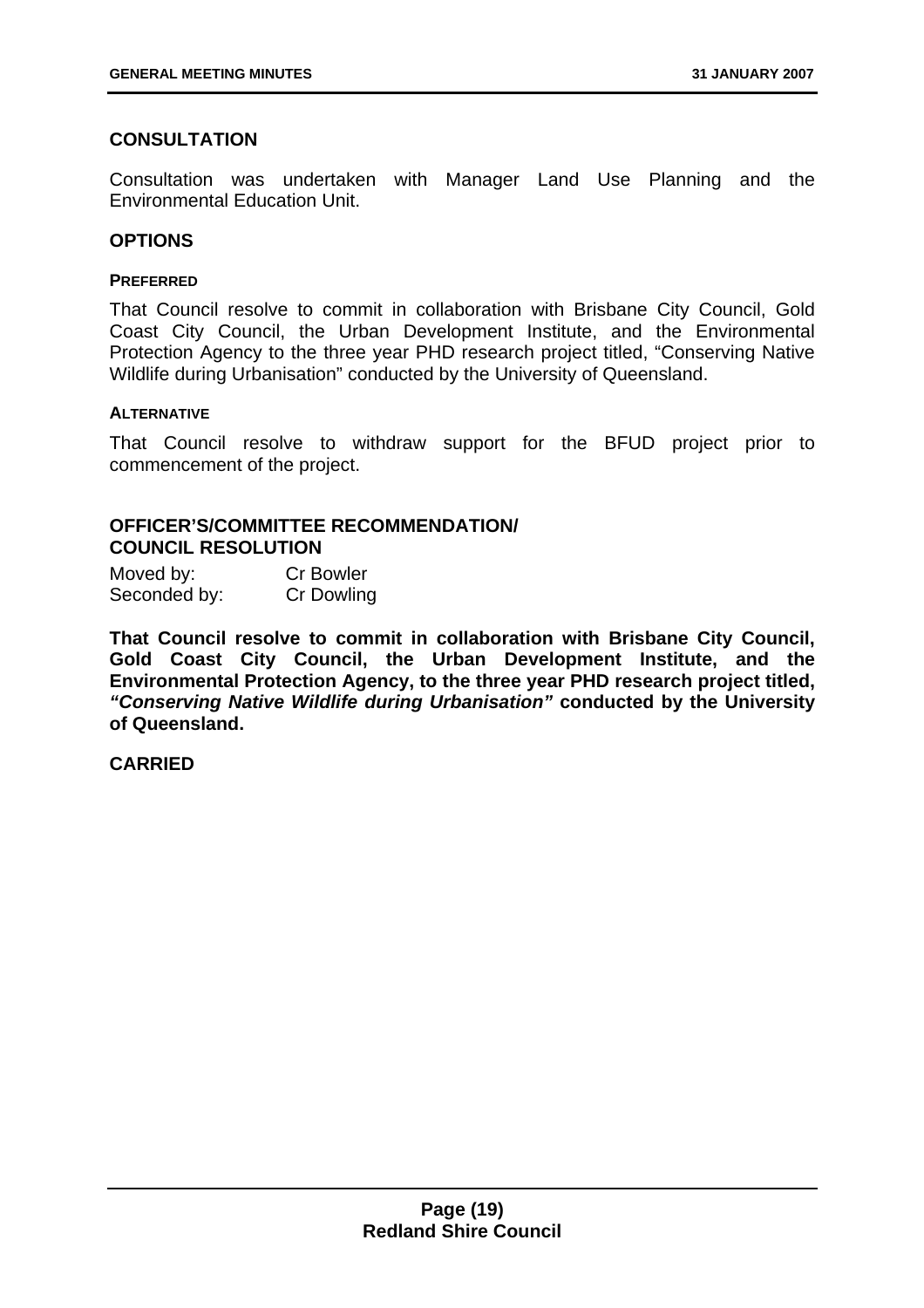## CONSULTATION

Consultation was undertaken with Manager Land Use Planning and the Environmental Education Unit.

## OPTIONS

### PREFERRED

That Council resolve to commit in collaboration with Brisbane City Council, Gold Coast City Council, the Urban Development Institute, and the Environmental Protection Agency to the three year PHD research project titled, "Conserving Native Wildlife during Urbanisation" conducted by the University of Queensland.

### ALTERNATIVE

That Council resolve to withdraw support for the BFUD project prior to commencement of the project.

## OFFICER'S/COMMITTEE RECOMMENDATION/ COUNCIL RESOLUTION

Moved by: Cr Bowler
Seconded by: Cr Dowling

**That Council resolve to commit in collaboration with Brisbane City Council, Gold Coast City Council, the Urban Development Institute, and the Environmental Protection Agency, to the three year PHD research project titled, *"Conserving Native Wildlife during Urbanisation"* conducted by the University of Queensland.**

**CARRIED**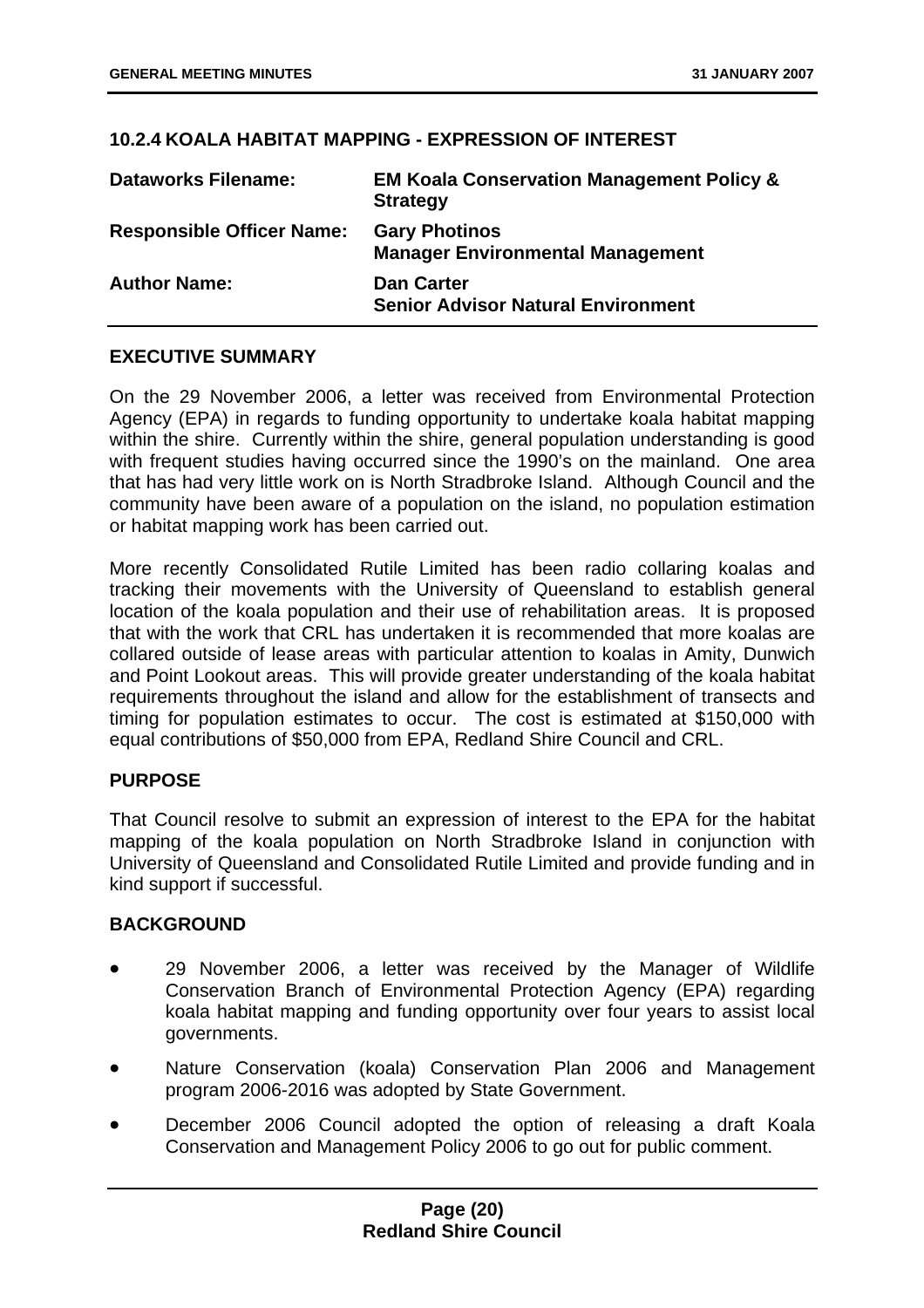## 10.2.4 KOALA HABITAT MAPPING - EXPRESSION OF INTEREST

| | |
|---|---|
| **Dataworks Filename:** | **EM Koala Conservation Management Policy & Strategy** |
| **Responsible Officer Name:** | **Gary Photinos**<br>**Manager Environmental Management** |
| **Author Name:** | **Dan Carter**<br>**Senior Advisor Natural Environment** |

### EXECUTIVE SUMMARY

On the 29 November 2006, a letter was received from Environmental Protection Agency (EPA) in regards to funding opportunity to undertake koala habitat mapping within the shire. Currently within the shire, general population understanding is good with frequent studies having occurred since the 1990's on the mainland. One area that has had very little work on is North Stradbroke Island. Although Council and the community have been aware of a population on the island, no population estimation or habitat mapping work has been carried out.

More recently Consolidated Rutile Limited has been radio collaring koalas and tracking their movements with the University of Queensland to establish general location of the koala population and their use of rehabilitation areas. It is proposed that with the work that CRL has undertaken it is recommended that more koalas are collared outside of lease areas with particular attention to koalas in Amity, Dunwich and Point Lookout areas. This will provide greater understanding of the koala habitat requirements throughout the island and allow for the establishment of transects and timing for population estimates to occur. The cost is estimated at $150,000 with equal contributions of $50,000 from EPA, Redland Shire Council and CRL.

### PURPOSE

That Council resolve to submit an expression of interest to the EPA for the habitat mapping of the koala population on North Stradbroke Island in conjunction with University of Queensland and Consolidated Rutile Limited and provide funding and in kind support if successful.

### BACKGROUND

- 29 November 2006, a letter was received by the Manager of Wildlife Conservation Branch of Environmental Protection Agency (EPA) regarding koala habitat mapping and funding opportunity over four years to assist local governments.
- Nature Conservation (koala) Conservation Plan 2006 and Management program 2006-2016 was adopted by State Government.
- December 2006 Council adopted the option of releasing a draft Koala Conservation and Management Policy 2006 to go out for public comment.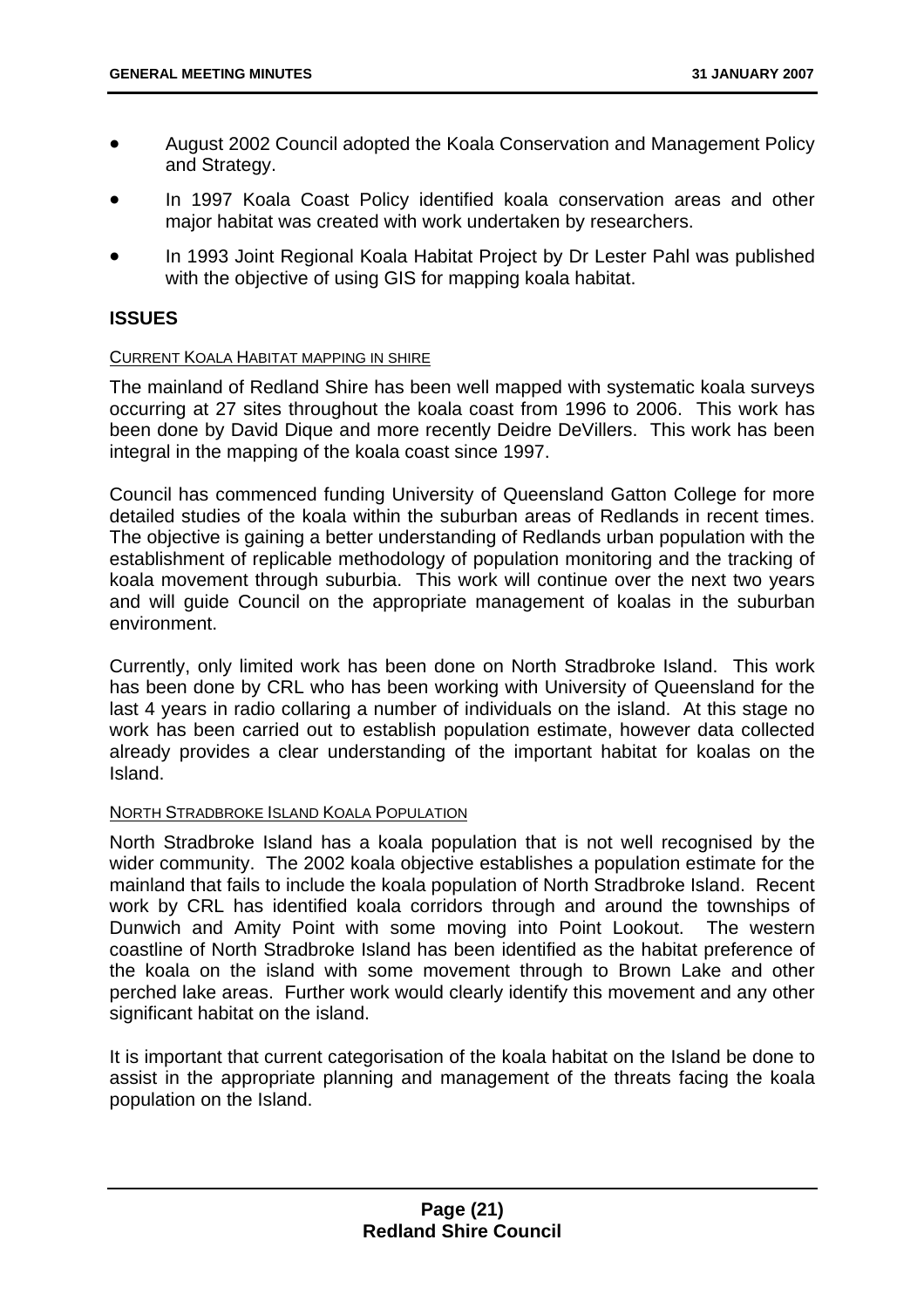- August 2002 Council adopted the Koala Conservation and Management Policy and Strategy.
- In 1997 Koala Coast Policy identified koala conservation areas and other major habitat was created with work undertaken by researchers.
- In 1993 Joint Regional Koala Habitat Project by Dr Lester Pahl was published with the objective of using GIS for mapping koala habitat.

## ISSUES

### CURRENT KOALA HABITAT MAPPING IN SHIRE

The mainland of Redland Shire has been well mapped with systematic koala surveys occurring at 27 sites throughout the koala coast from 1996 to 2006. This work has been done by David Dique and more recently Deidre DeVillers. This work has been integral in the mapping of the koala coast since 1997.

Council has commenced funding University of Queensland Gatton College for more detailed studies of the koala within the suburban areas of Redlands in recent times. The objective is gaining a better understanding of Redlands urban population with the establishment of replicable methodology of population monitoring and the tracking of koala movement through suburbia. This work will continue over the next two years and will guide Council on the appropriate management of koalas in the suburban environment.

Currently, only limited work has been done on North Stradbroke Island. This work has been done by CRL who has been working with University of Queensland for the last 4 years in radio collaring a number of individuals on the island. At this stage no work has been carried out to establish population estimate, however data collected already provides a clear understanding of the important habitat for koalas on the Island.

### NORTH STRADBROKE ISLAND KOALA POPULATION

North Stradbroke Island has a koala population that is not well recognised by the wider community. The 2002 koala objective establishes a population estimate for the mainland that fails to include the koala population of North Stradbroke Island. Recent work by CRL has identified koala corridors through and around the townships of Dunwich and Amity Point with some moving into Point Lookout. The western coastline of North Stradbroke Island has been identified as the habitat preference of the koala on the island with some movement through to Brown Lake and other perched lake areas. Further work would clearly identify this movement and any other significant habitat on the island.

It is important that current categorisation of the koala habitat on the Island be done to assist in the appropriate planning and management of the threats facing the koala population on the Island.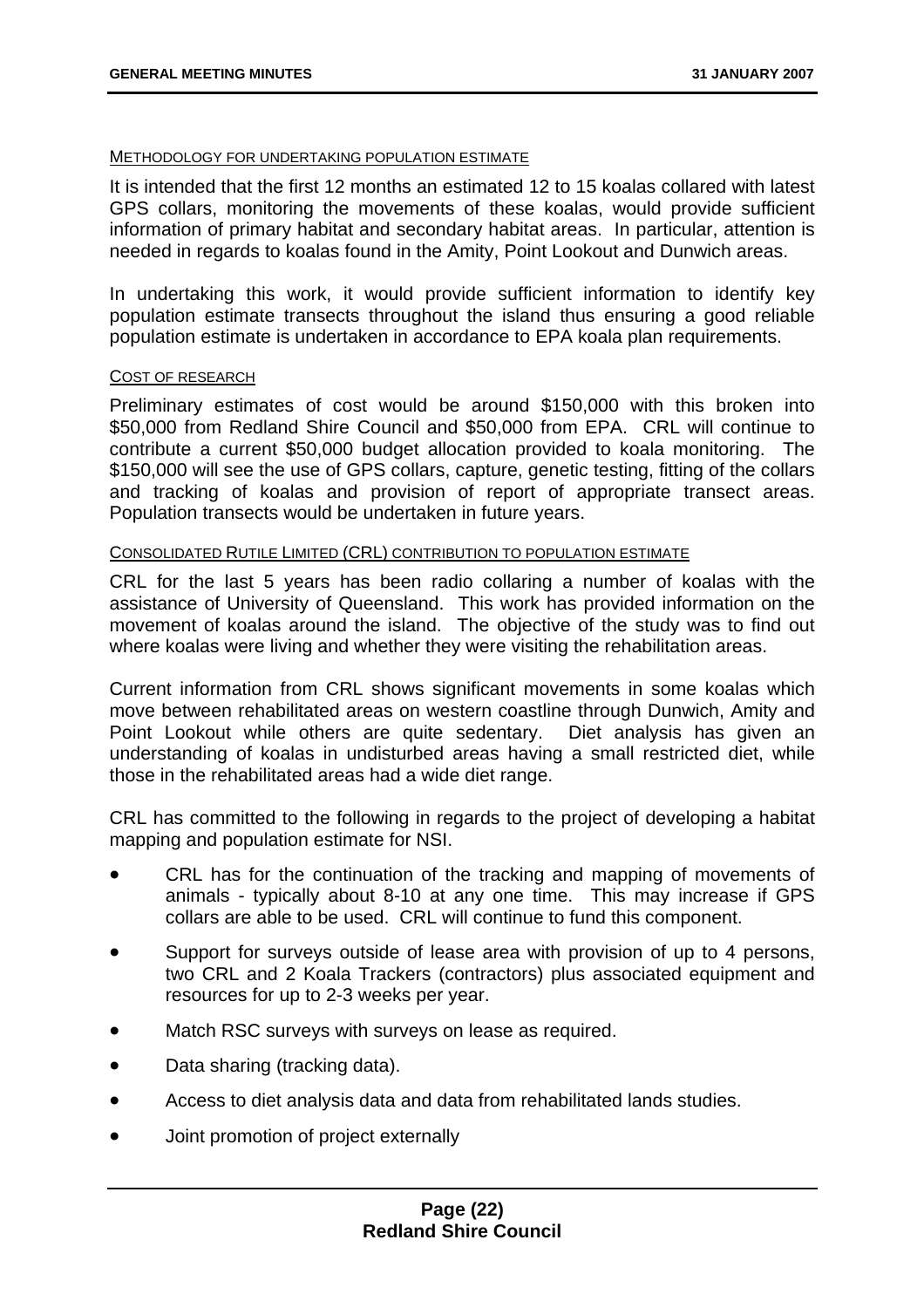METHODOLOGY FOR UNDERTAKING POPULATION ESTIMATE

It is intended that the first 12 months an estimated 12 to 15 koalas collared with latest GPS collars, monitoring the movements of these koalas, would provide sufficient information of primary habitat and secondary habitat areas. In particular, attention is needed in regards to koalas found in the Amity, Point Lookout and Dunwich areas.

In undertaking this work, it would provide sufficient information to identify key population estimate transects throughout the island thus ensuring a good reliable population estimate is undertaken in accordance to EPA koala plan requirements.

COST OF RESEARCH

Preliminary estimates of cost would be around $150,000 with this broken into $50,000 from Redland Shire Council and $50,000 from EPA. CRL will continue to contribute a current $50,000 budget allocation provided to koala monitoring. The $150,000 will see the use of GPS collars, capture, genetic testing, fitting of the collars and tracking of koalas and provision of report of appropriate transect areas. Population transects would be undertaken in future years.

CONSOLIDATED RUTILE LIMITED (CRL) CONTRIBUTION TO POPULATION ESTIMATE

CRL for the last 5 years has been radio collaring a number of koalas with the assistance of University of Queensland. This work has provided information on the movement of koalas around the island. The objective of the study was to find out where koalas were living and whether they were visiting the rehabilitation areas.

Current information from CRL shows significant movements in some koalas which move between rehabilitated areas on western coastline through Dunwich, Amity and Point Lookout while others are quite sedentary. Diet analysis has given an understanding of koalas in undisturbed areas having a small restricted diet, while those in the rehabilitated areas had a wide diet range.

CRL has committed to the following in regards to the project of developing a habitat mapping and population estimate for NSI.

- CRL has for the continuation of the tracking and mapping of movements of animals - typically about 8-10 at any one time. This may increase if GPS collars are able to be used. CRL will continue to fund this component.
- Support for surveys outside of lease area with provision of up to 4 persons, two CRL and 2 Koala Trackers (contractors) plus associated equipment and resources for up to 2-3 weeks per year.
- Match RSC surveys with surveys on lease as required.
- Data sharing (tracking data).
- Access to diet analysis data and data from rehabilitated lands studies.
- Joint promotion of project externally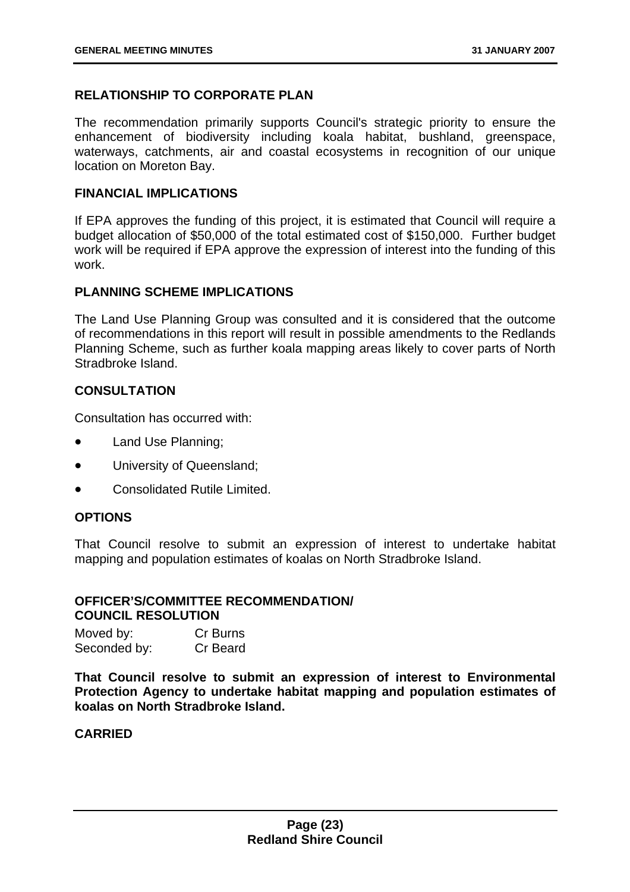### RELATIONSHIP TO CORPORATE PLAN

The recommendation primarily supports Council's strategic priority to ensure the enhancement of biodiversity including koala habitat, bushland, greenspace, waterways, catchments, air and coastal ecosystems in recognition of our unique location on Moreton Bay.

### FINANCIAL IMPLICATIONS

If EPA approves the funding of this project, it is estimated that Council will require a budget allocation of $50,000 of the total estimated cost of $150,000. Further budget work will be required if EPA approve the expression of interest into the funding of this work.

### PLANNING SCHEME IMPLICATIONS

The Land Use Planning Group was consulted and it is considered that the outcome of recommendations in this report will result in possible amendments to the Redlands Planning Scheme, such as further koala mapping areas likely to cover parts of North Stradbroke Island.

### CONSULTATION

Consultation has occurred with:

- Land Use Planning;
- University of Queensland;
- Consolidated Rutile Limited.

### OPTIONS

That Council resolve to submit an expression of interest to undertake habitat mapping and population estimates of koalas on North Stradbroke Island.

### OFFICER'S/COMMITTEE RECOMMENDATION/ COUNCIL RESOLUTION

Moved by: Cr Burns
Seconded by: Cr Beard

**That Council resolve to submit an expression of interest to Environmental Protection Agency to undertake habitat mapping and population estimates of koalas on North Stradbroke Island.**

**CARRIED**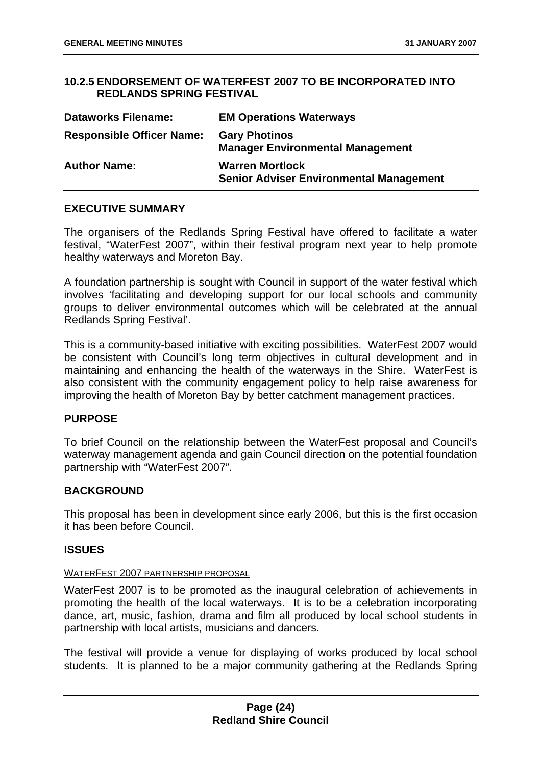## 10.2.5 ENDORSEMENT OF WATERFEST 2007 TO BE INCORPORATED INTO REDLANDS SPRING FESTIVAL

| | |
|---|---|
| **Dataworks Filename:** | **EM Operations Waterways** |
| **Responsible Officer Name:** | **Gary Photinos**<br>**Manager Environmental Management** |
| **Author Name:** | **Warren Mortlock**<br>**Senior Adviser Environmental Management** |

### EXECUTIVE SUMMARY

The organisers of the Redlands Spring Festival have offered to facilitate a water festival, "WaterFest 2007", within their festival program next year to help promote healthy waterways and Moreton Bay.

A foundation partnership is sought with Council in support of the water festival which involves 'facilitating and developing support for our local schools and community groups to deliver environmental outcomes which will be celebrated at the annual Redlands Spring Festival'.

This is a community-based initiative with exciting possibilities. WaterFest 2007 would be consistent with Council's long term objectives in cultural development and in maintaining and enhancing the health of the waterways in the Shire. WaterFest is also consistent with the community engagement policy to help raise awareness for improving the health of Moreton Bay by better catchment management practices.

### PURPOSE

To brief Council on the relationship between the WaterFest proposal and Council's waterway management agenda and gain Council direction on the potential foundation partnership with "WaterFest 2007".

### BACKGROUND

This proposal has been in development since early 2006, but this is the first occasion it has been before Council.

### ISSUES

WATERFEST 2007 PARTNERSHIP PROPOSAL

WaterFest 2007 is to be promoted as the inaugural celebration of achievements in promoting the health of the local waterways. It is to be a celebration incorporating dance, art, music, fashion, drama and film all produced by local school students in partnership with local artists, musicians and dancers.

The festival will provide a venue for displaying of works produced by local school students. It is planned to be a major community gathering at the Redlands Spring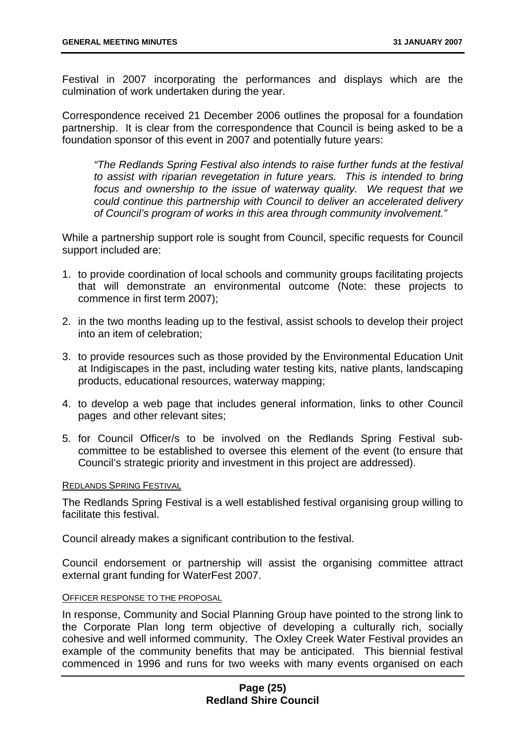Festival in 2007 incorporating the performances and displays which are the culmination of work undertaken during the year.

Correspondence received 21 December 2006 outlines the proposal for a foundation partnership. It is clear from the correspondence that Council is being asked to be a foundation sponsor of this event in 2007 and potentially future years:

> *"The Redlands Spring Festival also intends to raise further funds at the festival to assist with riparian revegetation in future years. This is intended to bring focus and ownership to the issue of waterway quality. We request that we could continue this partnership with Council to deliver an accelerated delivery of Council's program of works in this area through community involvement."*

While a partnership support role is sought from Council, specific requests for Council support included are:

1. to provide coordination of local schools and community groups facilitating projects that will demonstrate an environmental outcome (Note: these projects to commence in first term 2007);
2. in the two months leading up to the festival, assist schools to develop their project into an item of celebration;
3. to provide resources such as those provided by the Environmental Education Unit at Indigiscapes in the past, including water testing kits, native plants, landscaping products, educational resources, waterway mapping;
4. to develop a web page that includes general information, links to other Council pages and other relevant sites;
5. for Council Officer/s to be involved on the Redlands Spring Festival sub-committee to be established to oversee this element of the event (to ensure that Council's strategic priority and investment in this project are addressed).

REDLANDS SPRING FESTIVAL

The Redlands Spring Festival is a well established festival organising group willing to facilitate this festival.

Council already makes a significant contribution to the festival.

Council endorsement or partnership will assist the organising committee attract external grant funding for WaterFest 2007.

OFFICER RESPONSE TO THE PROPOSAL

In response, Community and Social Planning Group have pointed to the strong link to the Corporate Plan long term objective of developing a culturally rich, socially cohesive and well informed community. The Oxley Creek Water Festival provides an example of the community benefits that may be anticipated. This biennial festival commenced in 1996 and runs for two weeks with many events organised on each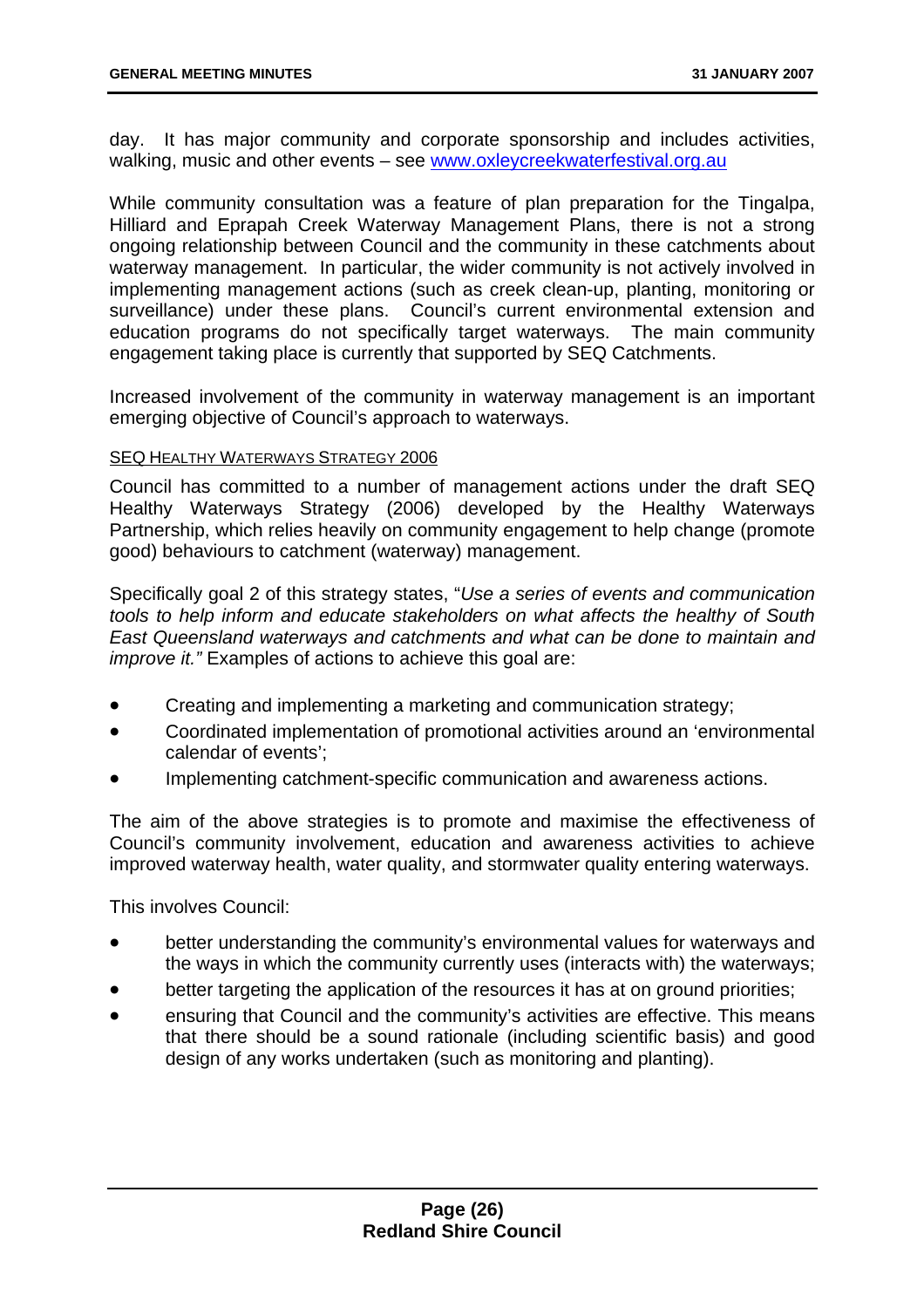day. It has major community and corporate sponsorship and includes activities, walking, music and other events – see [www.oxleycreekwaterfestival.org.au](http://www.oxleycreekwaterfestival.org.au)

While community consultation was a feature of plan preparation for the Tingalpa, Hilliard and Eprapah Creek Waterway Management Plans, there is not a strong ongoing relationship between Council and the community in these catchments about waterway management. In particular, the wider community is not actively involved in implementing management actions (such as creek clean-up, planting, monitoring or surveillance) under these plans. Council's current environmental extension and education programs do not specifically target waterways. The main community engagement taking place is currently that supported by SEQ Catchments.

Increased involvement of the community in waterway management is an important emerging objective of Council's approach to waterways.

SEQ HEALTHY WATERWAYS STRATEGY 2006

Council has committed to a number of management actions under the draft SEQ Healthy Waterways Strategy (2006) developed by the Healthy Waterways Partnership, which relies heavily on community engagement to help change (promote good) behaviours to catchment (waterway) management.

Specifically goal 2 of this strategy states, "*Use a series of events and communication tools to help inform and educate stakeholders on what affects the healthy of South East Queensland waterways and catchments and what can be done to maintain and improve it."* Examples of actions to achieve this goal are:

- Creating and implementing a marketing and communication strategy;
- Coordinated implementation of promotional activities around an 'environmental calendar of events';
- Implementing catchment-specific communication and awareness actions.

The aim of the above strategies is to promote and maximise the effectiveness of Council's community involvement, education and awareness activities to achieve improved waterway health, water quality, and stormwater quality entering waterways.

This involves Council:

- better understanding the community's environmental values for waterways and the ways in which the community currently uses (interacts with) the waterways;
- better targeting the application of the resources it has at on ground priorities;
- ensuring that Council and the community's activities are effective. This means that there should be a sound rationale (including scientific basis) and good design of any works undertaken (such as monitoring and planting).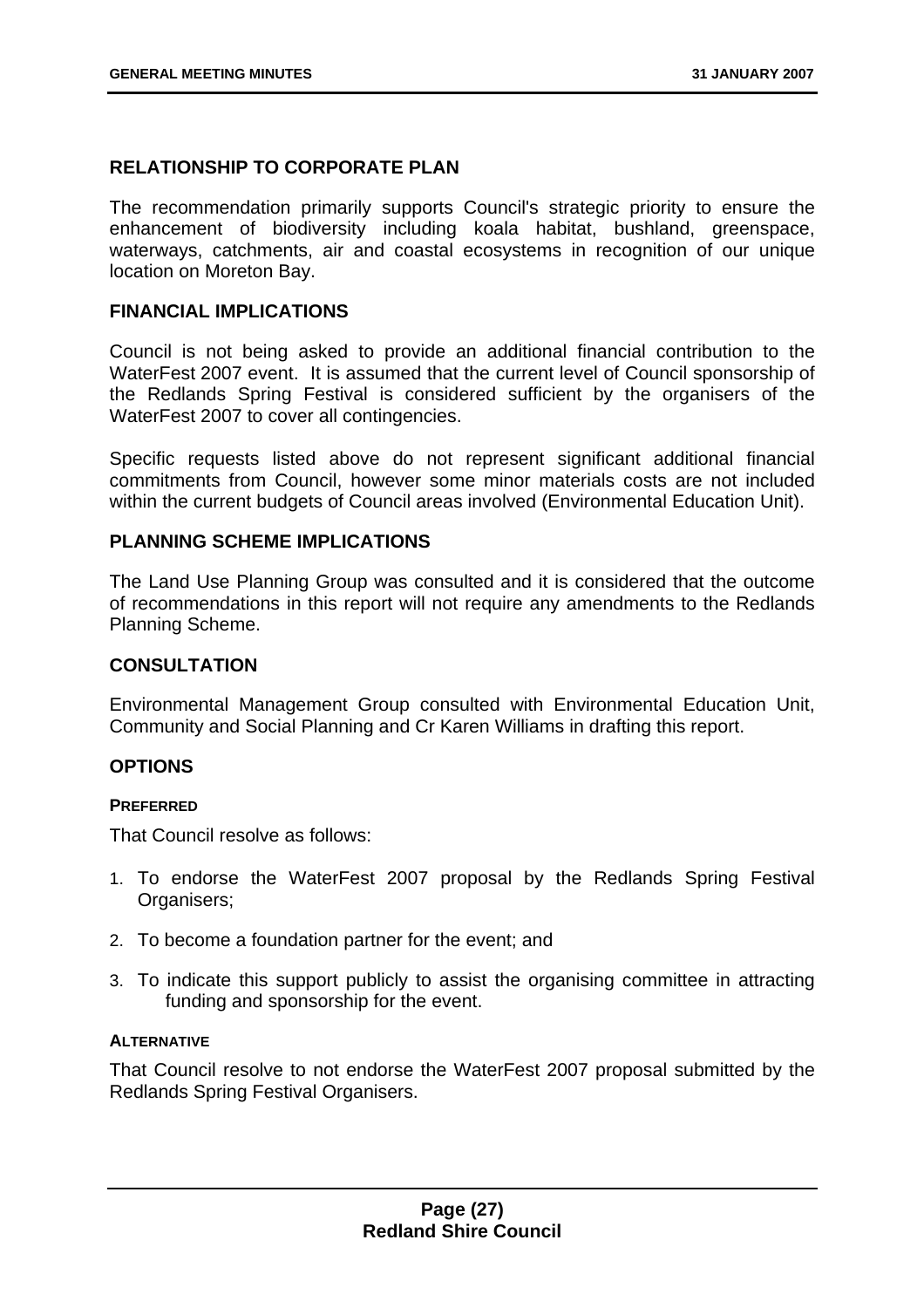## RELATIONSHIP TO CORPORATE PLAN

The recommendation primarily supports Council's strategic priority to ensure the enhancement of biodiversity including koala habitat, bushland, greenspace, waterways, catchments, air and coastal ecosystems in recognition of our unique location on Moreton Bay.

## FINANCIAL IMPLICATIONS

Council is not being asked to provide an additional financial contribution to the WaterFest 2007 event. It is assumed that the current level of Council sponsorship of the Redlands Spring Festival is considered sufficient by the organisers of the WaterFest 2007 to cover all contingencies.

Specific requests listed above do not represent significant additional financial commitments from Council, however some minor materials costs are not included within the current budgets of Council areas involved (Environmental Education Unit).

## PLANNING SCHEME IMPLICATIONS

The Land Use Planning Group was consulted and it is considered that the outcome of recommendations in this report will not require any amendments to the Redlands Planning Scheme.

## CONSULTATION

Environmental Management Group consulted with Environmental Education Unit, Community and Social Planning and Cr Karen Williams in drafting this report.

## OPTIONS

### PREFERRED

That Council resolve as follows:

1. To endorse the WaterFest 2007 proposal by the Redlands Spring Festival Organisers;
2. To become a foundation partner for the event; and
3. To indicate this support publicly to assist the organising committee in attracting funding and sponsorship for the event.

### ALTERNATIVE

That Council resolve to not endorse the WaterFest 2007 proposal submitted by the Redlands Spring Festival Organisers.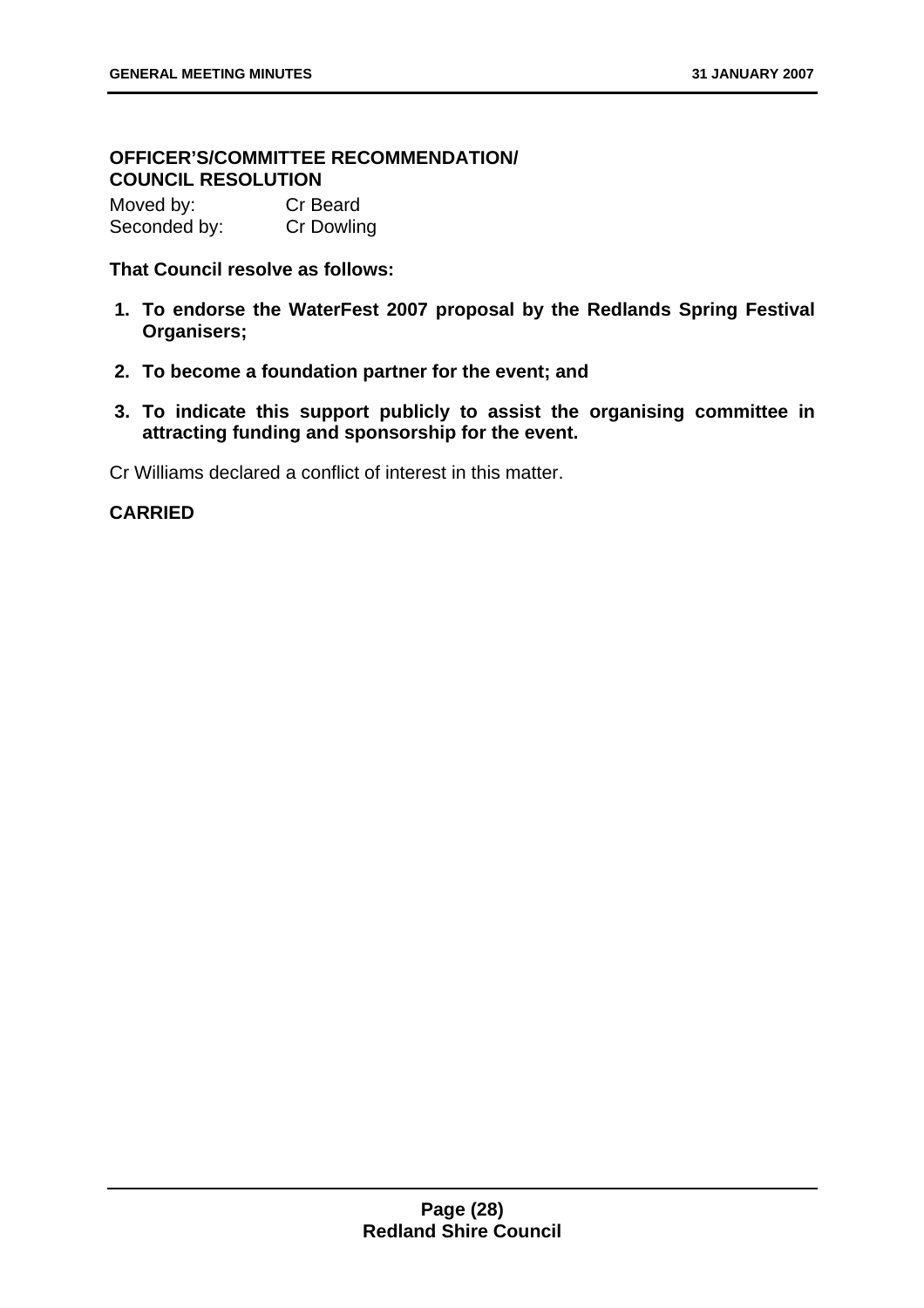**OFFICER'S/COMMITTEE RECOMMENDATION/**
**COUNCIL RESOLUTION**

Moved by: Cr Beard
Seconded by: Cr Dowling

**That Council resolve as follows:**

1. **To endorse the WaterFest 2007 proposal by the Redlands Spring Festival Organisers;**
2. **To become a foundation partner for the event; and**
3. **To indicate this support publicly to assist the organising committee in attracting funding and sponsorship for the event.**

Cr Williams declared a conflict of interest in this matter.

**CARRIED**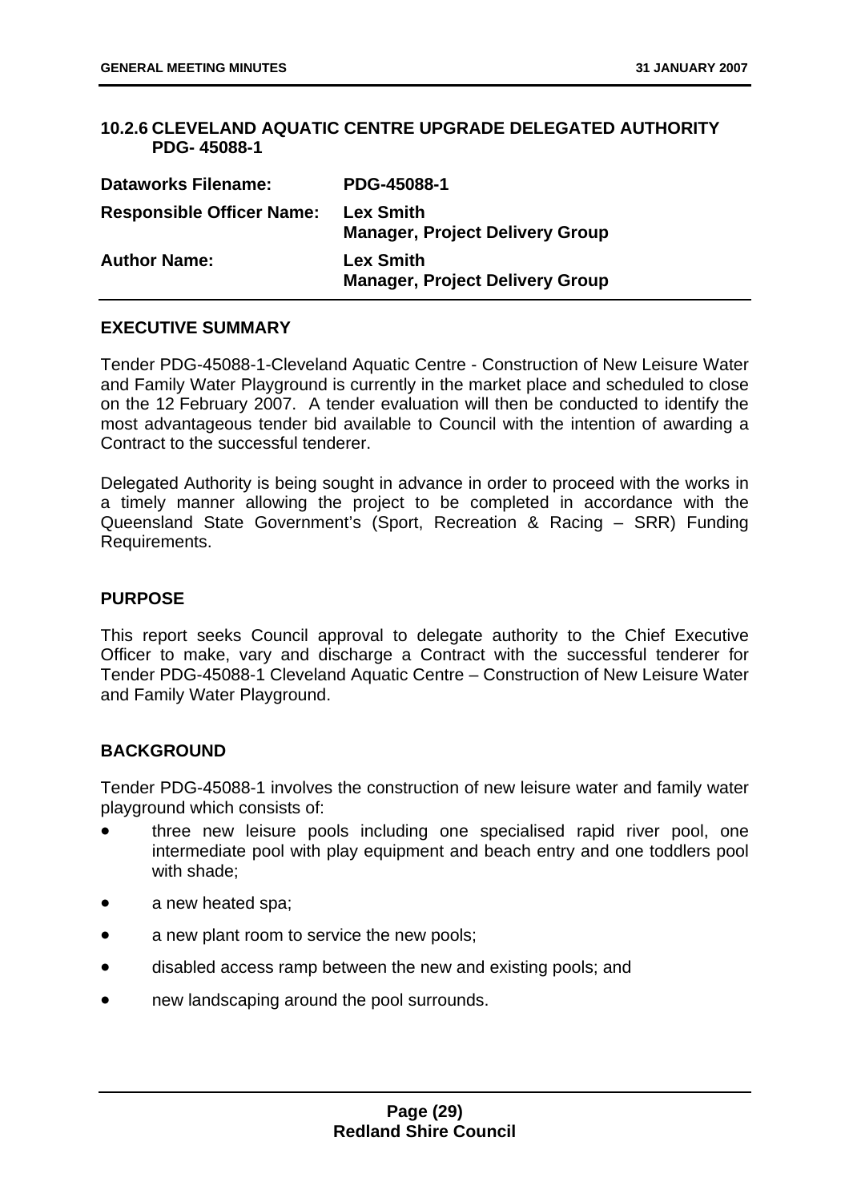### 10.2.6 CLEVELAND AQUATIC CENTRE UPGRADE DELEGATED AUTHORITY PDG- 45088-1

| | |
|---|---|
| **Dataworks Filename:** | **PDG-45088-1** |
| **Responsible Officer Name:** | **Lex Smith**<br>**Manager, Project Delivery Group** |
| **Author Name:** | **Lex Smith**<br>**Manager, Project Delivery Group** |

#### EXECUTIVE SUMMARY

Tender PDG-45088-1-Cleveland Aquatic Centre - Construction of New Leisure Water and Family Water Playground is currently in the market place and scheduled to close on the 12 February 2007. A tender evaluation will then be conducted to identify the most advantageous tender bid available to Council with the intention of awarding a Contract to the successful tenderer.

Delegated Authority is being sought in advance in order to proceed with the works in a timely manner allowing the project to be completed in accordance with the Queensland State Government's (Sport, Recreation & Racing – SRR) Funding Requirements.

#### PURPOSE

This report seeks Council approval to delegate authority to the Chief Executive Officer to make, vary and discharge a Contract with the successful tenderer for Tender PDG-45088-1 Cleveland Aquatic Centre – Construction of New Leisure Water and Family Water Playground.

#### BACKGROUND

Tender PDG-45088-1 involves the construction of new leisure water and family water playground which consists of:

- three new leisure pools including one specialised rapid river pool, one intermediate pool with play equipment and beach entry and one toddlers pool with shade;
- a new heated spa;
- a new plant room to service the new pools;
- disabled access ramp between the new and existing pools; and
- new landscaping around the pool surrounds.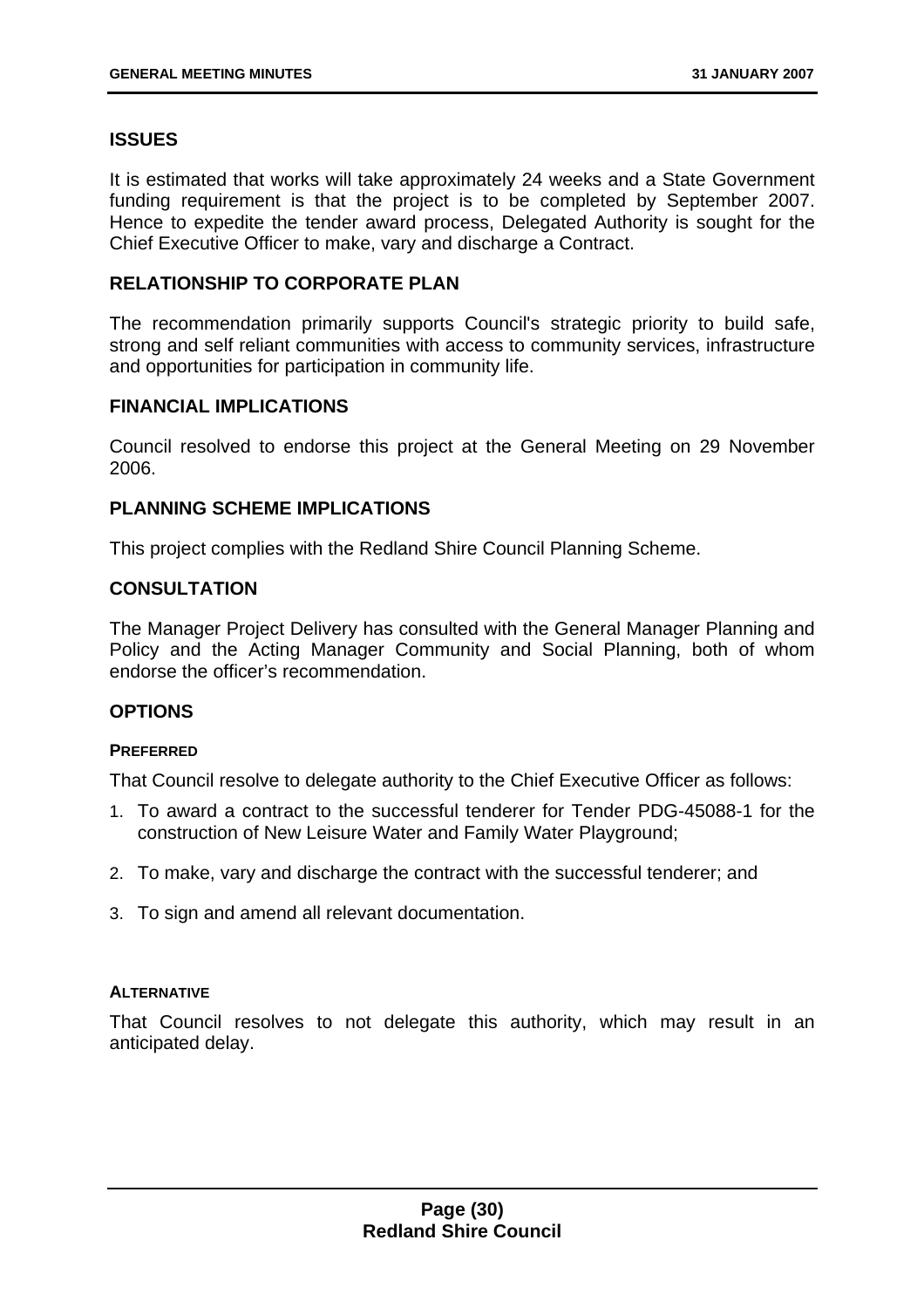## ISSUES

It is estimated that works will take approximately 24 weeks and a State Government funding requirement is that the project is to be completed by September 2007. Hence to expedite the tender award process, Delegated Authority is sought for the Chief Executive Officer to make, vary and discharge a Contract.

## RELATIONSHIP TO CORPORATE PLAN

The recommendation primarily supports Council's strategic priority to build safe, strong and self reliant communities with access to community services, infrastructure and opportunities for participation in community life.

## FINANCIAL IMPLICATIONS

Council resolved to endorse this project at the General Meeting on 29 November 2006.

## PLANNING SCHEME IMPLICATIONS

This project complies with the Redland Shire Council Planning Scheme.

## CONSULTATION

The Manager Project Delivery has consulted with the General Manager Planning and Policy and the Acting Manager Community and Social Planning, both of whom endorse the officer's recommendation.

## OPTIONS

### PREFERRED

That Council resolve to delegate authority to the Chief Executive Officer as follows:

1. To award a contract to the successful tenderer for Tender PDG-45088-1 for the construction of New Leisure Water and Family Water Playground;
2. To make, vary and discharge the contract with the successful tenderer; and
3. To sign and amend all relevant documentation.

### ALTERNATIVE

That Council resolves to not delegate this authority, which may result in an anticipated delay.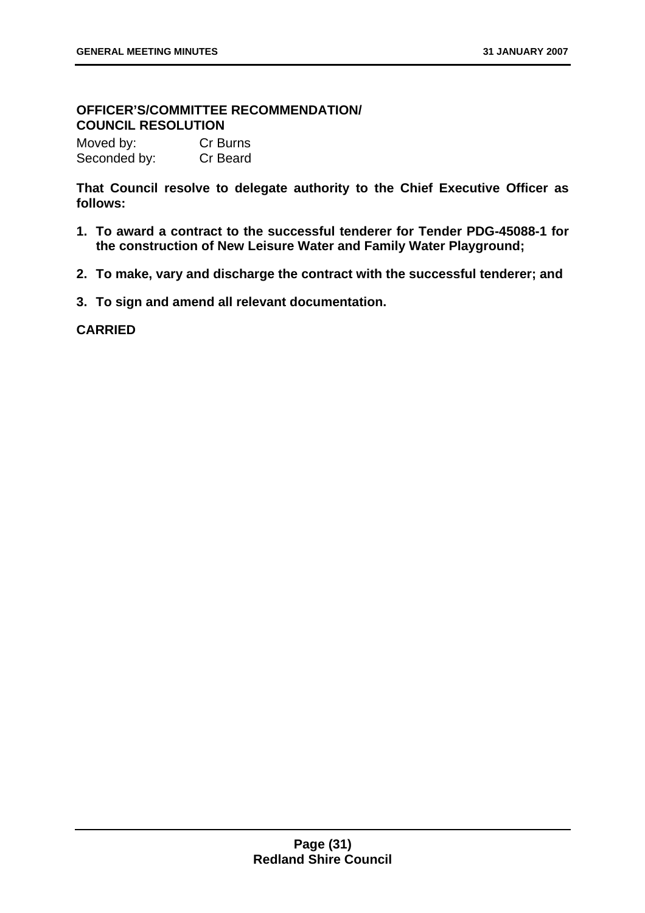**OFFICER'S/COMMITTEE RECOMMENDATION/
COUNCIL RESOLUTION**

Moved by: Cr Burns
Seconded by: Cr Beard

**That Council resolve to delegate authority to the Chief Executive Officer as follows:**

1. **To award a contract to the successful tenderer for Tender PDG-45088-1 for the construction of New Leisure Water and Family Water Playground;**
2. **To make, vary and discharge the contract with the successful tenderer; and**
3. **To sign and amend all relevant documentation.**

**CARRIED**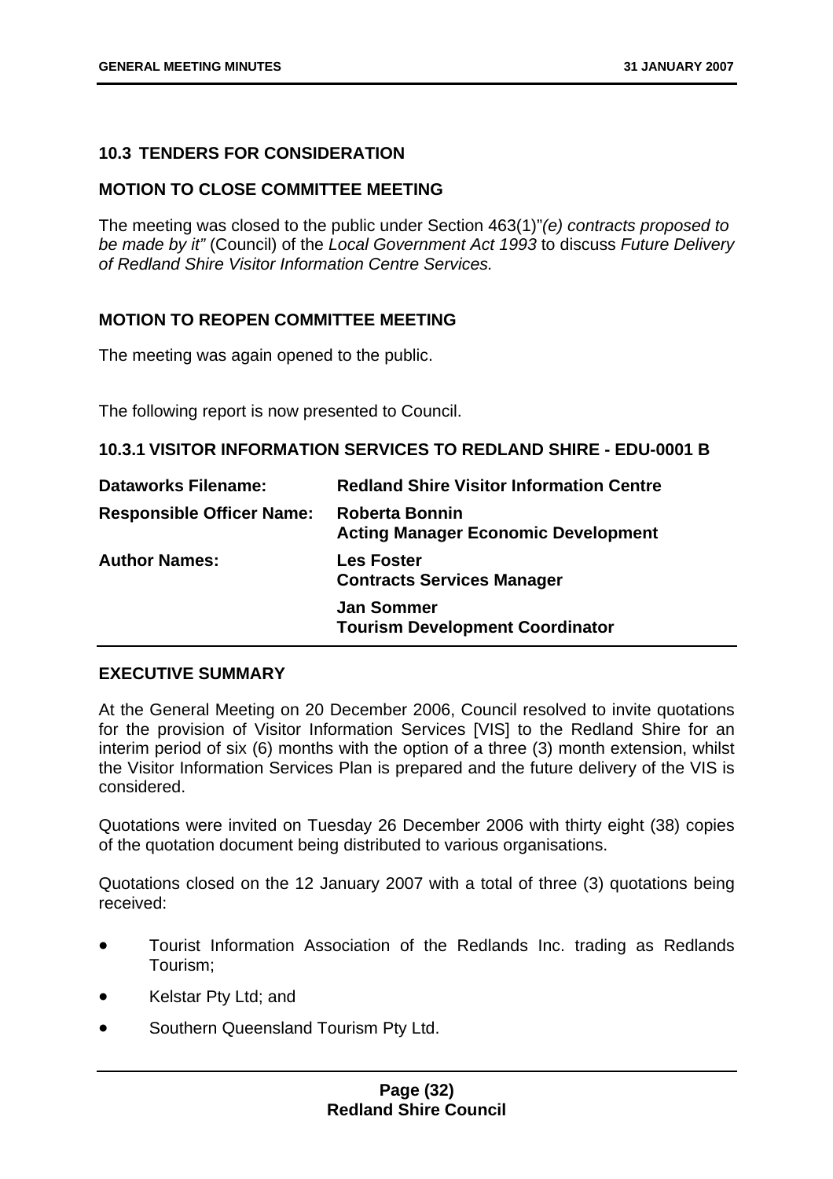### 10.3 TENDERS FOR CONSIDERATION

**MOTION TO CLOSE COMMITTEE MEETING**

The meeting was closed to the public under Section 463(1)"*(e) contracts proposed to be made by it"* (Council) of the *Local Government Act 1993* to discuss *Future Delivery of Redland Shire Visitor Information Centre Services.*

**MOTION TO REOPEN COMMITTEE MEETING**

The meeting was again opened to the public.

The following report is now presented to Council.

#### 10.3.1 VISITOR INFORMATION SERVICES TO REDLAND SHIRE - EDU-0001 B

| | |
|---|---|
| **Dataworks Filename:** | **Redland Shire Visitor Information Centre** |
| **Responsible Officer Name:** | **Roberta Bonnin**<br>**Acting Manager Economic Development** |
| **Author Names:** | **Les Foster**<br>**Contracts Services Manager** |
| | **Jan Sommer**<br>**Tourism Development Coordinator** |

**EXECUTIVE SUMMARY**

At the General Meeting on 20 December 2006, Council resolved to invite quotations for the provision of Visitor Information Services [VIS] to the Redland Shire for an interim period of six (6) months with the option of a three (3) month extension, whilst the Visitor Information Services Plan is prepared and the future delivery of the VIS is considered.

Quotations were invited on Tuesday 26 December 2006 with thirty eight (38) copies of the quotation document being distributed to various organisations.

Quotations closed on the 12 January 2007 with a total of three (3) quotations being received:

- Tourist Information Association of the Redlands Inc. trading as Redlands Tourism;
- Kelstar Pty Ltd; and
- Southern Queensland Tourism Pty Ltd.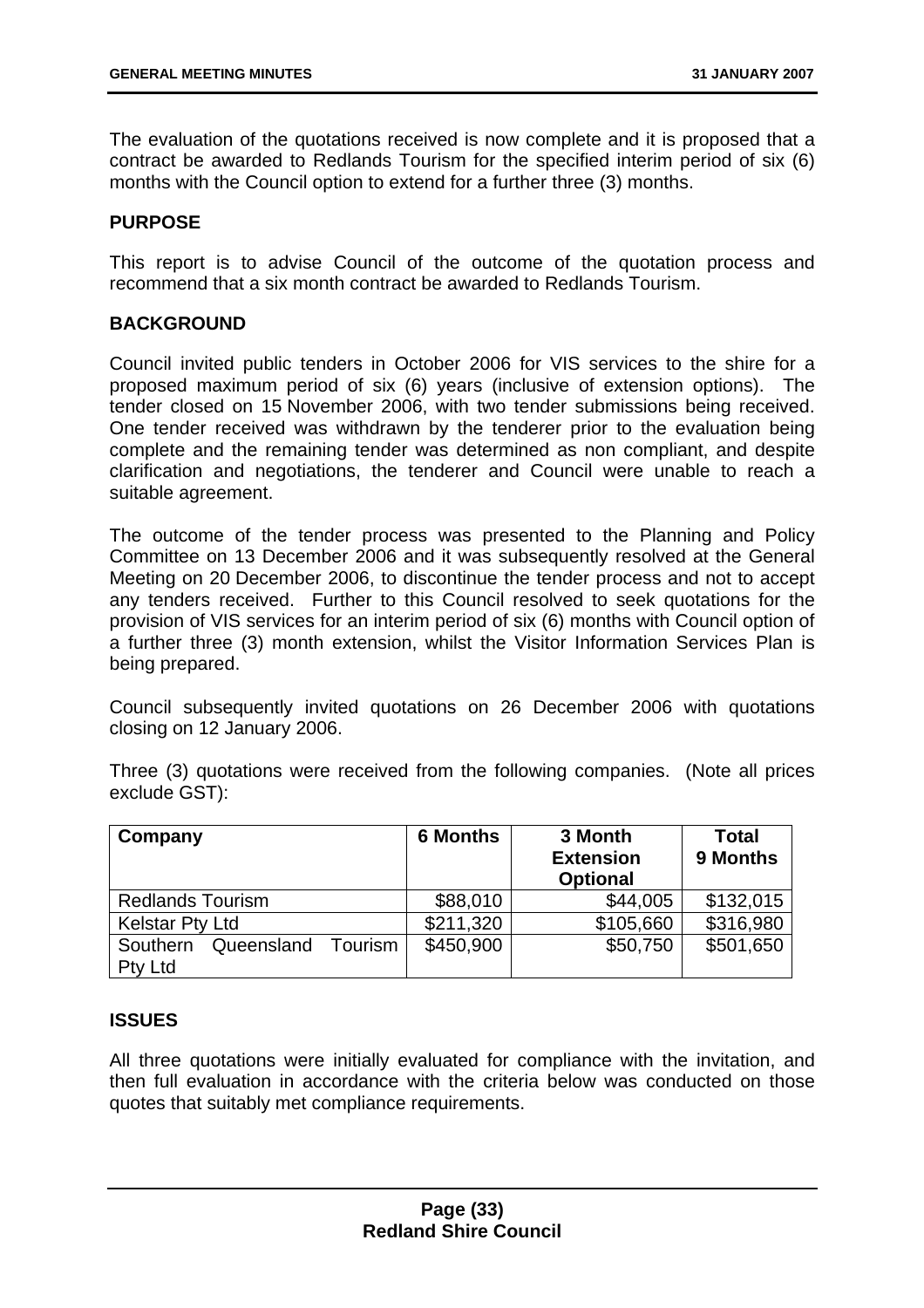The evaluation of the quotations received is now complete and it is proposed that a contract be awarded to Redlands Tourism for the specified interim period of six (6) months with the Council option to extend for a further three (3) months.

**PURPOSE**

This report is to advise Council of the outcome of the quotation process and recommend that a six month contract be awarded to Redlands Tourism.

**BACKGROUND**

Council invited public tenders in October 2006 for VIS services to the shire for a proposed maximum period of six (6) years (inclusive of extension options). The tender closed on 15 November 2006, with two tender submissions being received. One tender received was withdrawn by the tenderer prior to the evaluation being complete and the remaining tender was determined as non compliant, and despite clarification and negotiations, the tenderer and Council were unable to reach a suitable agreement.

The outcome of the tender process was presented to the Planning and Policy Committee on 13 December 2006 and it was subsequently resolved at the General Meeting on 20 December 2006, to discontinue the tender process and not to accept any tenders received. Further to this Council resolved to seek quotations for the provision of VIS services for an interim period of six (6) months with Council option of a further three (3) month extension, whilst the Visitor Information Services Plan is being prepared.

Council subsequently invited quotations on 26 December 2006 with quotations closing on 12 January 2006.

Three (3) quotations were received from the following companies. (Note all prices exclude GST):

| Company | 6 Months | 3 Month Extension Optional | Total 9 Months |
|---|---|---|---|
| Redlands Tourism | $88,010 | $44,005 | $132,015 |
| Kelstar Pty Ltd | $211,320 | $105,660 | $316,980 |
| Southern Queensland Tourism Pty Ltd | $450,900 | $50,750 | $501,650 |

**ISSUES**

All three quotations were initially evaluated for compliance with the invitation, and then full evaluation in accordance with the criteria below was conducted on those quotes that suitably met compliance requirements.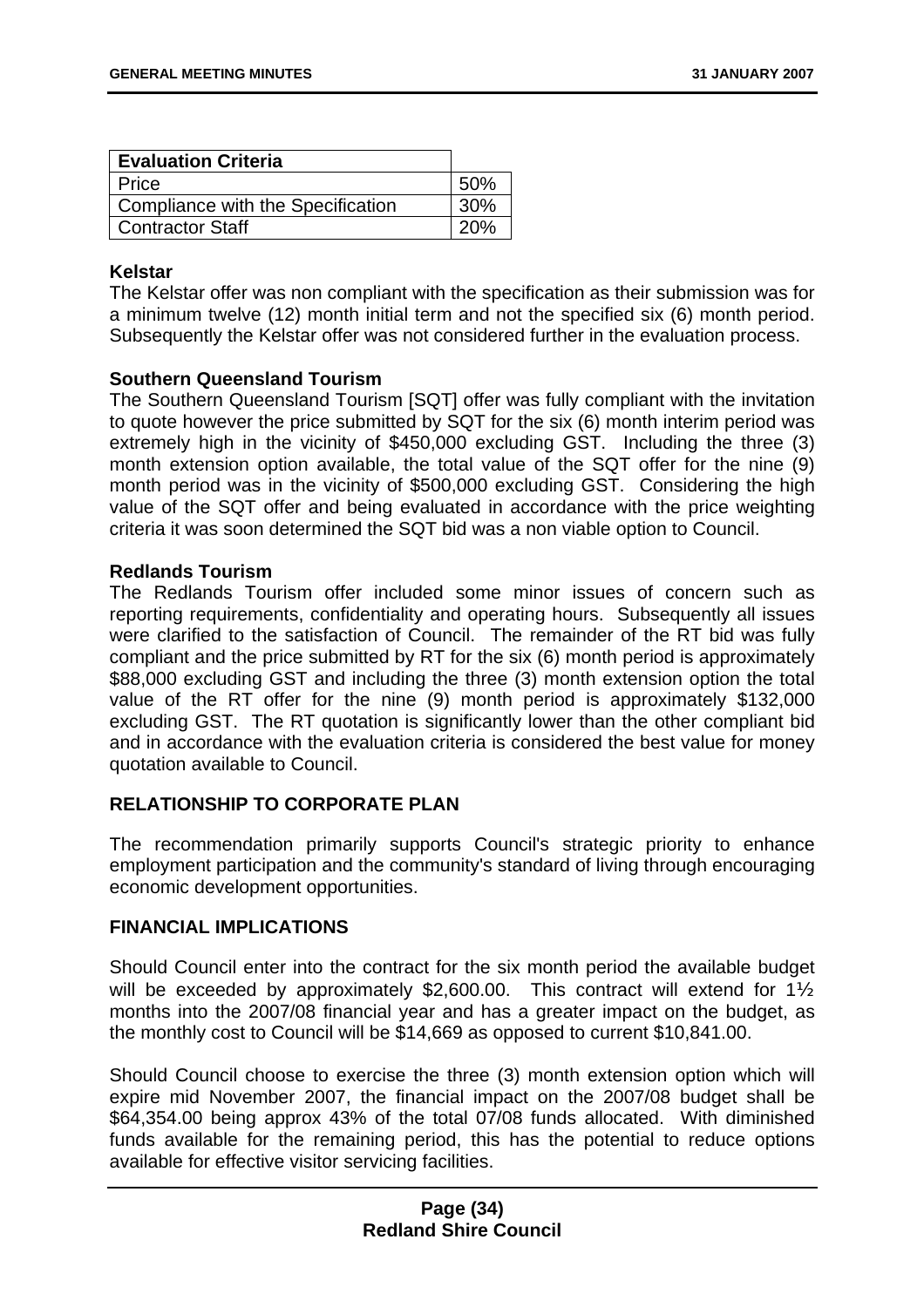| Evaluation Criteria | |
|---|---|
| Price | 50% |
| Compliance with the Specification | 30% |
| Contractor Staff | 20% |

**Kelstar**

The Kelstar offer was non compliant with the specification as their submission was for a minimum twelve (12) month initial term and not the specified six (6) month period. Subsequently the Kelstar offer was not considered further in the evaluation process.

**Southern Queensland Tourism**

The Southern Queensland Tourism [SQT] offer was fully compliant with the invitation to quote however the price submitted by SQT for the six (6) month interim period was extremely high in the vicinity of $450,000 excluding GST. Including the three (3) month extension option available, the total value of the SQT offer for the nine (9) month period was in the vicinity of $500,000 excluding GST. Considering the high value of the SQT offer and being evaluated in accordance with the price weighting criteria it was soon determined the SQT bid was a non viable option to Council.

**Redlands Tourism**

The Redlands Tourism offer included some minor issues of concern such as reporting requirements, confidentiality and operating hours. Subsequently all issues were clarified to the satisfaction of Council. The remainder of the RT bid was fully compliant and the price submitted by RT for the six (6) month period is approximately $88,000 excluding GST and including the three (3) month extension option the total value of the RT offer for the nine (9) month period is approximately $132,000 excluding GST. The RT quotation is significantly lower than the other compliant bid and in accordance with the evaluation criteria is considered the best value for money quotation available to Council.

## RELATIONSHIP TO CORPORATE PLAN

The recommendation primarily supports Council's strategic priority to enhance employment participation and the community's standard of living through encouraging economic development opportunities.

## FINANCIAL IMPLICATIONS

Should Council enter into the contract for the six month period the available budget will be exceeded by approximately $2,600.00. This contract will extend for 1½ months into the 2007/08 financial year and has a greater impact on the budget, as the monthly cost to Council will be $14,669 as opposed to current $10,841.00.

Should Council choose to exercise the three (3) month extension option which will expire mid November 2007, the financial impact on the 2007/08 budget shall be $64,354.00 being approx 43% of the total 07/08 funds allocated. With diminished funds available for the remaining period, this has the potential to reduce options available for effective visitor servicing facilities.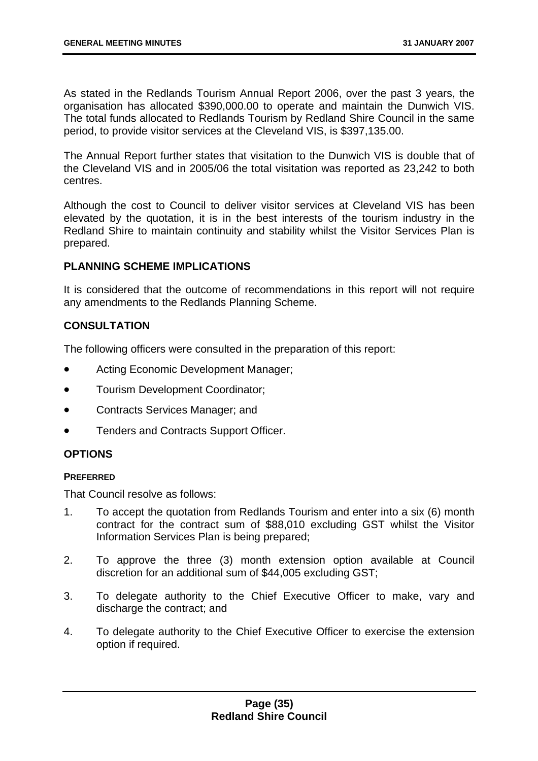As stated in the Redlands Tourism Annual Report 2006, over the past 3 years, the organisation has allocated $390,000.00 to operate and maintain the Dunwich VIS. The total funds allocated to Redlands Tourism by Redland Shire Council in the same period, to provide visitor services at the Cleveland VIS, is $397,135.00.

The Annual Report further states that visitation to the Dunwich VIS is double that of the Cleveland VIS and in 2005/06 the total visitation was reported as 23,242 to both centres.

Although the cost to Council to deliver visitor services at Cleveland VIS has been elevated by the quotation, it is in the best interests of the tourism industry in the Redland Shire to maintain continuity and stability whilst the Visitor Services Plan is prepared.

## PLANNING SCHEME IMPLICATIONS

It is considered that the outcome of recommendations in this report will not require any amendments to the Redlands Planning Scheme.

## CONSULTATION

The following officers were consulted in the preparation of this report:

- Acting Economic Development Manager;
- Tourism Development Coordinator;
- Contracts Services Manager; and
- Tenders and Contracts Support Officer.

## OPTIONS

### PREFERRED

That Council resolve as follows:

1. To accept the quotation from Redlands Tourism and enter into a six (6) month contract for the contract sum of $88,010 excluding GST whilst the Visitor Information Services Plan is being prepared;
2. To approve the three (3) month extension option available at Council discretion for an additional sum of $44,005 excluding GST;
3. To delegate authority to the Chief Executive Officer to make, vary and discharge the contract; and
4. To delegate authority to the Chief Executive Officer to exercise the extension option if required.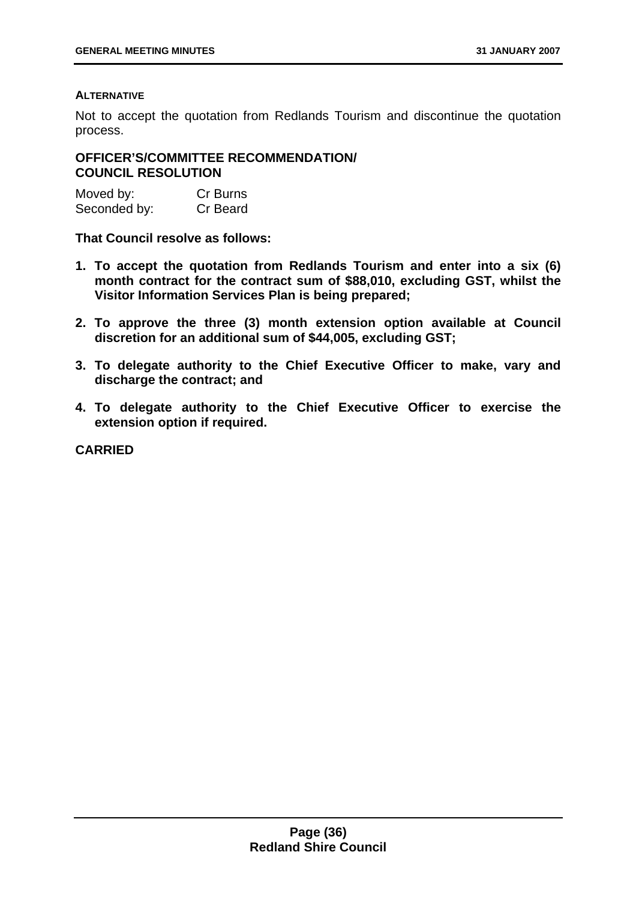**ALTERNATIVE**

Not to accept the quotation from Redlands Tourism and discontinue the quotation process.

**OFFICER'S/COMMITTEE RECOMMENDATION/ COUNCIL RESOLUTION**

Moved by: Cr Burns
Seconded by: Cr Beard

**That Council resolve as follows:**

1. **To accept the quotation from Redlands Tourism and enter into a six (6) month contract for the contract sum of $88,010, excluding GST, whilst the Visitor Information Services Plan is being prepared;**
2. **To approve the three (3) month extension option available at Council discretion for an additional sum of $44,005, excluding GST;**
3. **To delegate authority to the Chief Executive Officer to make, vary and discharge the contract; and**
4. **To delegate authority to the Chief Executive Officer to exercise the extension option if required.**

**CARRIED**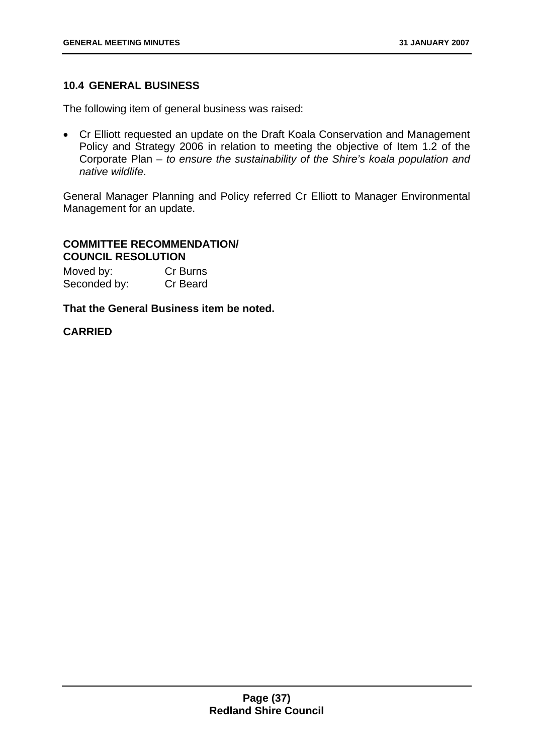## 10.4 GENERAL BUSINESS

The following item of general business was raised:

- Cr Elliott requested an update on the Draft Koala Conservation and Management Policy and Strategy 2006 in relation to meeting the objective of Item 1.2 of the Corporate Plan – *to ensure the sustainability of the Shire's koala population and native wildlife*.

General Manager Planning and Policy referred Cr Elliott to Manager Environmental Management for an update.

**COMMITTEE RECOMMENDATION/ COUNCIL RESOLUTION**

Moved by: Cr Burns
Seconded by: Cr Beard

**That the General Business item be noted.**

**CARRIED**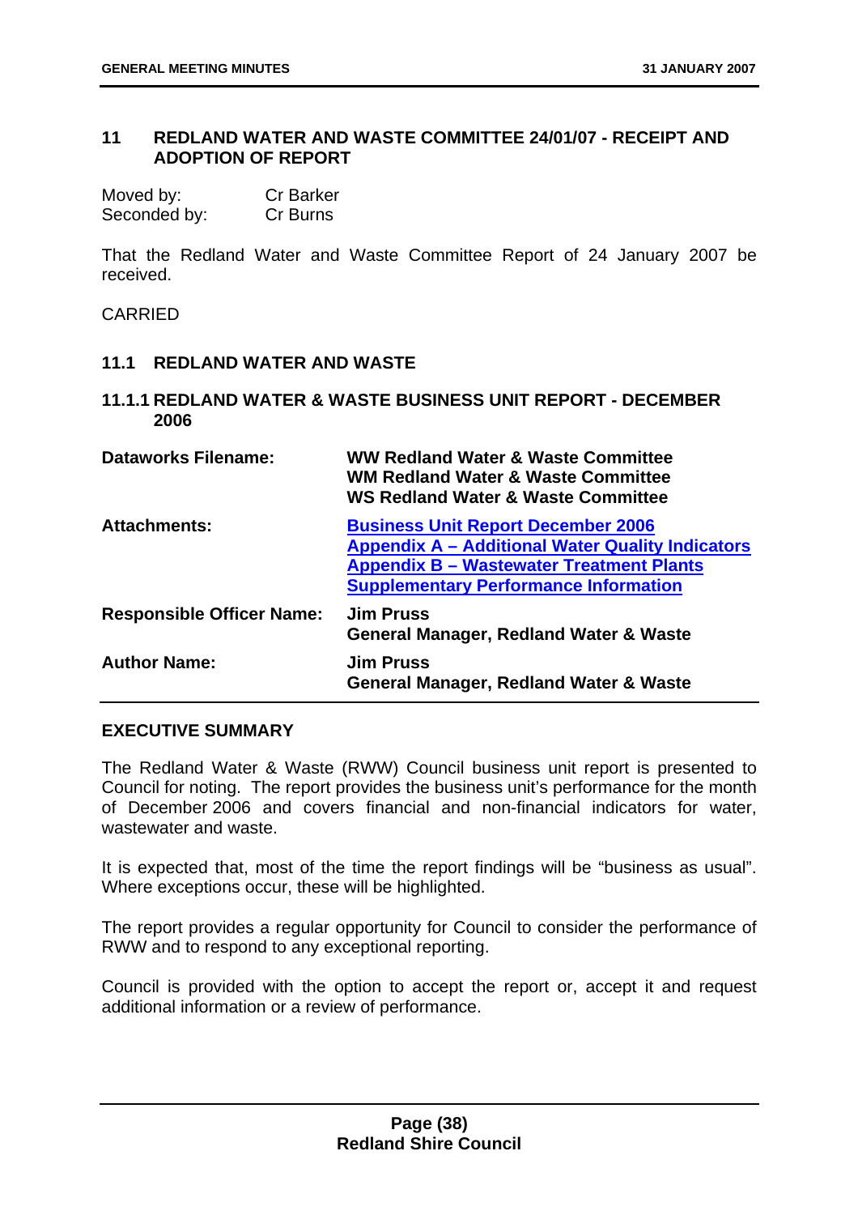## 11 REDLAND WATER AND WASTE COMMITTEE 24/01/07 - RECEIPT AND ADOPTION OF REPORT

| | |
|---|---|
| Moved by: | Cr Barker |
| Seconded by: | Cr Burns |

That the Redland Water and Waste Committee Report of 24 January 2007 be received.

CARRIED

### 11.1 REDLAND WATER AND WASTE

#### 11.1.1 REDLAND WATER & WASTE BUSINESS UNIT REPORT - DECEMBER 2006

| | |
|---|---|
| **Dataworks Filename:** | **WW Redland Water & Waste Committee**<br>**WM Redland Water & Waste Committee**<br>**WS Redland Water & Waste Committee** |
| **Attachments:** | **Business Unit Report December 2006**<br>**Appendix A – Additional Water Quality Indicators**<br>**Appendix B – Wastewater Treatment Plants Supplementary Performance Information** |
| **Responsible Officer Name:** | **Jim Pruss**<br>**General Manager, Redland Water & Waste** |
| **Author Name:** | **Jim Pruss**<br>**General Manager, Redland Water & Waste** |

**EXECUTIVE SUMMARY**

The Redland Water & Waste (RWW) Council business unit report is presented to Council for noting. The report provides the business unit's performance for the month of December 2006 and covers financial and non-financial indicators for water, wastewater and waste.

It is expected that, most of the time the report findings will be "business as usual". Where exceptions occur, these will be highlighted.

The report provides a regular opportunity for Council to consider the performance of RWW and to respond to any exceptional reporting.

Council is provided with the option to accept the report or, accept it and request additional information or a review of performance.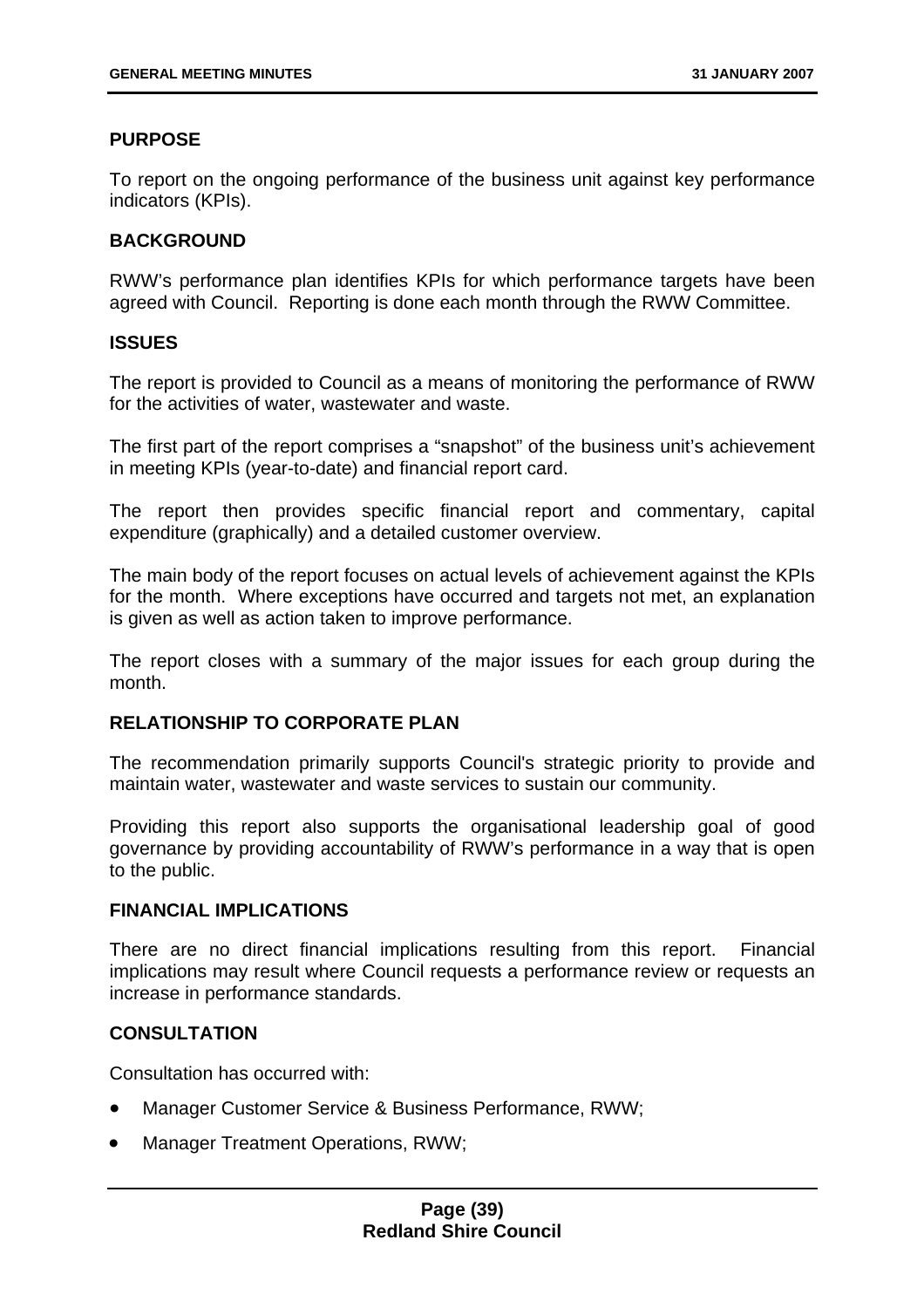**PURPOSE**

To report on the ongoing performance of the business unit against key performance indicators (KPIs).

**BACKGROUND**

RWW's performance plan identifies KPIs for which performance targets have been agreed with Council. Reporting is done each month through the RWW Committee.

**ISSUES**

The report is provided to Council as a means of monitoring the performance of RWW for the activities of water, wastewater and waste.

The first part of the report comprises a "snapshot" of the business unit's achievement in meeting KPIs (year-to-date) and financial report card.

The report then provides specific financial report and commentary, capital expenditure (graphically) and a detailed customer overview.

The main body of the report focuses on actual levels of achievement against the KPIs for the month. Where exceptions have occurred and targets not met, an explanation is given as well as action taken to improve performance.

The report closes with a summary of the major issues for each group during the month.

**RELATIONSHIP TO CORPORATE PLAN**

The recommendation primarily supports Council's strategic priority to provide and maintain water, wastewater and waste services to sustain our community.

Providing this report also supports the organisational leadership goal of good governance by providing accountability of RWW's performance in a way that is open to the public.

**FINANCIAL IMPLICATIONS**

There are no direct financial implications resulting from this report. Financial implications may result where Council requests a performance review or requests an increase in performance standards.

**CONSULTATION**

Consultation has occurred with:

- Manager Customer Service & Business Performance, RWW;
- Manager Treatment Operations, RWW;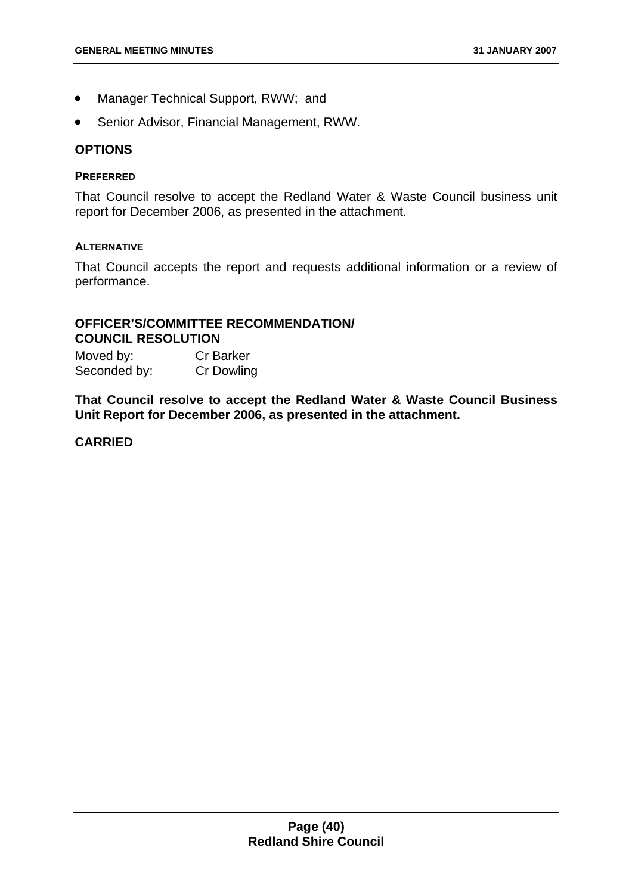- Manager Technical Support, RWW; and
- Senior Advisor, Financial Management, RWW.

## OPTIONS

### PREFERRED

That Council resolve to accept the Redland Water & Waste Council business unit report for December 2006, as presented in the attachment.

### ALTERNATIVE

That Council accepts the report and requests additional information or a review of performance.

## OFFICER'S/COMMITTEE RECOMMENDATION/ COUNCIL RESOLUTION

Moved by: Cr Barker
Seconded by: Cr Dowling

**That Council resolve to accept the Redland Water & Waste Council Business Unit Report for December 2006, as presented in the attachment.**

**CARRIED**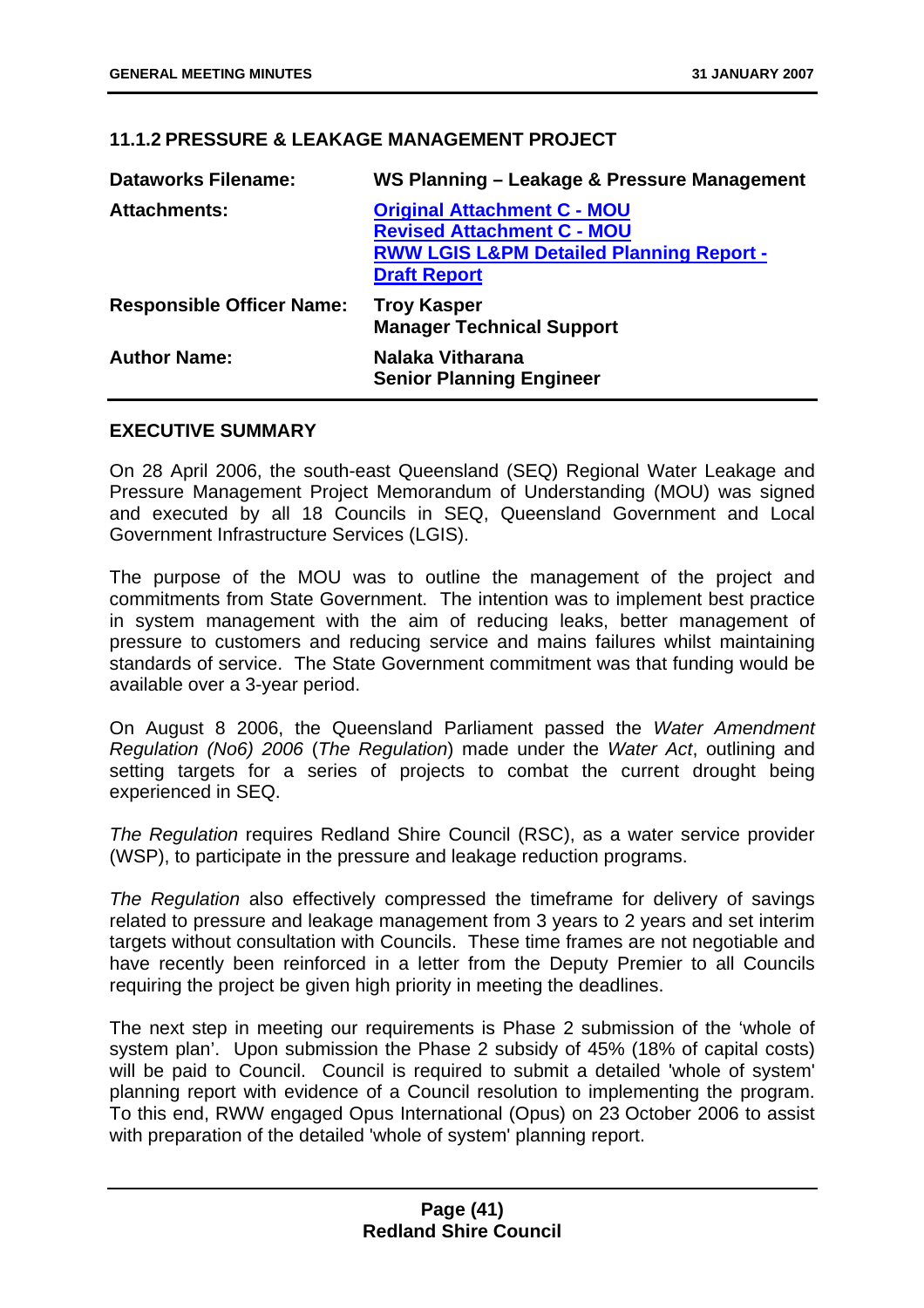### 11.1.2 PRESSURE & LEAKAGE MANAGEMENT PROJECT

| | |
|---|---|
| **Dataworks Filename:** | **WS Planning – Leakage & Pressure Management** |
| **Attachments:** | **Original Attachment C - MOU**<br>**Revised Attachment C - MOU**<br>**RWW LGIS L&PM Detailed Planning Report - Draft Report** |
| **Responsible Officer Name:** | **Troy Kasper**<br>**Manager Technical Support** |
| **Author Name:** | **Nalaka Vitharana**<br>**Senior Planning Engineer** |

#### EXECUTIVE SUMMARY

On 28 April 2006, the south-east Queensland (SEQ) Regional Water Leakage and Pressure Management Project Memorandum of Understanding (MOU) was signed and executed by all 18 Councils in SEQ, Queensland Government and Local Government Infrastructure Services (LGIS).

The purpose of the MOU was to outline the management of the project and commitments from State Government. The intention was to implement best practice in system management with the aim of reducing leaks, better management of pressure to customers and reducing service and mains failures whilst maintaining standards of service. The State Government commitment was that funding would be available over a 3-year period.

On August 8 2006, the Queensland Parliament passed the *Water Amendment Regulation (No6) 2006* (*The Regulation*) made under the *Water Act*, outlining and setting targets for a series of projects to combat the current drought being experienced in SEQ.

*The Regulation* requires Redland Shire Council (RSC), as a water service provider (WSP), to participate in the pressure and leakage reduction programs.

*The Regulation* also effectively compressed the timeframe for delivery of savings related to pressure and leakage management from 3 years to 2 years and set interim targets without consultation with Councils. These time frames are not negotiable and have recently been reinforced in a letter from the Deputy Premier to all Councils requiring the project be given high priority in meeting the deadlines.

The next step in meeting our requirements is Phase 2 submission of the 'whole of system plan'. Upon submission the Phase 2 subsidy of 45% (18% of capital costs) will be paid to Council. Council is required to submit a detailed 'whole of system' planning report with evidence of a Council resolution to implementing the program. To this end, RWW engaged Opus International (Opus) on 23 October 2006 to assist with preparation of the detailed 'whole of system' planning report.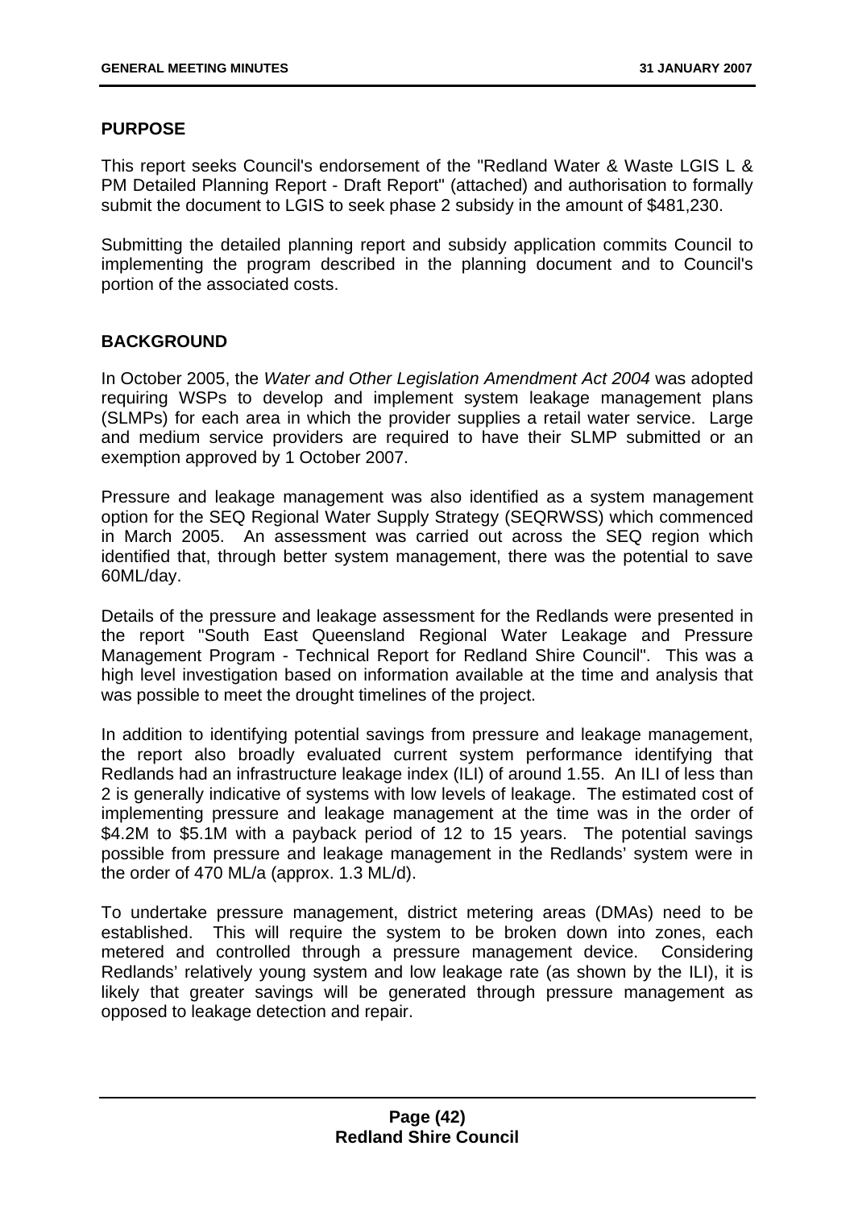## PURPOSE

This report seeks Council's endorsement of the "Redland Water & Waste LGIS L & PM Detailed Planning Report - Draft Report" (attached) and authorisation to formally submit the document to LGIS to seek phase 2 subsidy in the amount of $481,230.

Submitting the detailed planning report and subsidy application commits Council to implementing the program described in the planning document and to Council's portion of the associated costs.

## BACKGROUND

In October 2005, the *Water and Other Legislation Amendment Act 2004* was adopted requiring WSPs to develop and implement system leakage management plans (SLMPs) for each area in which the provider supplies a retail water service. Large and medium service providers are required to have their SLMP submitted or an exemption approved by 1 October 2007.

Pressure and leakage management was also identified as a system management option for the SEQ Regional Water Supply Strategy (SEQRWSS) which commenced in March 2005. An assessment was carried out across the SEQ region which identified that, through better system management, there was the potential to save 60ML/day.

Details of the pressure and leakage assessment for the Redlands were presented in the report "South East Queensland Regional Water Leakage and Pressure Management Program - Technical Report for Redland Shire Council". This was a high level investigation based on information available at the time and analysis that was possible to meet the drought timelines of the project.

In addition to identifying potential savings from pressure and leakage management, the report also broadly evaluated current system performance identifying that Redlands had an infrastructure leakage index (ILI) of around 1.55. An ILI of less than 2 is generally indicative of systems with low levels of leakage. The estimated cost of implementing pressure and leakage management at the time was in the order of $4.2M to $5.1M with a payback period of 12 to 15 years. The potential savings possible from pressure and leakage management in the Redlands' system were in the order of 470 ML/a (approx. 1.3 ML/d).

To undertake pressure management, district metering areas (DMAs) need to be established. This will require the system to be broken down into zones, each metered and controlled through a pressure management device. Considering Redlands' relatively young system and low leakage rate (as shown by the ILI), it is likely that greater savings will be generated through pressure management as opposed to leakage detection and repair.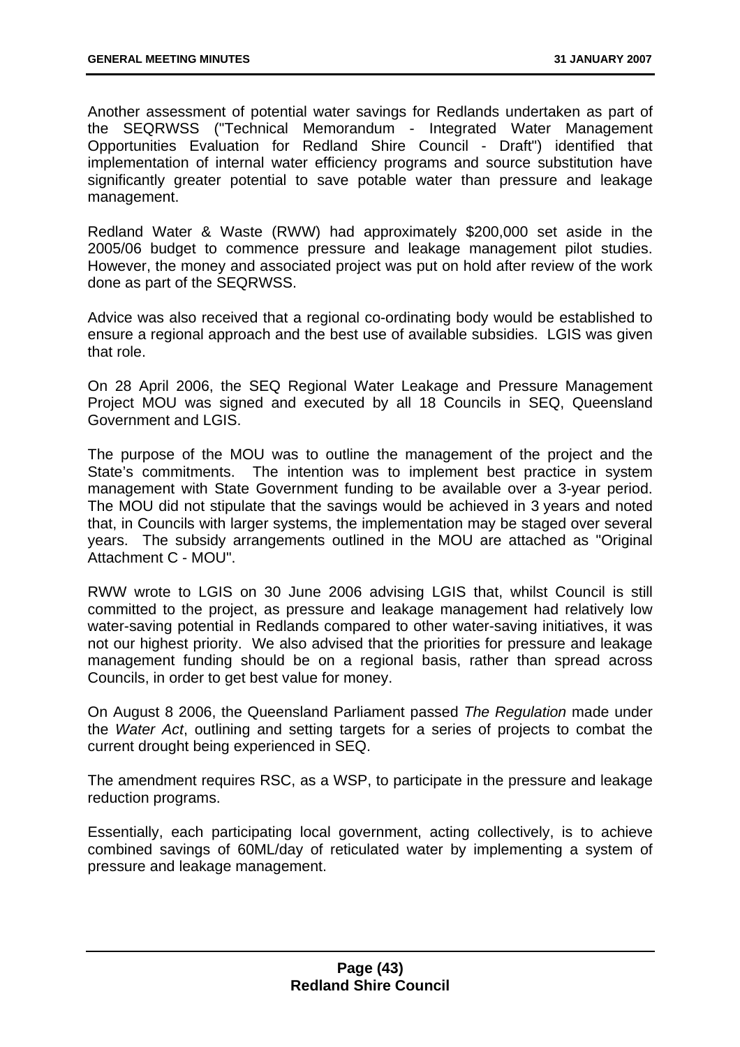Another assessment of potential water savings for Redlands undertaken as part of the SEQRWSS ("Technical Memorandum - Integrated Water Management Opportunities Evaluation for Redland Shire Council - Draft") identified that implementation of internal water efficiency programs and source substitution have significantly greater potential to save potable water than pressure and leakage management.

Redland Water & Waste (RWW) had approximately $200,000 set aside in the 2005/06 budget to commence pressure and leakage management pilot studies. However, the money and associated project was put on hold after review of the work done as part of the SEQRWSS.

Advice was also received that a regional co-ordinating body would be established to ensure a regional approach and the best use of available subsidies. LGIS was given that role.

On 28 April 2006, the SEQ Regional Water Leakage and Pressure Management Project MOU was signed and executed by all 18 Councils in SEQ, Queensland Government and LGIS.

The purpose of the MOU was to outline the management of the project and the State's commitments. The intention was to implement best practice in system management with State Government funding to be available over a 3-year period. The MOU did not stipulate that the savings would be achieved in 3 years and noted that, in Councils with larger systems, the implementation may be staged over several years. The subsidy arrangements outlined in the MOU are attached as "Original Attachment C - MOU".

RWW wrote to LGIS on 30 June 2006 advising LGIS that, whilst Council is still committed to the project, as pressure and leakage management had relatively low water-saving potential in Redlands compared to other water-saving initiatives, it was not our highest priority. We also advised that the priorities for pressure and leakage management funding should be on a regional basis, rather than spread across Councils, in order to get best value for money.

On August 8 2006, the Queensland Parliament passed *The Regulation* made under the *Water Act*, outlining and setting targets for a series of projects to combat the current drought being experienced in SEQ.

The amendment requires RSC, as a WSP, to participate in the pressure and leakage reduction programs.

Essentially, each participating local government, acting collectively, is to achieve combined savings of 60ML/day of reticulated water by implementing a system of pressure and leakage management.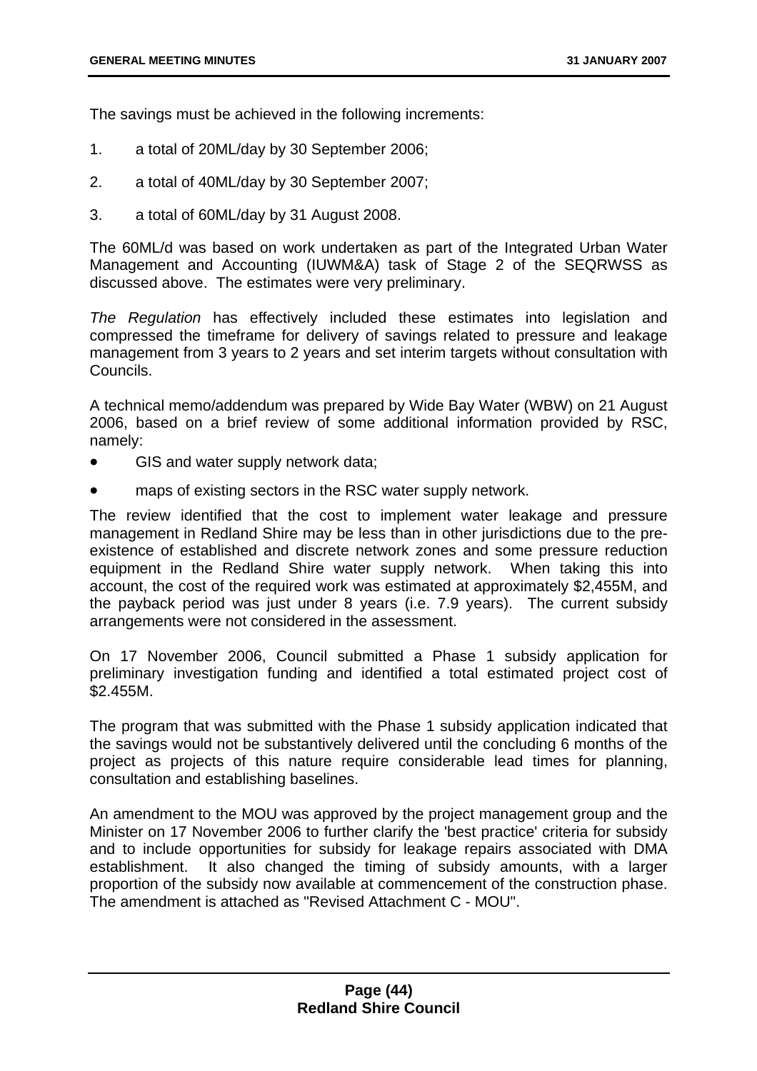The savings must be achieved in the following increments:

1. a total of 20ML/day by 30 September 2006;
2. a total of 40ML/day by 30 September 2007;
3. a total of 60ML/day by 31 August 2008.

The 60ML/d was based on work undertaken as part of the Integrated Urban Water Management and Accounting (IUWM&A) task of Stage 2 of the SEQRWSS as discussed above. The estimates were very preliminary.

*The Regulation* has effectively included these estimates into legislation and compressed the timeframe for delivery of savings related to pressure and leakage management from 3 years to 2 years and set interim targets without consultation with Councils.

A technical memo/addendum was prepared by Wide Bay Water (WBW) on 21 August 2006, based on a brief review of some additional information provided by RSC, namely:

- GIS and water supply network data;
- maps of existing sectors in the RSC water supply network.

The review identified that the cost to implement water leakage and pressure management in Redland Shire may be less than in other jurisdictions due to the pre-existence of established and discrete network zones and some pressure reduction equipment in the Redland Shire water supply network. When taking this into account, the cost of the required work was estimated at approximately $2,455M, and the payback period was just under 8 years (i.e. 7.9 years). The current subsidy arrangements were not considered in the assessment.

On 17 November 2006, Council submitted a Phase 1 subsidy application for preliminary investigation funding and identified a total estimated project cost of $2.455M.

The program that was submitted with the Phase 1 subsidy application indicated that the savings would not be substantively delivered until the concluding 6 months of the project as projects of this nature require considerable lead times for planning, consultation and establishing baselines.

An amendment to the MOU was approved by the project management group and the Minister on 17 November 2006 to further clarify the 'best practice' criteria for subsidy and to include opportunities for subsidy for leakage repairs associated with DMA establishment. It also changed the timing of subsidy amounts, with a larger proportion of the subsidy now available at commencement of the construction phase. The amendment is attached as "Revised Attachment C - MOU".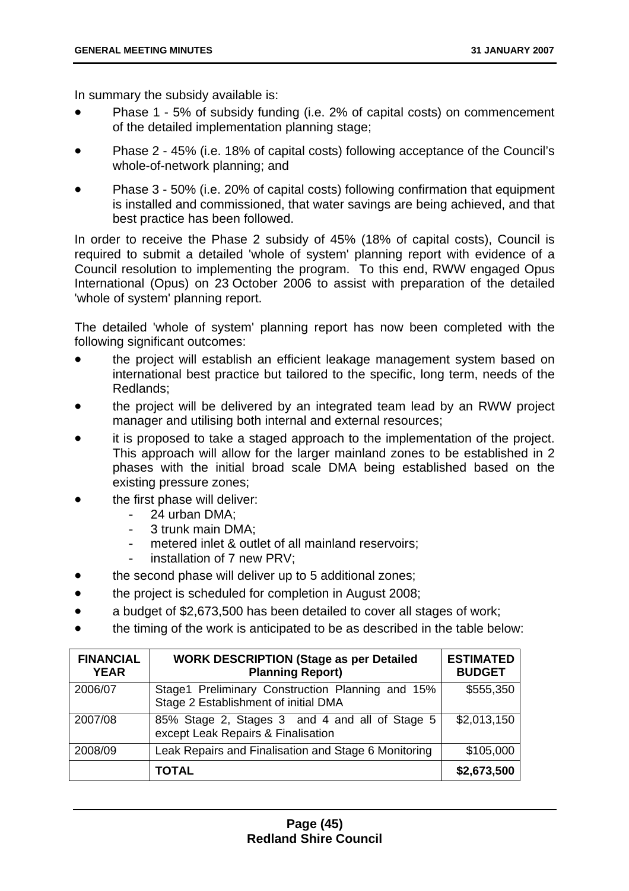In summary the subsidy available is:

- Phase 1 - 5% of subsidy funding (i.e. 2% of capital costs) on commencement of the detailed implementation planning stage;
- Phase 2 - 45% (i.e. 18% of capital costs) following acceptance of the Council's whole-of-network planning; and
- Phase 3 - 50% (i.e. 20% of capital costs) following confirmation that equipment is installed and commissioned, that water savings are being achieved, and that best practice has been followed.

In order to receive the Phase 2 subsidy of 45% (18% of capital costs), Council is required to submit a detailed 'whole of system' planning report with evidence of a Council resolution to implementing the program. To this end, RWW engaged Opus International (Opus) on 23 October 2006 to assist with preparation of the detailed 'whole of system' planning report.

The detailed 'whole of system' planning report has now been completed with the following significant outcomes:

- the project will establish an efficient leakage management system based on international best practice but tailored to the specific, long term, needs of the Redlands;
- the project will be delivered by an integrated team lead by an RWW project manager and utilising both internal and external resources;
- it is proposed to take a staged approach to the implementation of the project. This approach will allow for the larger mainland zones to be established in 2 phases with the initial broad scale DMA being established based on the existing pressure zones;
- the first phase will deliver:
  - 24 urban DMA;
  - 3 trunk main DMA;
  - metered inlet & outlet of all mainland reservoirs;
  - installation of 7 new PRV;
- the second phase will deliver up to 5 additional zones;
- the project is scheduled for completion in August 2008;
- a budget of $2,673,500 has been detailed to cover all stages of work;
- the timing of the work is anticipated to be as described in the table below:

| FINANCIAL YEAR | WORK DESCRIPTION (Stage as per Detailed Planning Report) | ESTIMATED BUDGET |
|---|---|---|
| 2006/07 | Stage1 Preliminary Construction Planning and 15% Stage 2 Establishment of initial DMA | $555,350 |
| 2007/08 | 85% Stage 2, Stages 3 and 4 and all of Stage 5 except Leak Repairs & Finalisation | $2,013,150 |
| 2008/09 | Leak Repairs and Finalisation and Stage 6 Monitoring | $105,000 |
| | **TOTAL** | **$2,673,500** |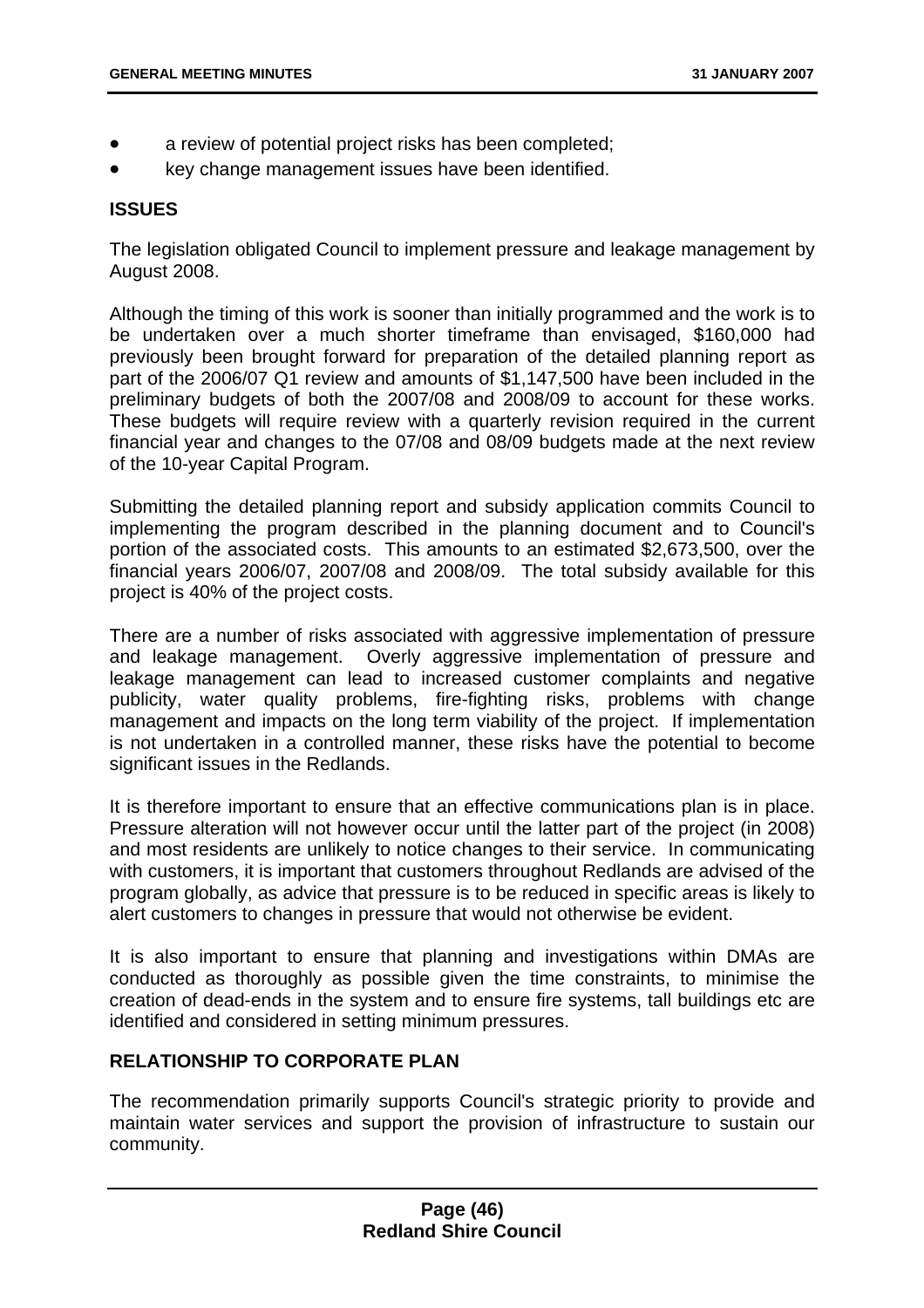- a review of potential project risks has been completed;
- key change management issues have been identified.

## ISSUES

The legislation obligated Council to implement pressure and leakage management by August 2008.

Although the timing of this work is sooner than initially programmed and the work is to be undertaken over a much shorter timeframe than envisaged, $160,000 had previously been brought forward for preparation of the detailed planning report as part of the 2006/07 Q1 review and amounts of $1,147,500 have been included in the preliminary budgets of both the 2007/08 and 2008/09 to account for these works. These budgets will require review with a quarterly revision required in the current financial year and changes to the 07/08 and 08/09 budgets made at the next review of the 10-year Capital Program.

Submitting the detailed planning report and subsidy application commits Council to implementing the program described in the planning document and to Council's portion of the associated costs. This amounts to an estimated $2,673,500, over the financial years 2006/07, 2007/08 and 2008/09. The total subsidy available for this project is 40% of the project costs.

There are a number of risks associated with aggressive implementation of pressure and leakage management. Overly aggressive implementation of pressure and leakage management can lead to increased customer complaints and negative publicity, water quality problems, fire-fighting risks, problems with change management and impacts on the long term viability of the project. If implementation is not undertaken in a controlled manner, these risks have the potential to become significant issues in the Redlands.

It is therefore important to ensure that an effective communications plan is in place. Pressure alteration will not however occur until the latter part of the project (in 2008) and most residents are unlikely to notice changes to their service. In communicating with customers, it is important that customers throughout Redlands are advised of the program globally, as advice that pressure is to be reduced in specific areas is likely to alert customers to changes in pressure that would not otherwise be evident.

It is also important to ensure that planning and investigations within DMAs are conducted as thoroughly as possible given the time constraints, to minimise the creation of dead-ends in the system and to ensure fire systems, tall buildings etc are identified and considered in setting minimum pressures.

## RELATIONSHIP TO CORPORATE PLAN

The recommendation primarily supports Council's strategic priority to provide and maintain water services and support the provision of infrastructure to sustain our community.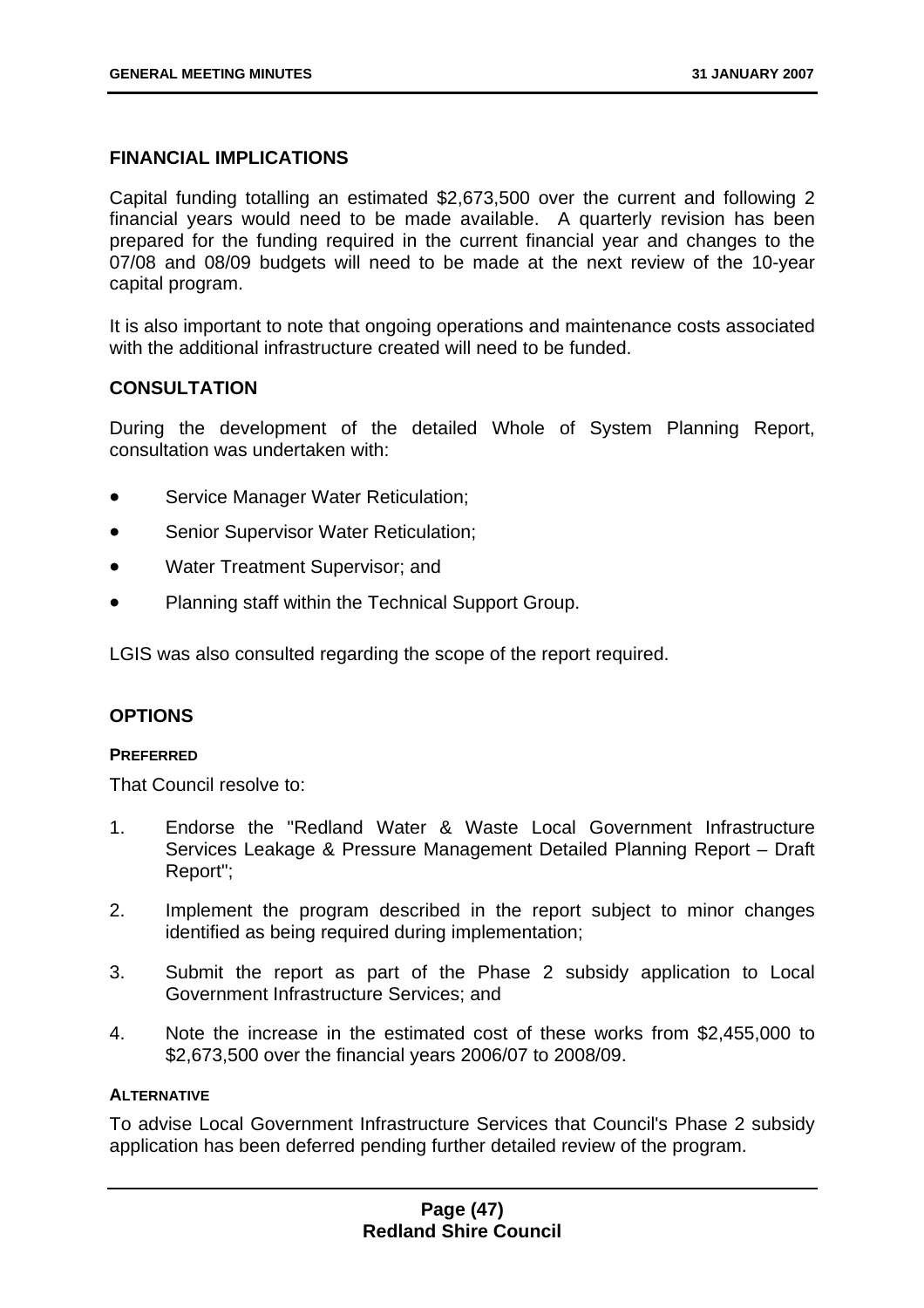### FINANCIAL IMPLICATIONS

Capital funding totalling an estimated $2,673,500 over the current and following 2 financial years would need to be made available. A quarterly revision has been prepared for the funding required in the current financial year and changes to the 07/08 and 08/09 budgets will need to be made at the next review of the 10-year capital program.

It is also important to note that ongoing operations and maintenance costs associated with the additional infrastructure created will need to be funded.

### CONSULTATION

During the development of the detailed Whole of System Planning Report, consultation was undertaken with:

- Service Manager Water Reticulation;
- Senior Supervisor Water Reticulation;
- Water Treatment Supervisor; and
- Planning staff within the Technical Support Group.

LGIS was also consulted regarding the scope of the report required.

### OPTIONS

#### PREFERRED

That Council resolve to:

1. Endorse the "Redland Water & Waste Local Government Infrastructure Services Leakage & Pressure Management Detailed Planning Report – Draft Report";
2. Implement the program described in the report subject to minor changes identified as being required during implementation;
3. Submit the report as part of the Phase 2 subsidy application to Local Government Infrastructure Services; and
4. Note the increase in the estimated cost of these works from $2,455,000 to $2,673,500 over the financial years 2006/07 to 2008/09.

#### ALTERNATIVE

To advise Local Government Infrastructure Services that Council's Phase 2 subsidy application has been deferred pending further detailed review of the program.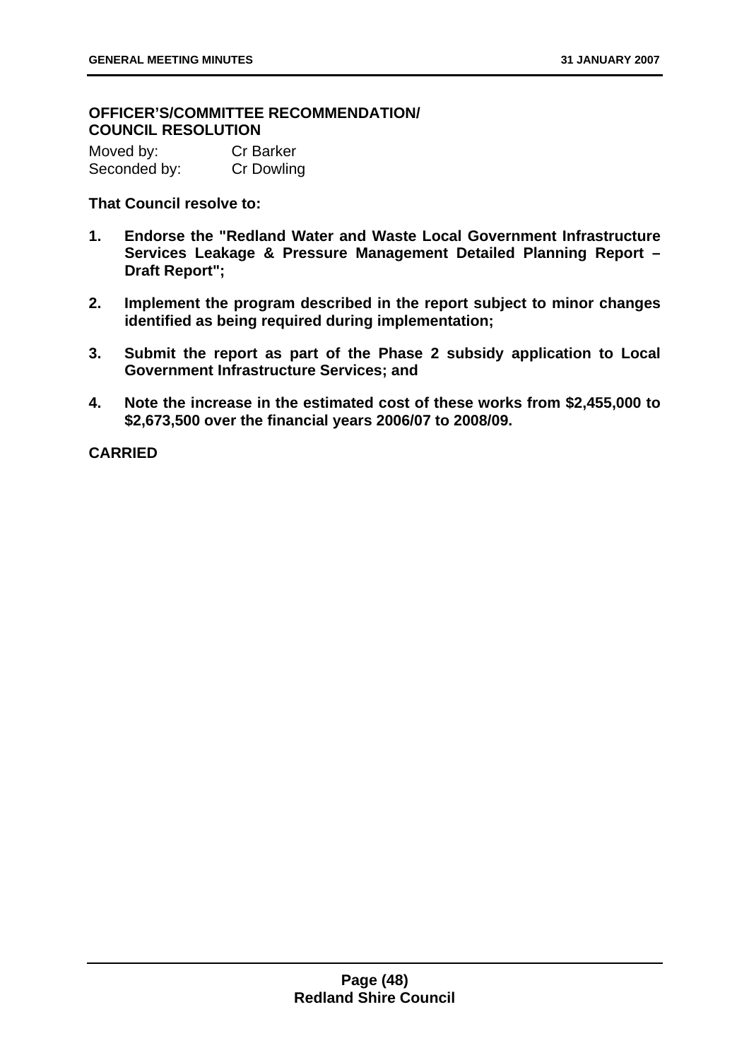**OFFICER'S/COMMITTEE RECOMMENDATION/**
**COUNCIL RESOLUTION**

Moved by: Cr Barker
Seconded by: Cr Dowling

**That Council resolve to:**

1. **Endorse the "Redland Water and Waste Local Government Infrastructure Services Leakage & Pressure Management Detailed Planning Report – Draft Report";**

2. **Implement the program described in the report subject to minor changes identified as being required during implementation;**

3. **Submit the report as part of the Phase 2 subsidy application to Local Government Infrastructure Services; and**

4. **Note the increase in the estimated cost of these works from $2,455,000 to $2,673,500 over the financial years 2006/07 to 2008/09.**

**CARRIED**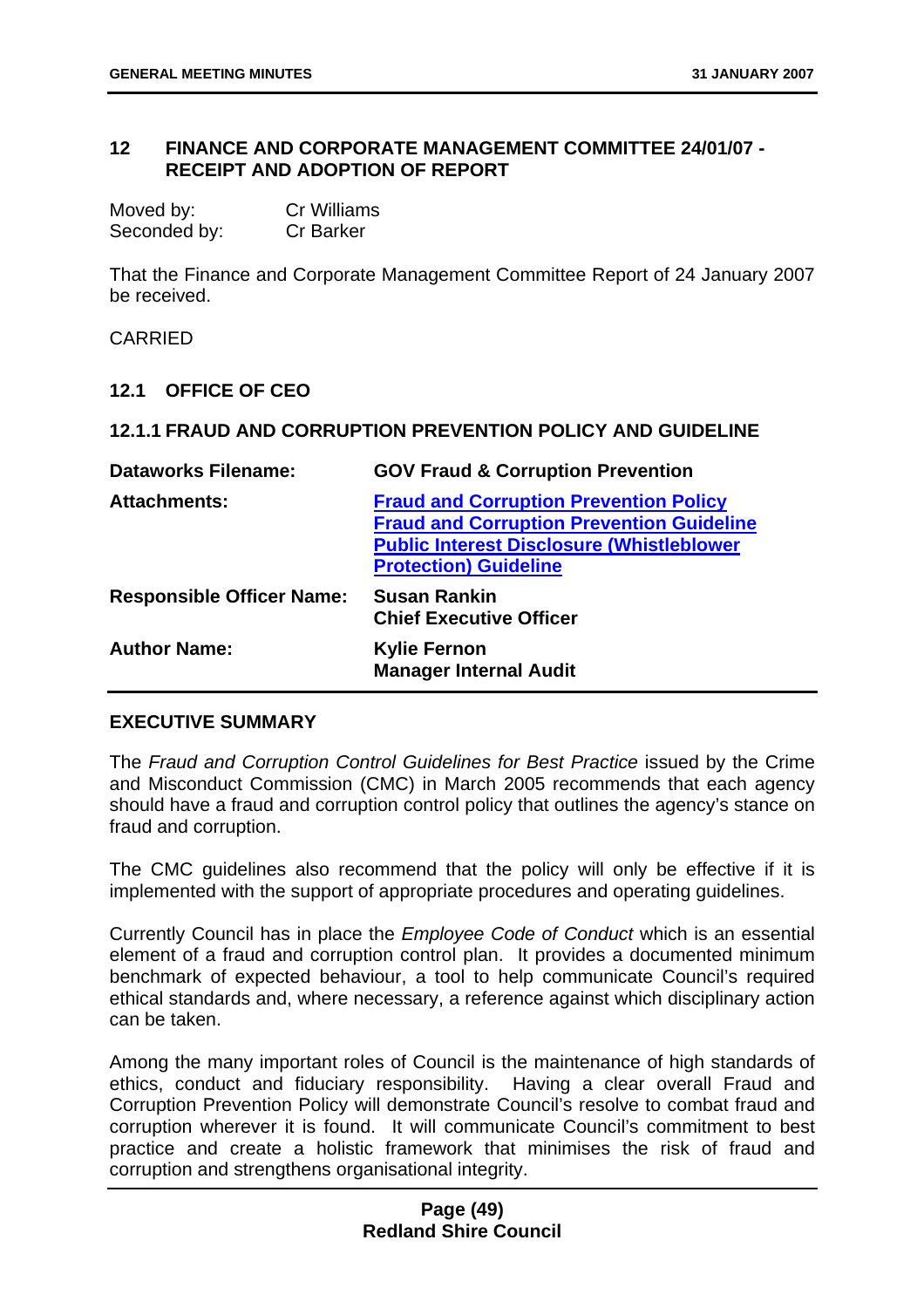## 12 FINANCE AND CORPORATE MANAGEMENT COMMITTEE 24/01/07 - RECEIPT AND ADOPTION OF REPORT

| | |
|---|---|
| Moved by: | Cr Williams |
| Seconded by: | Cr Barker |

That the Finance and Corporate Management Committee Report of 24 January 2007 be received.

CARRIED

### 12.1 OFFICE OF CEO

#### 12.1.1 FRAUD AND CORRUPTION PREVENTION POLICY AND GUIDELINE

| | |
|---|---|
| **Dataworks Filename:** | **GOV Fraud & Corruption Prevention** |
| **Attachments:** | **Fraud and Corruption Prevention Policy**<br>**Fraud and Corruption Prevention Guideline**<br>**Public Interest Disclosure (Whistleblower Protection) Guideline** |
| **Responsible Officer Name:** | **Susan Rankin**<br>**Chief Executive Officer** |
| **Author Name:** | **Kylie Fernon**<br>**Manager Internal Audit** |

**EXECUTIVE SUMMARY**

The *Fraud and Corruption Control Guidelines for Best Practice* issued by the Crime and Misconduct Commission (CMC) in March 2005 recommends that each agency should have a fraud and corruption control policy that outlines the agency's stance on fraud and corruption.

The CMC guidelines also recommend that the policy will only be effective if it is implemented with the support of appropriate procedures and operating guidelines.

Currently Council has in place the *Employee Code of Conduct* which is an essential element of a fraud and corruption control plan. It provides a documented minimum benchmark of expected behaviour, a tool to help communicate Council's required ethical standards and, where necessary, a reference against which disciplinary action can be taken.

Among the many important roles of Council is the maintenance of high standards of ethics, conduct and fiduciary responsibility. Having a clear overall Fraud and Corruption Prevention Policy will demonstrate Council's resolve to combat fraud and corruption wherever it is found. It will communicate Council's commitment to best practice and create a holistic framework that minimises the risk of fraud and corruption and strengthens organisational integrity.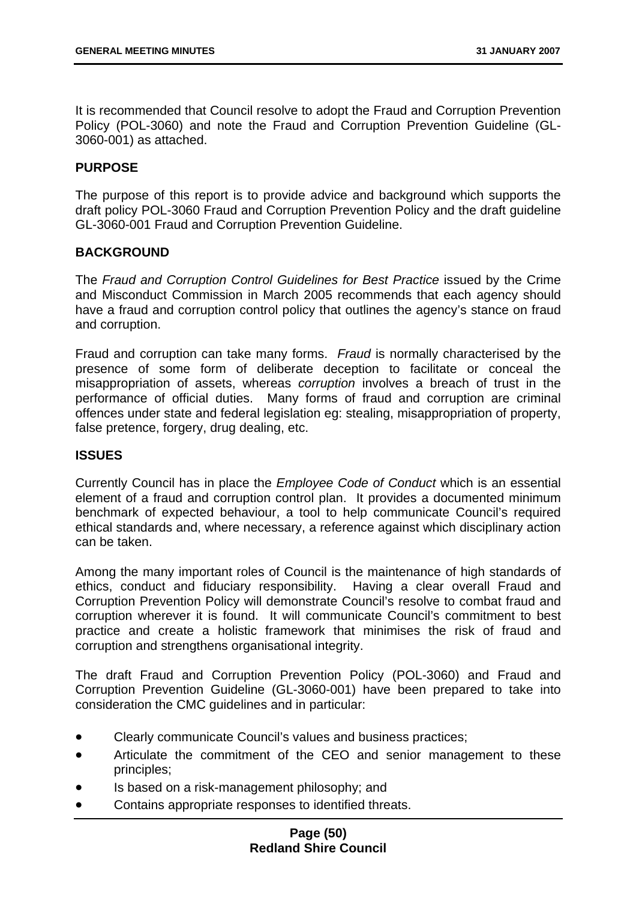It is recommended that Council resolve to adopt the Fraud and Corruption Prevention Policy (POL-3060) and note the Fraud and Corruption Prevention Guideline (GL-3060-001) as attached.

## PURPOSE

The purpose of this report is to provide advice and background which supports the draft policy POL-3060 Fraud and Corruption Prevention Policy and the draft guideline GL-3060-001 Fraud and Corruption Prevention Guideline.

## BACKGROUND

The *Fraud and Corruption Control Guidelines for Best Practice* issued by the Crime and Misconduct Commission in March 2005 recommends that each agency should have a fraud and corruption control policy that outlines the agency's stance on fraud and corruption.

Fraud and corruption can take many forms. *Fraud* is normally characterised by the presence of some form of deliberate deception to facilitate or conceal the misappropriation of assets, whereas *corruption* involves a breach of trust in the performance of official duties. Many forms of fraud and corruption are criminal offences under state and federal legislation eg: stealing, misappropriation of property, false pretence, forgery, drug dealing, etc.

## ISSUES

Currently Council has in place the *Employee Code of Conduct* which is an essential element of a fraud and corruption control plan. It provides a documented minimum benchmark of expected behaviour, a tool to help communicate Council's required ethical standards and, where necessary, a reference against which disciplinary action can be taken.

Among the many important roles of Council is the maintenance of high standards of ethics, conduct and fiduciary responsibility. Having a clear overall Fraud and Corruption Prevention Policy will demonstrate Council's resolve to combat fraud and corruption wherever it is found. It will communicate Council's commitment to best practice and create a holistic framework that minimises the risk of fraud and corruption and strengthens organisational integrity.

The draft Fraud and Corruption Prevention Policy (POL-3060) and Fraud and Corruption Prevention Guideline (GL-3060-001) have been prepared to take into consideration the CMC guidelines and in particular:

- Clearly communicate Council's values and business practices;
- Articulate the commitment of the CEO and senior management to these principles;
- Is based on a risk-management philosophy; and
- Contains appropriate responses to identified threats.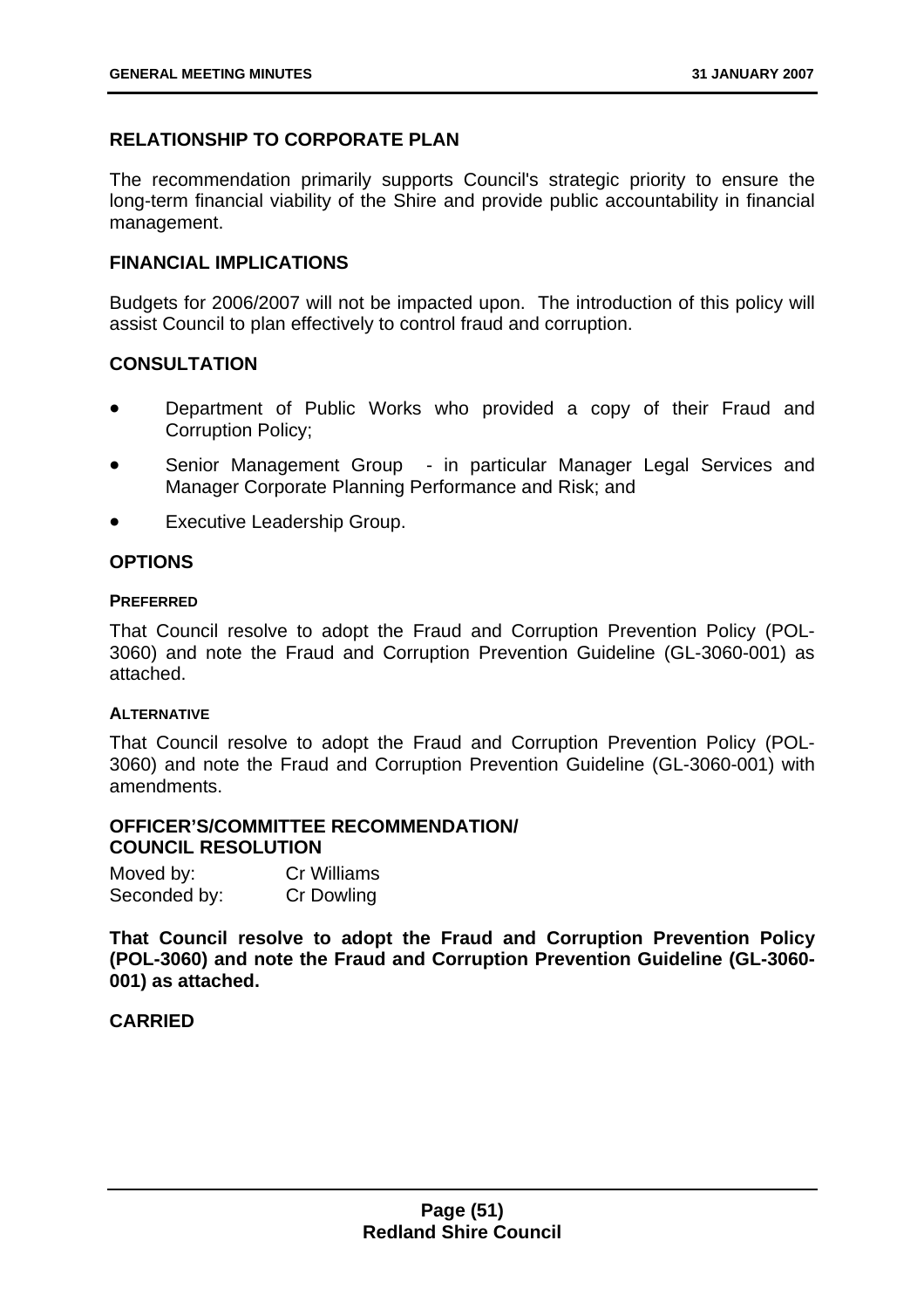## RELATIONSHIP TO CORPORATE PLAN

The recommendation primarily supports Council's strategic priority to ensure the long-term financial viability of the Shire and provide public accountability in financial management.

## FINANCIAL IMPLICATIONS

Budgets for 2006/2007 will not be impacted upon. The introduction of this policy will assist Council to plan effectively to control fraud and corruption.

## CONSULTATION

- Department of Public Works who provided a copy of their Fraud and Corruption Policy;
- Senior Management Group - in particular Manager Legal Services and Manager Corporate Planning Performance and Risk; and
- Executive Leadership Group.

## OPTIONS

### PREFERRED

That Council resolve to adopt the Fraud and Corruption Prevention Policy (POL-3060) and note the Fraud and Corruption Prevention Guideline (GL-3060-001) as attached.

### ALTERNATIVE

That Council resolve to adopt the Fraud and Corruption Prevention Policy (POL-3060) and note the Fraud and Corruption Prevention Guideline (GL-3060-001) with amendments.

## OFFICER'S/COMMITTEE RECOMMENDATION/ COUNCIL RESOLUTION

Moved by: Cr Williams
Seconded by: Cr Dowling

**That Council resolve to adopt the Fraud and Corruption Prevention Policy (POL-3060) and note the Fraud and Corruption Prevention Guideline (GL-3060-001) as attached.**

**CARRIED**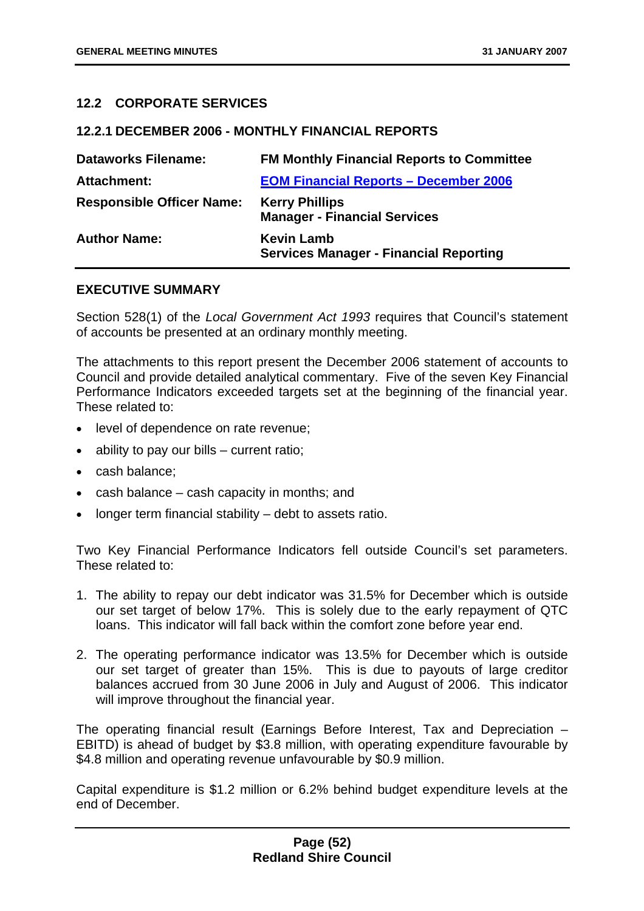## 12.2 CORPORATE SERVICES

### 12.2.1 DECEMBER 2006 - MONTHLY FINANCIAL REPORTS

| | |
|---|---|
| **Dataworks Filename:** | **FM Monthly Financial Reports to Committee** |
| **Attachment:** | **EOM Financial Reports – December 2006** |
| **Responsible Officer Name:** | **Kerry Phillips**<br>**Manager - Financial Services** |
| **Author Name:** | **Kevin Lamb**<br>**Services Manager - Financial Reporting** |

### EXECUTIVE SUMMARY

Section 528(1) of the *Local Government Act 1993* requires that Council's statement of accounts be presented at an ordinary monthly meeting.

The attachments to this report present the December 2006 statement of accounts to Council and provide detailed analytical commentary. Five of the seven Key Financial Performance Indicators exceeded targets set at the beginning of the financial year. These related to:

- level of dependence on rate revenue;
- ability to pay our bills – current ratio;
- cash balance;
- cash balance – cash capacity in months; and
- longer term financial stability – debt to assets ratio.

Two Key Financial Performance Indicators fell outside Council's set parameters. These related to:

1. The ability to repay our debt indicator was 31.5% for December which is outside our set target of below 17%. This is solely due to the early repayment of QTC loans. This indicator will fall back within the comfort zone before year end.
2. The operating performance indicator was 13.5% for December which is outside our set target of greater than 15%. This is due to payouts of large creditor balances accrued from 30 June 2006 in July and August of 2006. This indicator will improve throughout the financial year.

The operating financial result (Earnings Before Interest, Tax and Depreciation – EBITD) is ahead of budget by $3.8 million, with operating expenditure favourable by $4.8 million and operating revenue unfavourable by $0.9 million.

Capital expenditure is $1.2 million or 6.2% behind budget expenditure levels at the end of December.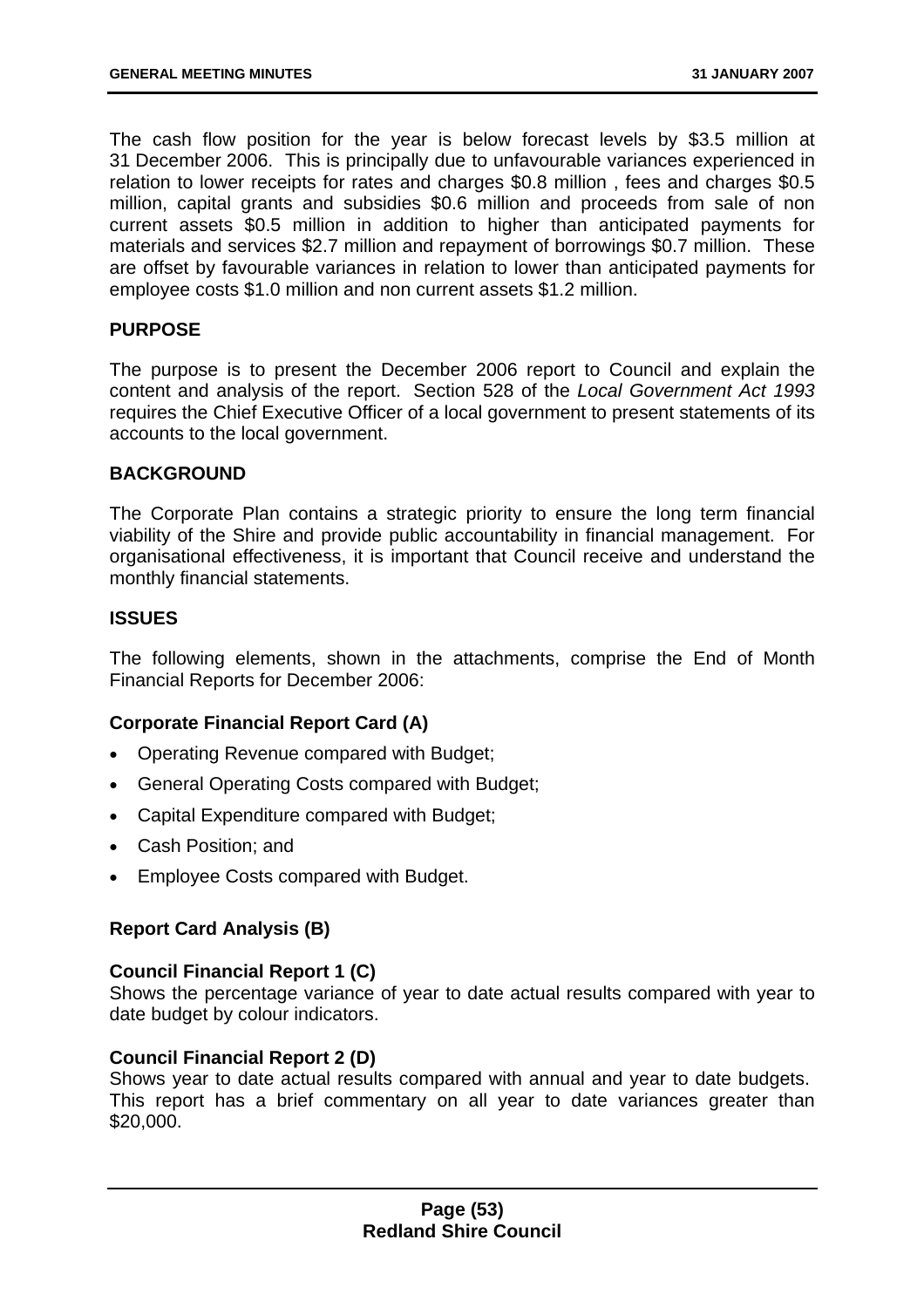The cash flow position for the year is below forecast levels by $3.5 million at 31 December 2006. This is principally due to unfavourable variances experienced in relation to lower receipts for rates and charges $0.8 million , fees and charges $0.5 million, capital grants and subsidies $0.6 million and proceeds from sale of non current assets $0.5 million in addition to higher than anticipated payments for materials and services $2.7 million and repayment of borrowings $0.7 million. These are offset by favourable variances in relation to lower than anticipated payments for employee costs $1.0 million and non current assets $1.2 million.

## PURPOSE

The purpose is to present the December 2006 report to Council and explain the content and analysis of the report. Section 528 of the *Local Government Act 1993* requires the Chief Executive Officer of a local government to present statements of its accounts to the local government.

## BACKGROUND

The Corporate Plan contains a strategic priority to ensure the long term financial viability of the Shire and provide public accountability in financial management. For organisational effectiveness, it is important that Council receive and understand the monthly financial statements.

## ISSUES

The following elements, shown in the attachments, comprise the End of Month Financial Reports for December 2006:

### Corporate Financial Report Card (A)

- Operating Revenue compared with Budget;
- General Operating Costs compared with Budget;
- Capital Expenditure compared with Budget;
- Cash Position; and
- Employee Costs compared with Budget.

### Report Card Analysis (B)

### Council Financial Report 1 (C)

Shows the percentage variance of year to date actual results compared with year to date budget by colour indicators.

### Council Financial Report 2 (D)

Shows year to date actual results compared with annual and year to date budgets. This report has a brief commentary on all year to date variances greater than $20,000.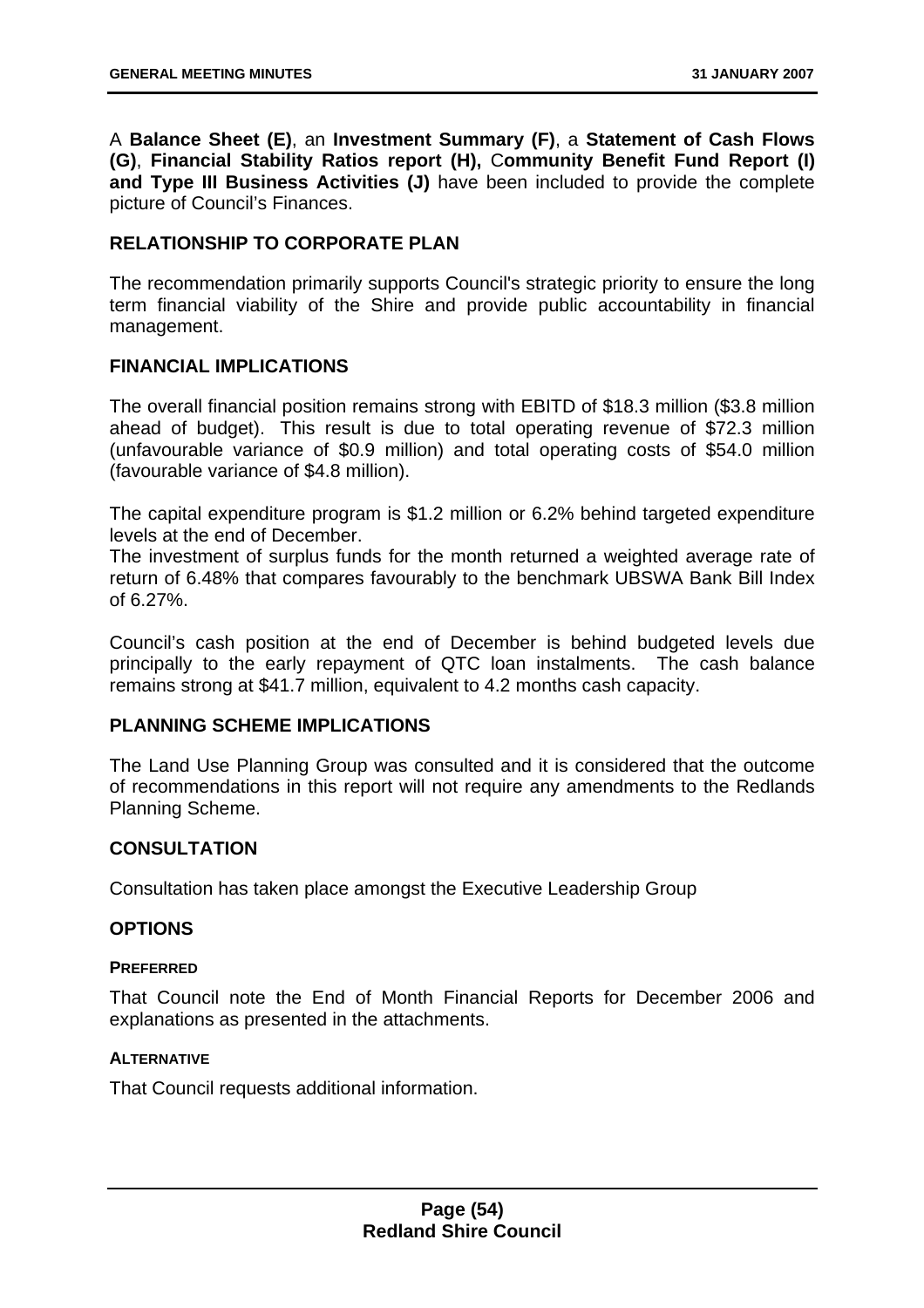A **Balance Sheet (E)**, an **Investment Summary (F)**, a **Statement of Cash Flows (G)**, **Financial Stability Ratios report (H),** C**ommunity Benefit Fund Report (I) and Type III Business Activities (J)** have been included to provide the complete picture of Council's Finances.

## RELATIONSHIP TO CORPORATE PLAN

The recommendation primarily supports Council's strategic priority to ensure the long term financial viability of the Shire and provide public accountability in financial management.

## FINANCIAL IMPLICATIONS

The overall financial position remains strong with EBITD of $18.3 million ($3.8 million ahead of budget). This result is due to total operating revenue of $72.3 million (unfavourable variance of $0.9 million) and total operating costs of $54.0 million (favourable variance of $4.8 million).

The capital expenditure program is $1.2 million or 6.2% behind targeted expenditure levels at the end of December.
The investment of surplus funds for the month returned a weighted average rate of return of 6.48% that compares favourably to the benchmark UBSWA Bank Bill Index of 6.27%.

Council's cash position at the end of December is behind budgeted levels due principally to the early repayment of QTC loan instalments. The cash balance remains strong at $41.7 million, equivalent to 4.2 months cash capacity.

## PLANNING SCHEME IMPLICATIONS

The Land Use Planning Group was consulted and it is considered that the outcome of recommendations in this report will not require any amendments to the Redlands Planning Scheme.

## CONSULTATION

Consultation has taken place amongst the Executive Leadership Group

## OPTIONS

### PREFERRED

That Council note the End of Month Financial Reports for December 2006 and explanations as presented in the attachments.

### ALTERNATIVE

That Council requests additional information.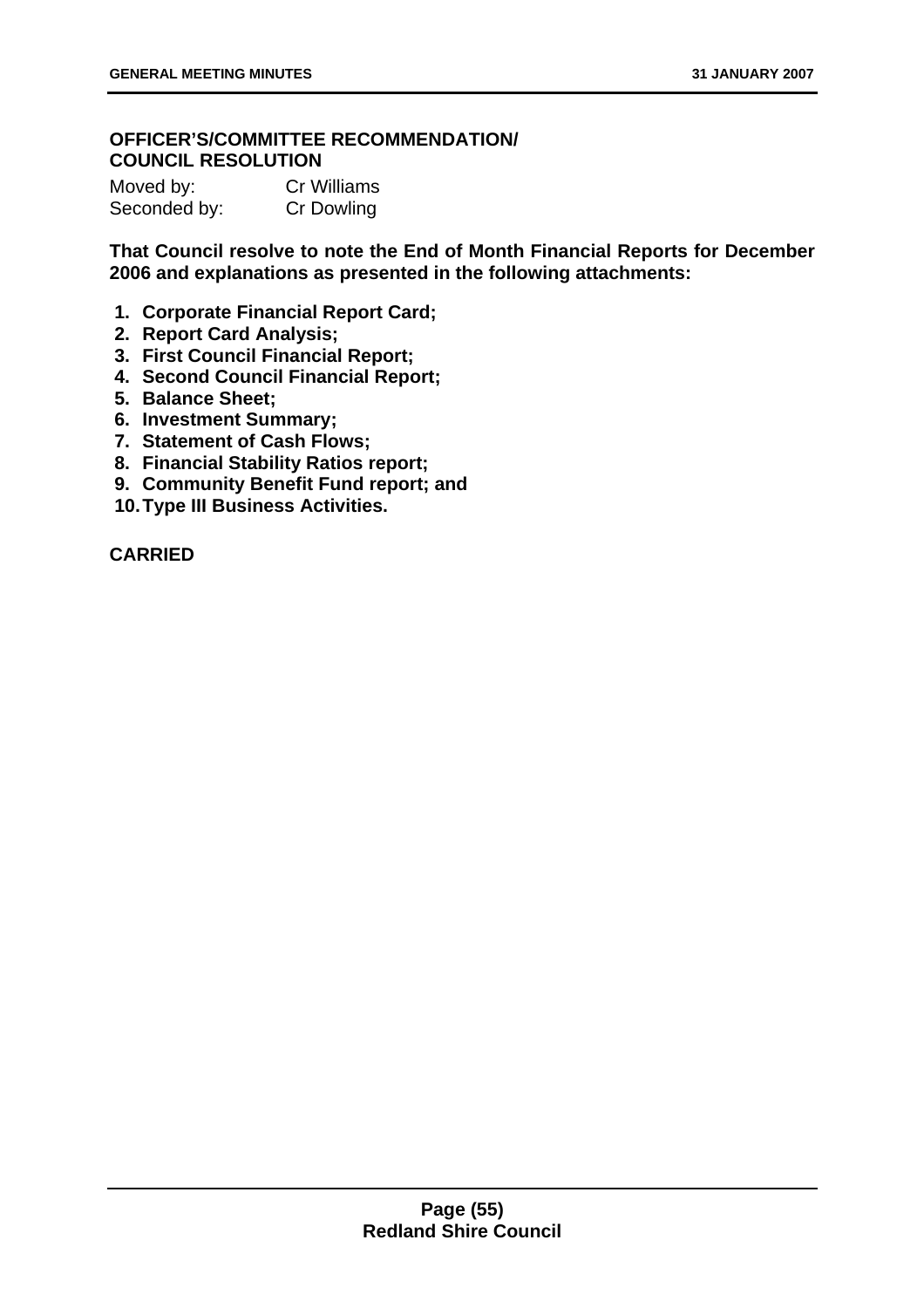**OFFICER'S/COMMITTEE RECOMMENDATION/**
**COUNCIL RESOLUTION**

| | |
|---|---|
| Moved by: | Cr Williams |
| Seconded by: | Cr Dowling |

**That Council resolve to note the End of Month Financial Reports for December 2006 and explanations as presented in the following attachments:**

1. **Corporate Financial Report Card;**
2. **Report Card Analysis;**
3. **First Council Financial Report;**
4. **Second Council Financial Report;**
5. **Balance Sheet;**
6. **Investment Summary;**
7. **Statement of Cash Flows;**
8. **Financial Stability Ratios report;**
9. **Community Benefit Fund report; and**
10. **Type III Business Activities.**

**CARRIED**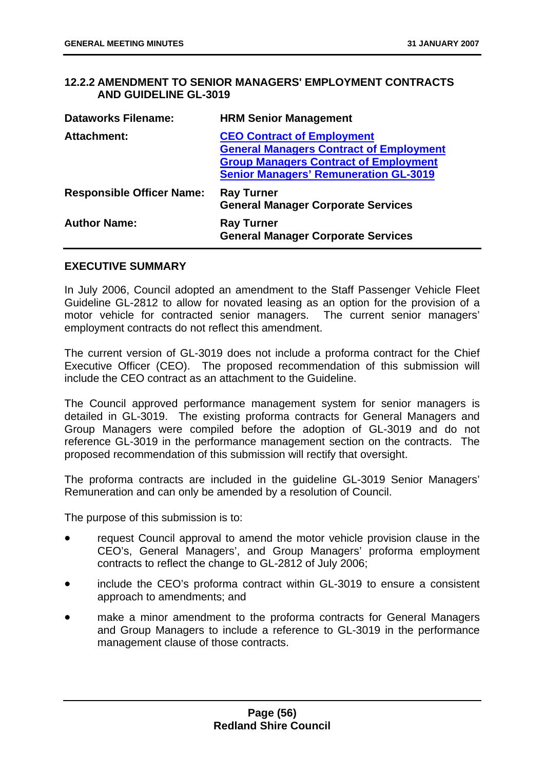## 12.2.2 AMENDMENT TO SENIOR MANAGERS' EMPLOYMENT CONTRACTS AND GUIDELINE GL-3019

| | |
|---|---|
| **Dataworks Filename:** | **HRM Senior Management** |
| **Attachment:** | **CEO Contract of Employment**<br>**General Managers Contract of Employment**<br>**Group Managers Contract of Employment**<br>**Senior Managers' Remuneration GL-3019** |
| **Responsible Officer Name:** | **Ray Turner**<br>**General Manager Corporate Services** |
| **Author Name:** | **Ray Turner**<br>**General Manager Corporate Services** |

### EXECUTIVE SUMMARY

In July 2006, Council adopted an amendment to the Staff Passenger Vehicle Fleet Guideline GL-2812 to allow for novated leasing as an option for the provision of a motor vehicle for contracted senior managers. The current senior managers' employment contracts do not reflect this amendment.

The current version of GL-3019 does not include a proforma contract for the Chief Executive Officer (CEO). The proposed recommendation of this submission will include the CEO contract as an attachment to the Guideline.

The Council approved performance management system for senior managers is detailed in GL-3019. The existing proforma contracts for General Managers and Group Managers were compiled before the adoption of GL-3019 and do not reference GL-3019 in the performance management section on the contracts. The proposed recommendation of this submission will rectify that oversight.

The proforma contracts are included in the guideline GL-3019 Senior Managers' Remuneration and can only be amended by a resolution of Council.

The purpose of this submission is to:

- request Council approval to amend the motor vehicle provision clause in the CEO's, General Managers', and Group Managers' proforma employment contracts to reflect the change to GL-2812 of July 2006;
- include the CEO's proforma contract within GL-3019 to ensure a consistent approach to amendments; and
- make a minor amendment to the proforma contracts for General Managers and Group Managers to include a reference to GL-3019 in the performance management clause of those contracts.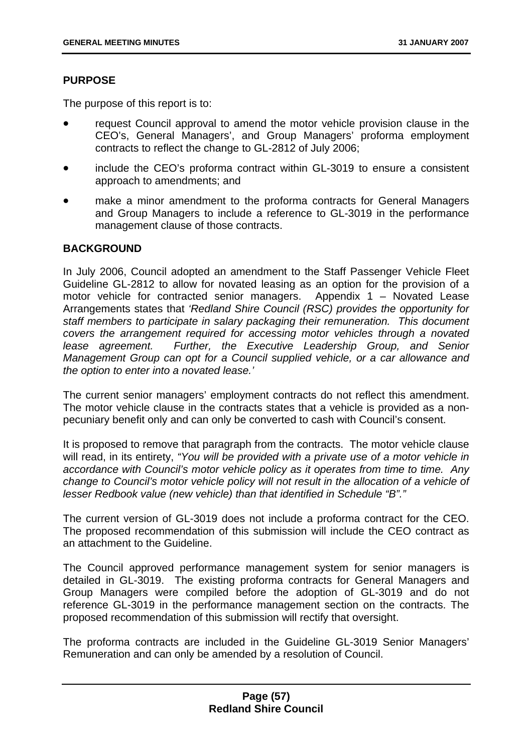**PURPOSE**

The purpose of this report is to:

- request Council approval to amend the motor vehicle provision clause in the CEO's, General Managers', and Group Managers' proforma employment contracts to reflect the change to GL-2812 of July 2006;
- include the CEO's proforma contract within GL-3019 to ensure a consistent approach to amendments; and
- make a minor amendment to the proforma contracts for General Managers and Group Managers to include a reference to GL-3019 in the performance management clause of those contracts.

**BACKGROUND**

In July 2006, Council adopted an amendment to the Staff Passenger Vehicle Fleet Guideline GL-2812 to allow for novated leasing as an option for the provision of a motor vehicle for contracted senior managers. Appendix 1 – Novated Lease Arrangements states that *'Redland Shire Council (RSC) provides the opportunity for staff members to participate in salary packaging their remuneration. This document covers the arrangement required for accessing motor vehicles through a novated lease agreement. Further, the Executive Leadership Group, and Senior Management Group can opt for a Council supplied vehicle, or a car allowance and the option to enter into a novated lease.'*

The current senior managers' employment contracts do not reflect this amendment. The motor vehicle clause in the contracts states that a vehicle is provided as a non-pecuniary benefit only and can only be converted to cash with Council's consent.

It is proposed to remove that paragraph from the contracts. The motor vehicle clause will read, in its entirety, *"You will be provided with a private use of a motor vehicle in accordance with Council's motor vehicle policy as it operates from time to time. Any change to Council's motor vehicle policy will not result in the allocation of a vehicle of lesser Redbook value (new vehicle) than that identified in Schedule "B"."*

The current version of GL-3019 does not include a proforma contract for the CEO. The proposed recommendation of this submission will include the CEO contract as an attachment to the Guideline.

The Council approved performance management system for senior managers is detailed in GL-3019. The existing proforma contracts for General Managers and Group Managers were compiled before the adoption of GL-3019 and do not reference GL-3019 in the performance management section on the contracts. The proposed recommendation of this submission will rectify that oversight.

The proforma contracts are included in the Guideline GL-3019 Senior Managers' Remuneration and can only be amended by a resolution of Council.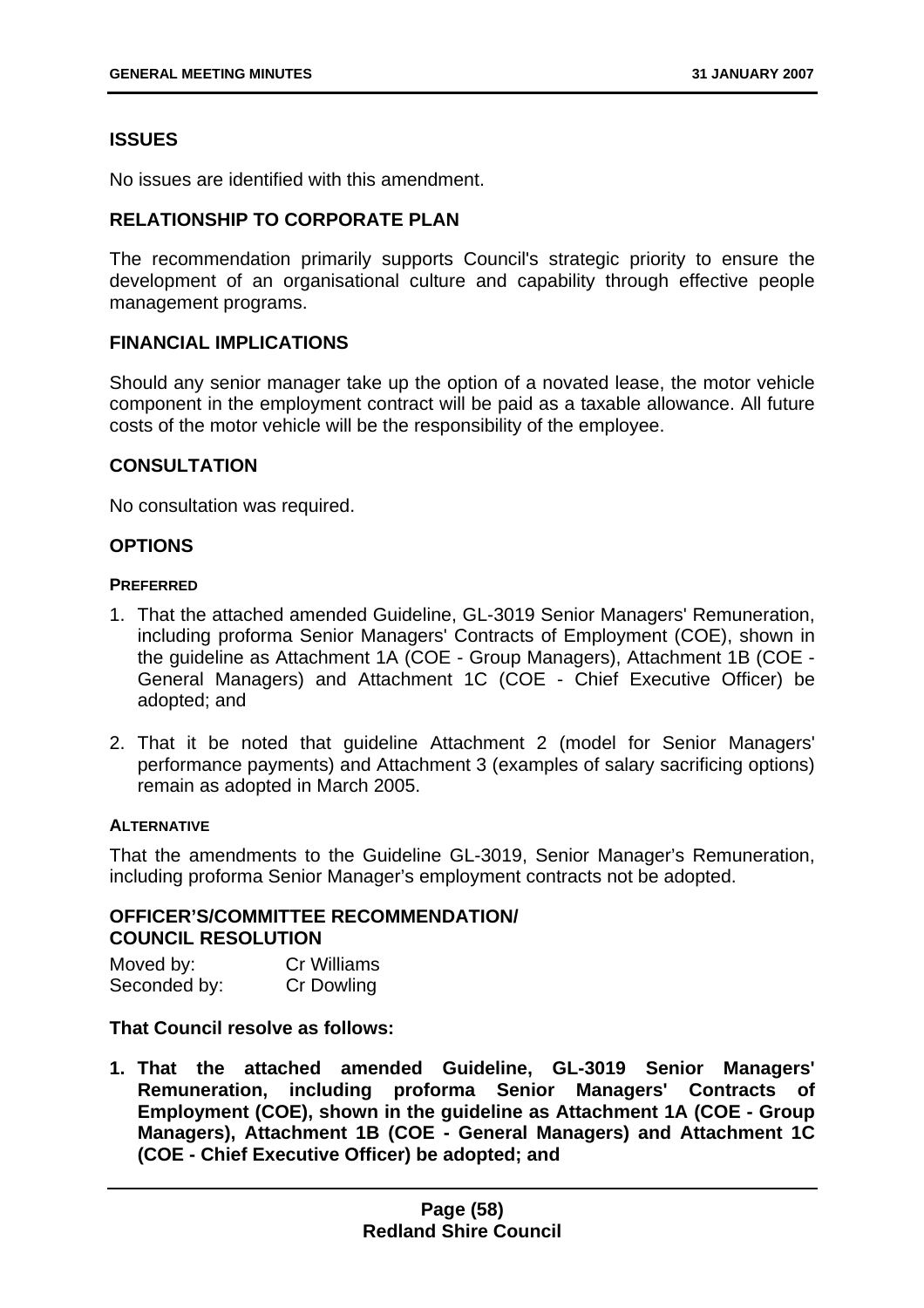### ISSUES

No issues are identified with this amendment.

### RELATIONSHIP TO CORPORATE PLAN

The recommendation primarily supports Council's strategic priority to ensure the development of an organisational culture and capability through effective people management programs.

### FINANCIAL IMPLICATIONS

Should any senior manager take up the option of a novated lease, the motor vehicle component in the employment contract will be paid as a taxable allowance. All future costs of the motor vehicle will be the responsibility of the employee.

### CONSULTATION

No consultation was required.

### OPTIONS

#### PREFERRED

1. That the attached amended Guideline, GL-3019 Senior Managers' Remuneration, including proforma Senior Managers' Contracts of Employment (COE), shown in the guideline as Attachment 1A (COE - Group Managers), Attachment 1B (COE - General Managers) and Attachment 1C (COE - Chief Executive Officer) be adopted; and

2. That it be noted that guideline Attachment 2 (model for Senior Managers' performance payments) and Attachment 3 (examples of salary sacrificing options) remain as adopted in March 2005.

#### ALTERNATIVE

That the amendments to the Guideline GL-3019, Senior Manager's Remuneration, including proforma Senior Manager's employment contracts not be adopted.

### OFFICER'S/COMMITTEE RECOMMENDATION/ COUNCIL RESOLUTION

Moved by: Cr Williams
Seconded by: Cr Dowling

**That Council resolve as follows:**

1. **That the attached amended Guideline, GL-3019 Senior Managers' Remuneration, including proforma Senior Managers' Contracts of Employment (COE), shown in the guideline as Attachment 1A (COE - Group Managers), Attachment 1B (COE - General Managers) and Attachment 1C (COE - Chief Executive Officer) be adopted; and**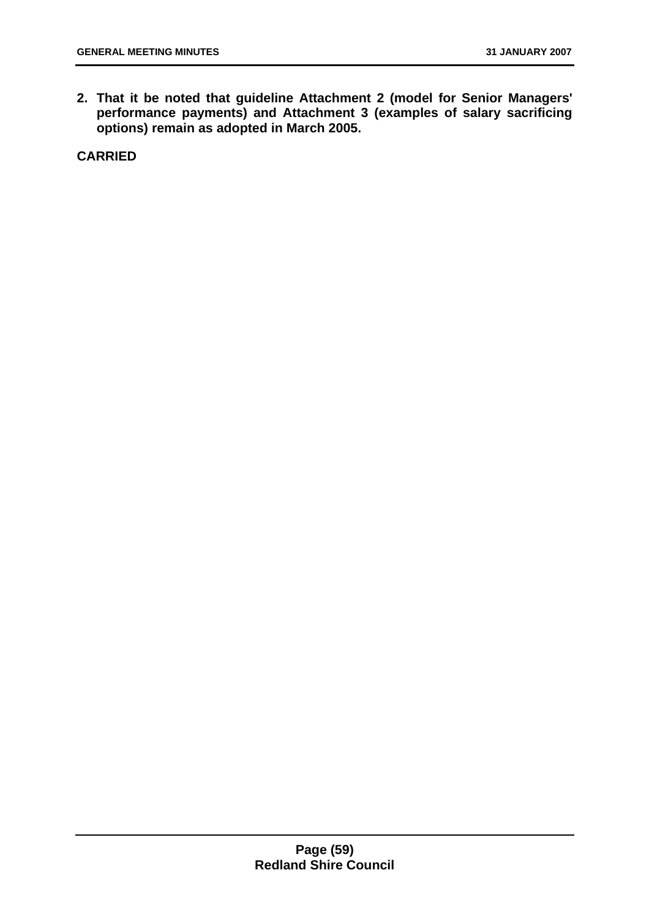**2. That it be noted that guideline Attachment 2 (model for Senior Managers' performance payments) and Attachment 3 (examples of salary sacrificing options) remain as adopted in March 2005.**

**CARRIED**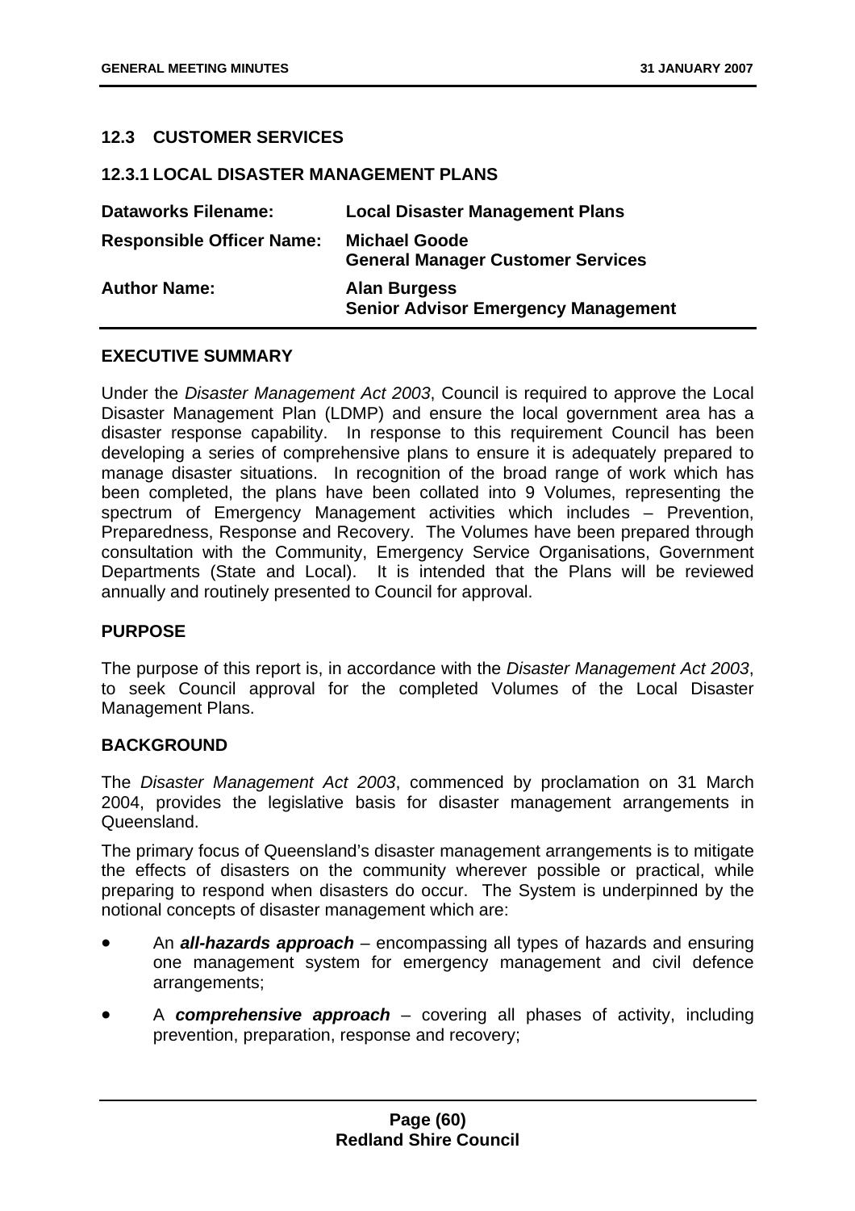## 12.3 CUSTOMER SERVICES

### 12.3.1 LOCAL DISASTER MANAGEMENT PLANS

| **Dataworks Filename:** | **Local Disaster Management Plans** |
|---|---|
| **Responsible Officer Name:** | **Michael Goode**<br>**General Manager Customer Services** |
| **Author Name:** | **Alan Burgess**<br>**Senior Advisor Emergency Management** |

**EXECUTIVE SUMMARY**

Under the *Disaster Management Act 2003*, Council is required to approve the Local Disaster Management Plan (LDMP) and ensure the local government area has a disaster response capability. In response to this requirement Council has been developing a series of comprehensive plans to ensure it is adequately prepared to manage disaster situations. In recognition of the broad range of work which has been completed, the plans have been collated into 9 Volumes, representing the spectrum of Emergency Management activities which includes – Prevention, Preparedness, Response and Recovery. The Volumes have been prepared through consultation with the Community, Emergency Service Organisations, Government Departments (State and Local). It is intended that the Plans will be reviewed annually and routinely presented to Council for approval.

**PURPOSE**

The purpose of this report is, in accordance with the *Disaster Management Act 2003*, to seek Council approval for the completed Volumes of the Local Disaster Management Plans.

**BACKGROUND**

The *Disaster Management Act 2003*, commenced by proclamation on 31 March 2004, provides the legislative basis for disaster management arrangements in Queensland.

The primary focus of Queensland's disaster management arrangements is to mitigate the effects of disasters on the community wherever possible or practical, while preparing to respond when disasters do occur. The System is underpinned by the notional concepts of disaster management which are:

- An ***all-hazards approach*** – encompassing all types of hazards and ensuring one management system for emergency management and civil defence arrangements;
- A ***comprehensive approach*** – covering all phases of activity, including prevention, preparation, response and recovery;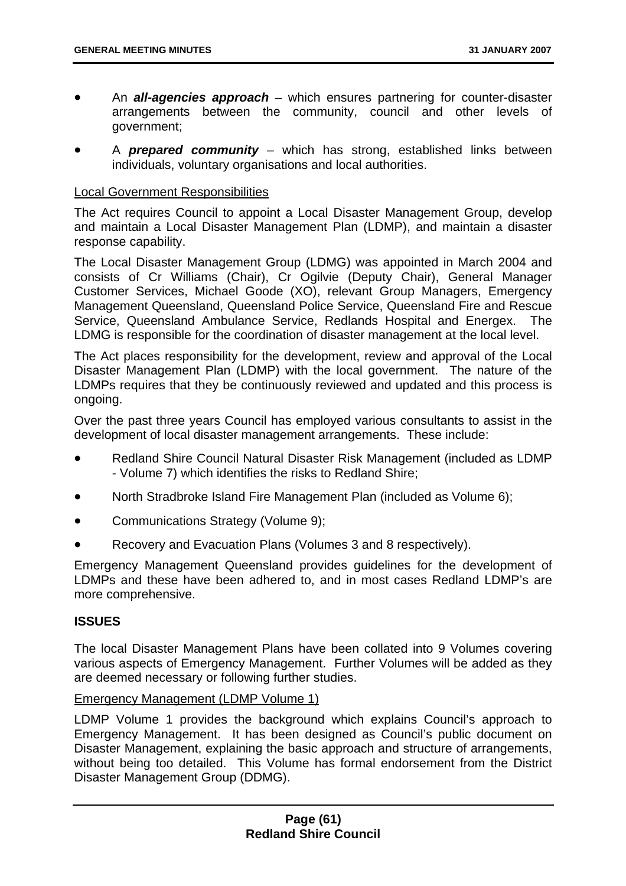- An ***all-agencies approach*** – which ensures partnering for counter-disaster arrangements between the community, council and other levels of government;
- A ***prepared community*** – which has strong, established links between individuals, voluntary organisations and local authorities.

Local Government Responsibilities

The Act requires Council to appoint a Local Disaster Management Group, develop and maintain a Local Disaster Management Plan (LDMP), and maintain a disaster response capability.

The Local Disaster Management Group (LDMG) was appointed in March 2004 and consists of Cr Williams (Chair), Cr Ogilvie (Deputy Chair), General Manager Customer Services, Michael Goode (XO), relevant Group Managers, Emergency Management Queensland, Queensland Police Service, Queensland Fire and Rescue Service, Queensland Ambulance Service, Redlands Hospital and Energex. The LDMG is responsible for the coordination of disaster management at the local level.

The Act places responsibility for the development, review and approval of the Local Disaster Management Plan (LDMP) with the local government. The nature of the LDMPs requires that they be continuously reviewed and updated and this process is ongoing.

Over the past three years Council has employed various consultants to assist in the development of local disaster management arrangements. These include:

- Redland Shire Council Natural Disaster Risk Management (included as LDMP - Volume 7) which identifies the risks to Redland Shire;
- North Stradbroke Island Fire Management Plan (included as Volume 6);
- Communications Strategy (Volume 9);
- Recovery and Evacuation Plans (Volumes 3 and 8 respectively).

Emergency Management Queensland provides guidelines for the development of LDMPs and these have been adhered to, and in most cases Redland LDMP's are more comprehensive.

**ISSUES**

The local Disaster Management Plans have been collated into 9 Volumes covering various aspects of Emergency Management. Further Volumes will be added as they are deemed necessary or following further studies.

Emergency Management (LDMP Volume 1)

LDMP Volume 1 provides the background which explains Council's approach to Emergency Management. It has been designed as Council's public document on Disaster Management, explaining the basic approach and structure of arrangements, without being too detailed. This Volume has formal endorsement from the District Disaster Management Group (DDMG).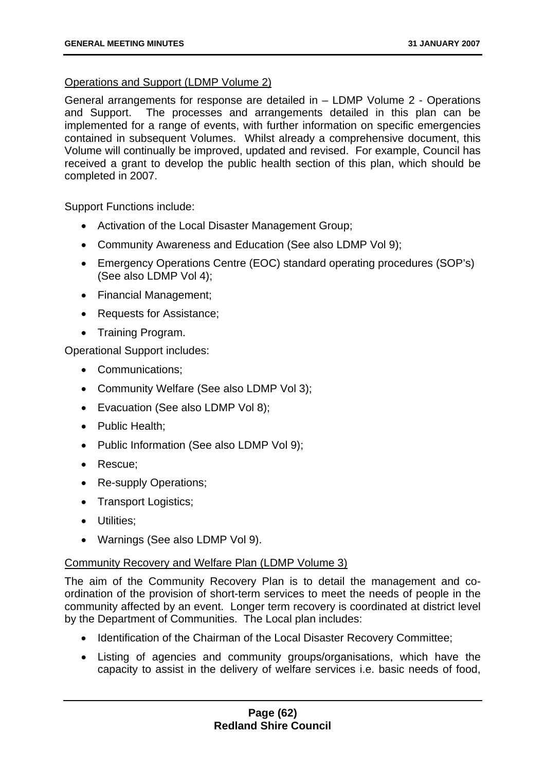<u>Operations and Support (LDMP Volume 2)</u>

General arrangements for response are detailed in – LDMP Volume 2 - Operations and Support. The processes and arrangements detailed in this plan can be implemented for a range of events, with further information on specific emergencies contained in subsequent Volumes. Whilst already a comprehensive document, this Volume will continually be improved, updated and revised. For example, Council has received a grant to develop the public health section of this plan, which should be completed in 2007.

Support Functions include:

- Activation of the Local Disaster Management Group;
- Community Awareness and Education (See also LDMP Vol 9);
- Emergency Operations Centre (EOC) standard operating procedures (SOP's) (See also LDMP Vol 4);
- Financial Management;
- Requests for Assistance;
- Training Program.

Operational Support includes:

- Communications;
- Community Welfare (See also LDMP Vol 3);
- Evacuation (See also LDMP Vol 8);
- Public Health;
- Public Information (See also LDMP Vol 9);
- Rescue;
- Re-supply Operations;
- Transport Logistics;
- Utilities;
- Warnings (See also LDMP Vol 9).

<u>Community Recovery and Welfare Plan (LDMP Volume 3)</u>

The aim of the Community Recovery Plan is to detail the management and co-ordination of the provision of short-term services to meet the needs of people in the community affected by an event. Longer term recovery is coordinated at district level by the Department of Communities. The Local plan includes:

- Identification of the Chairman of the Local Disaster Recovery Committee;
- Listing of agencies and community groups/organisations, which have the capacity to assist in the delivery of welfare services i.e. basic needs of food,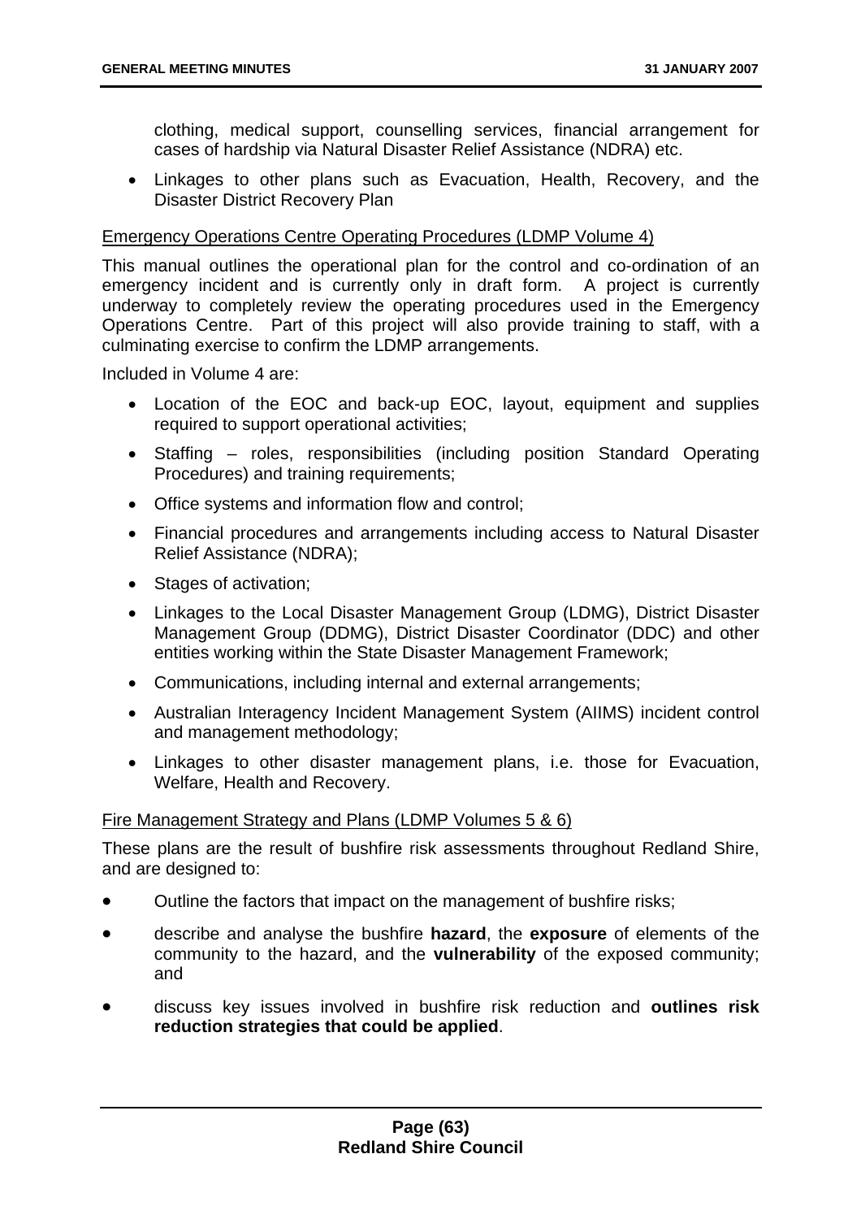clothing, medical support, counselling services, financial arrangement for cases of hardship via Natural Disaster Relief Assistance (NDRA) etc.

- Linkages to other plans such as Evacuation, Health, Recovery, and the Disaster District Recovery Plan

<u>Emergency Operations Centre Operating Procedures (LDMP Volume 4)</u>

This manual outlines the operational plan for the control and co-ordination of an emergency incident and is currently only in draft form. A project is currently underway to completely review the operating procedures used in the Emergency Operations Centre. Part of this project will also provide training to staff, with a culminating exercise to confirm the LDMP arrangements.

Included in Volume 4 are:

- Location of the EOC and back-up EOC, layout, equipment and supplies required to support operational activities;
- Staffing – roles, responsibilities (including position Standard Operating Procedures) and training requirements;
- Office systems and information flow and control;
- Financial procedures and arrangements including access to Natural Disaster Relief Assistance (NDRA);
- Stages of activation;
- Linkages to the Local Disaster Management Group (LDMG), District Disaster Management Group (DDMG), District Disaster Coordinator (DDC) and other entities working within the State Disaster Management Framework;
- Communications, including internal and external arrangements;
- Australian Interagency Incident Management System (AIIMS) incident control and management methodology;
- Linkages to other disaster management plans, i.e. those for Evacuation, Welfare, Health and Recovery.

<u>Fire Management Strategy and Plans (LDMP Volumes 5 & 6)</u>

These plans are the result of bushfire risk assessments throughout Redland Shire, and are designed to:

- Outline the factors that impact on the management of bushfire risks;
- describe and analyse the bushfire **hazard**, the **exposure** of elements of the community to the hazard, and the **vulnerability** of the exposed community; and
- discuss key issues involved in bushfire risk reduction and **outlines risk reduction strategies that could be applied**.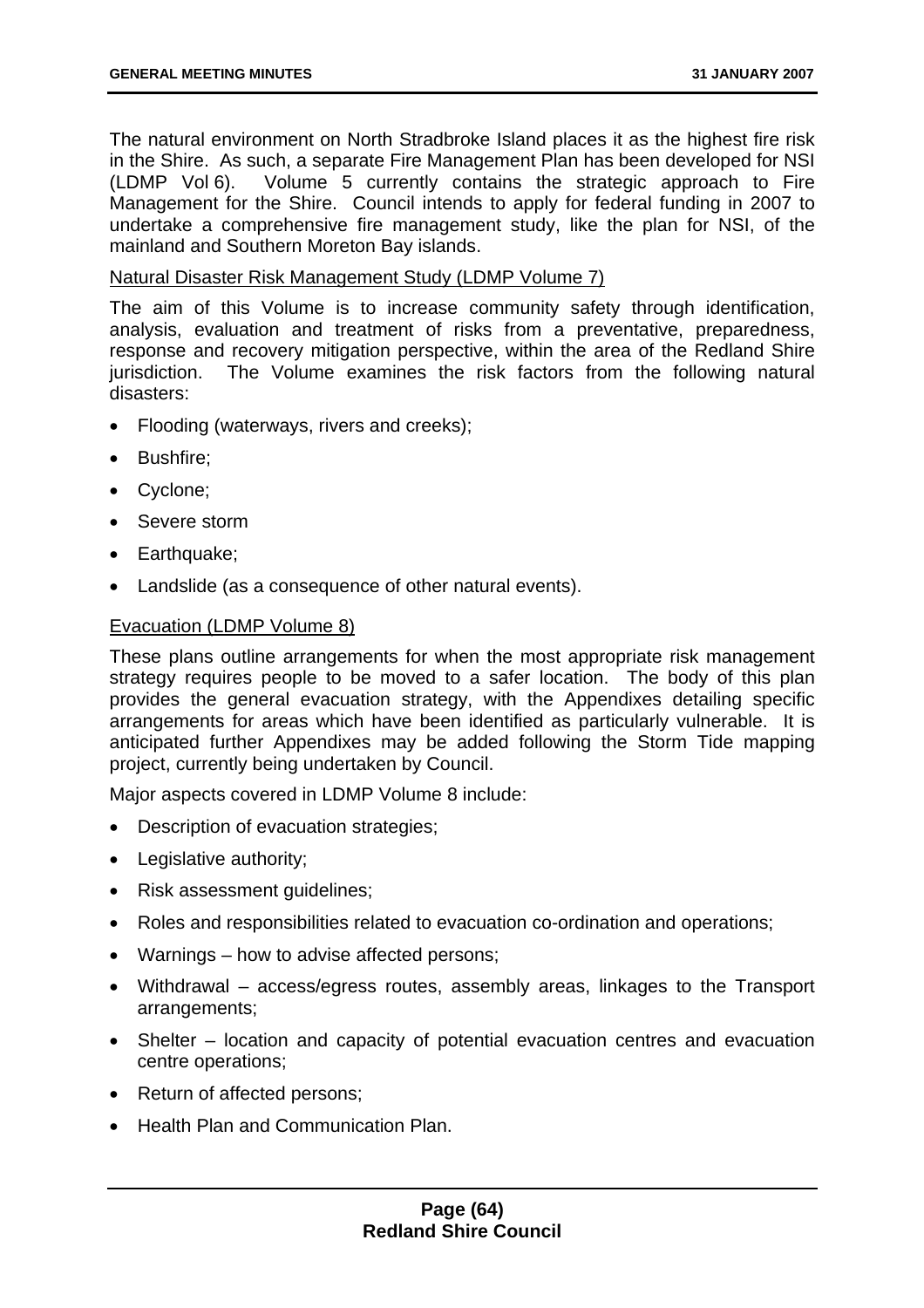The natural environment on North Stradbroke Island places it as the highest fire risk in the Shire. As such, a separate Fire Management Plan has been developed for NSI (LDMP Vol 6). Volume 5 currently contains the strategic approach to Fire Management for the Shire. Council intends to apply for federal funding in 2007 to undertake a comprehensive fire management study, like the plan for NSI, of the mainland and Southern Moreton Bay islands.

<u>Natural Disaster Risk Management Study (LDMP Volume 7)</u>

The aim of this Volume is to increase community safety through identification, analysis, evaluation and treatment of risks from a preventative, preparedness, response and recovery mitigation perspective, within the area of the Redland Shire jurisdiction. The Volume examines the risk factors from the following natural disasters:

- Flooding (waterways, rivers and creeks);
- Bushfire;
- Cyclone;
- Severe storm
- Earthquake;
- Landslide (as a consequence of other natural events).

<u>Evacuation (LDMP Volume 8)</u>

These plans outline arrangements for when the most appropriate risk management strategy requires people to be moved to a safer location. The body of this plan provides the general evacuation strategy, with the Appendixes detailing specific arrangements for areas which have been identified as particularly vulnerable. It is anticipated further Appendixes may be added following the Storm Tide mapping project, currently being undertaken by Council.

Major aspects covered in LDMP Volume 8 include:

- Description of evacuation strategies;
- Legislative authority;
- Risk assessment guidelines;
- Roles and responsibilities related to evacuation co-ordination and operations;
- Warnings – how to advise affected persons;
- Withdrawal – access/egress routes, assembly areas, linkages to the Transport arrangements;
- Shelter – location and capacity of potential evacuation centres and evacuation centre operations;
- Return of affected persons;
- Health Plan and Communication Plan.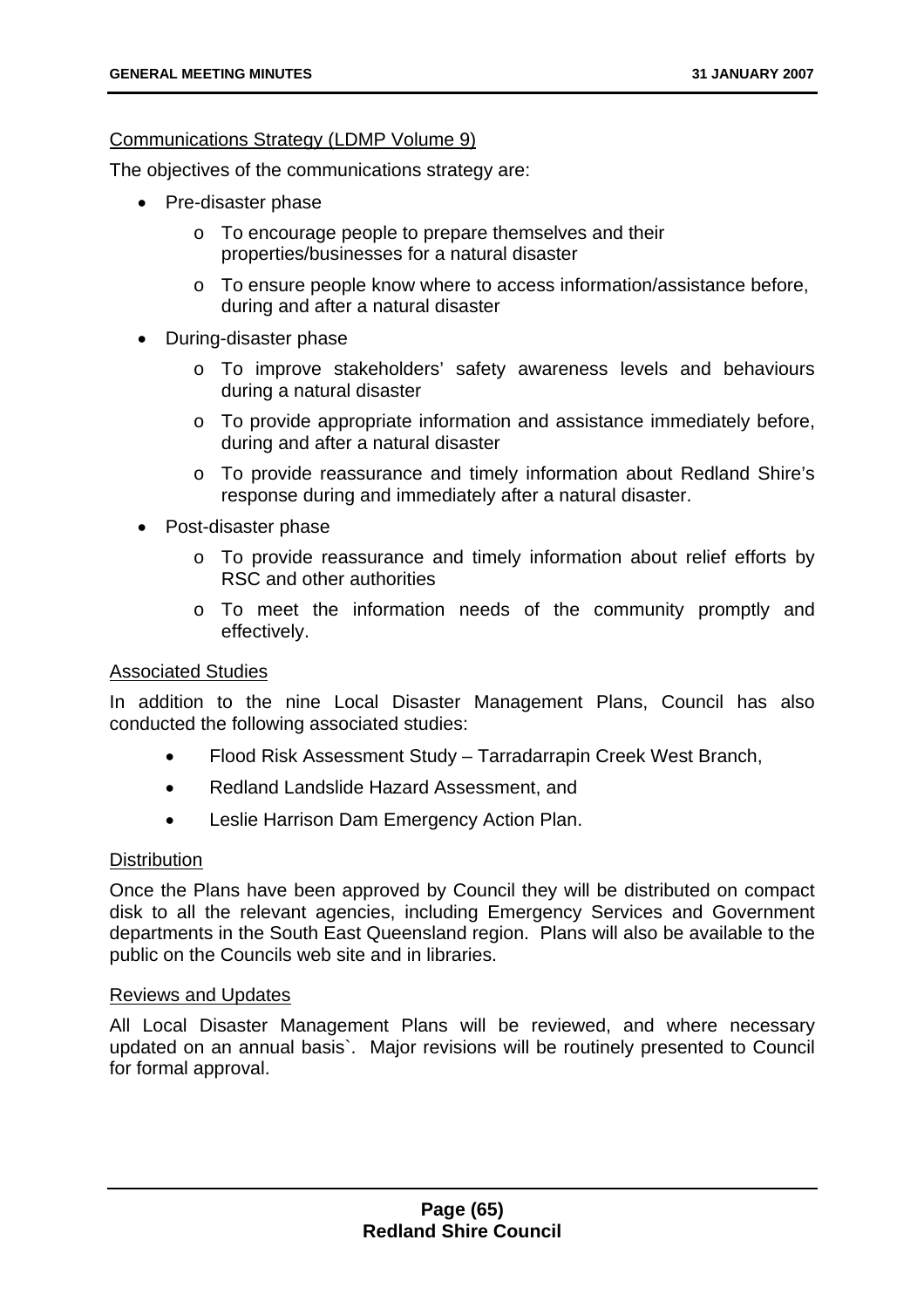Communications Strategy (LDMP Volume 9)

The objectives of the communications strategy are:

- Pre-disaster phase
  - To encourage people to prepare themselves and their properties/businesses for a natural disaster
  - To ensure people know where to access information/assistance before, during and after a natural disaster
- During-disaster phase
  - To improve stakeholders' safety awareness levels and behaviours during a natural disaster
  - To provide appropriate information and assistance immediately before, during and after a natural disaster
  - To provide reassurance and timely information about Redland Shire's response during and immediately after a natural disaster.
- Post-disaster phase
  - To provide reassurance and timely information about relief efforts by RSC and other authorities
  - To meet the information needs of the community promptly and effectively.

Associated Studies

In addition to the nine Local Disaster Management Plans, Council has also conducted the following associated studies:

- Flood Risk Assessment Study – Tarradarrapin Creek West Branch,
- Redland Landslide Hazard Assessment, and
- Leslie Harrison Dam Emergency Action Plan.

Distribution

Once the Plans have been approved by Council they will be distributed on compact disk to all the relevant agencies, including Emergency Services and Government departments in the South East Queensland region. Plans will also be available to the public on the Councils web site and in libraries.

Reviews and Updates

All Local Disaster Management Plans will be reviewed, and where necessary updated on an annual basis`. Major revisions will be routinely presented to Council for formal approval.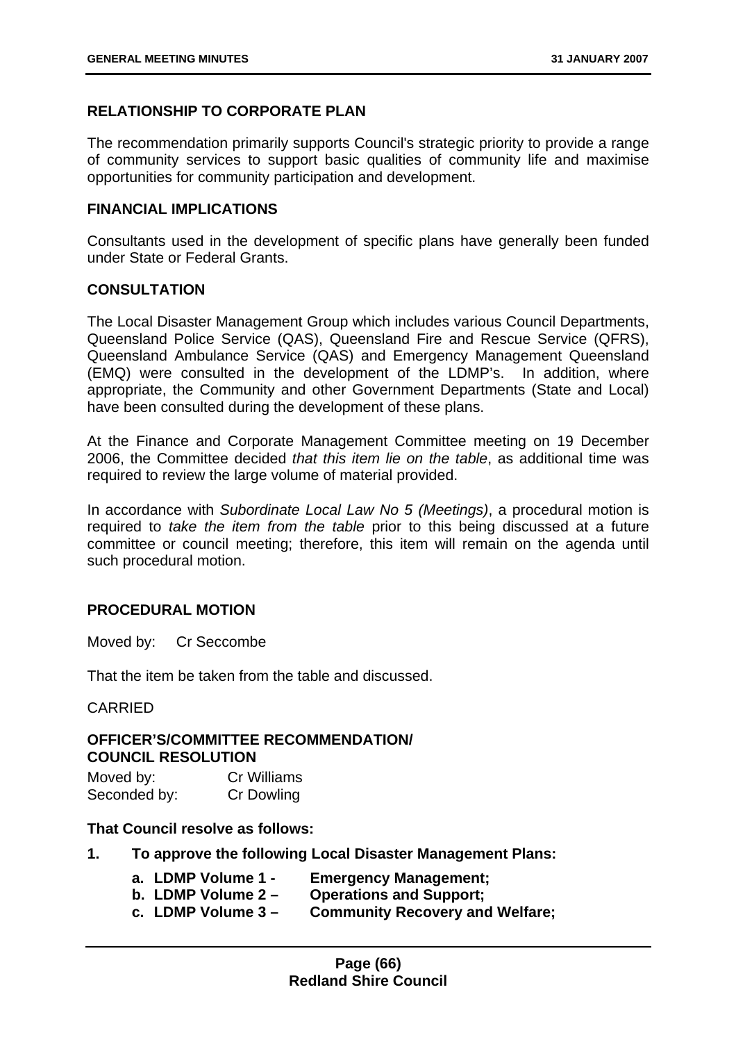### RELATIONSHIP TO CORPORATE PLAN

The recommendation primarily supports Council's strategic priority to provide a range of community services to support basic qualities of community life and maximise opportunities for community participation and development.

### FINANCIAL IMPLICATIONS

Consultants used in the development of specific plans have generally been funded under State or Federal Grants.

### CONSULTATION

The Local Disaster Management Group which includes various Council Departments, Queensland Police Service (QAS), Queensland Fire and Rescue Service (QFRS), Queensland Ambulance Service (QAS) and Emergency Management Queensland (EMQ) were consulted in the development of the LDMP's. In addition, where appropriate, the Community and other Government Departments (State and Local) have been consulted during the development of these plans.

At the Finance and Corporate Management Committee meeting on 19 December 2006, the Committee decided *that this item lie on the table*, as additional time was required to review the large volume of material provided.

In accordance with *Subordinate Local Law No 5 (Meetings)*, a procedural motion is required to *take the item from the table* prior to this being discussed at a future committee or council meeting; therefore, this item will remain on the agenda until such procedural motion.

### PROCEDURAL MOTION

Moved by: Cr Seccombe

That the item be taken from the table and discussed.

CARRIED

### OFFICER'S/COMMITTEE RECOMMENDATION/ COUNCIL RESOLUTION

Moved by: Cr Williams
Seconded by: Cr Dowling

**That Council resolve as follows:**

**1. To approve the following Local Disaster Management Plans:**

- **a. LDMP Volume 1 - Emergency Management;**
- **b. LDMP Volume 2 – Operations and Support;**
- **c. LDMP Volume 3 – Community Recovery and Welfare;**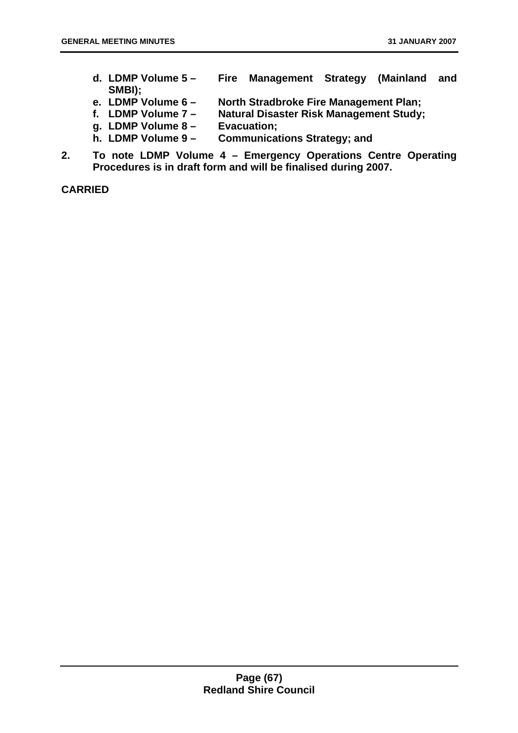**d. LDMP Volume 5 – Fire Management Strategy (Mainland and SMBI);**

**e. LDMP Volume 6 – North Stradbroke Fire Management Plan;**

**f. LDMP Volume 7 – Natural Disaster Risk Management Study;**

**g. LDMP Volume 8 – Evacuation;**

**h. LDMP Volume 9 – Communications Strategy; and**

**2. To note LDMP Volume 4 – Emergency Operations Centre Operating Procedures is in draft form and will be finalised during 2007.**

**CARRIED**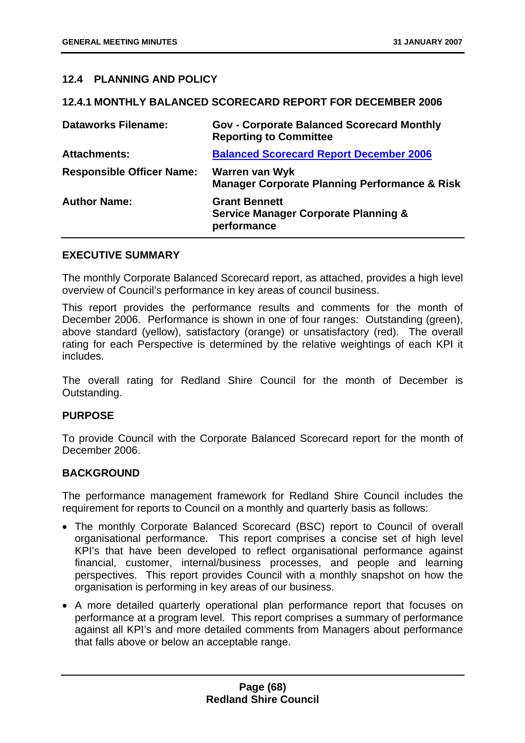## 12.4 PLANNING AND POLICY

### 12.4.1 MONTHLY BALANCED SCORECARD REPORT FOR DECEMBER 2006

| | |
|---|---|
| **Dataworks Filename:** | **Gov - Corporate Balanced Scorecard Monthly Reporting to Committee** |
| **Attachments:** | **Balanced Scorecard Report December 2006** |
| **Responsible Officer Name:** | **Warren van Wyk**<br>**Manager Corporate Planning Performance & Risk** |
| **Author Name:** | **Grant Bennett**<br>**Service Manager Corporate Planning & performance** |

#### EXECUTIVE SUMMARY

The monthly Corporate Balanced Scorecard report, as attached, provides a high level overview of Council's performance in key areas of council business.

This report provides the performance results and comments for the month of December 2006. Performance is shown in one of four ranges: Outstanding (green), above standard (yellow), satisfactory (orange) or unsatisfactory (red). The overall rating for each Perspective is determined by the relative weightings of each KPI it includes.

The overall rating for Redland Shire Council for the month of December is Outstanding.

#### PURPOSE

To provide Council with the Corporate Balanced Scorecard report for the month of December 2006.

#### BACKGROUND

The performance management framework for Redland Shire Council includes the requirement for reports to Council on a monthly and quarterly basis as follows:

- The monthly Corporate Balanced Scorecard (BSC) report to Council of overall organisational performance. This report comprises a concise set of high level KPI's that have been developed to reflect organisational performance against financial, customer, internal/business processes, and people and learning perspectives. This report provides Council with a monthly snapshot on how the organisation is performing in key areas of our business.
- A more detailed quarterly operational plan performance report that focuses on performance at a program level. This report comprises a summary of performance against all KPI's and more detailed comments from Managers about performance that falls above or below an acceptable range.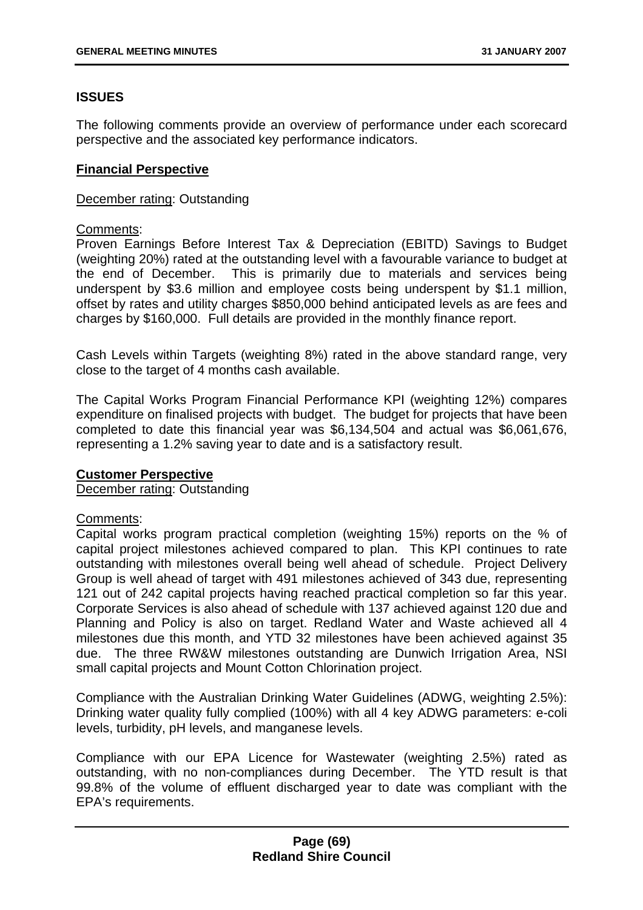## ISSUES

The following comments provide an overview of performance under each scorecard perspective and the associated key performance indicators.

### Financial Perspective

December rating: Outstanding

Comments:

Proven Earnings Before Interest Tax & Depreciation (EBITD) Savings to Budget (weighting 20%) rated at the outstanding level with a favourable variance to budget at the end of December. This is primarily due to materials and services being underspent by $3.6 million and employee costs being underspent by $1.1 million, offset by rates and utility charges $850,000 behind anticipated levels as are fees and charges by $160,000. Full details are provided in the monthly finance report.

Cash Levels within Targets (weighting 8%) rated in the above standard range, very close to the target of 4 months cash available.

The Capital Works Program Financial Performance KPI (weighting 12%) compares expenditure on finalised projects with budget. The budget for projects that have been completed to date this financial year was $6,134,504 and actual was $6,061,676, representing a 1.2% saving year to date and is a satisfactory result.

### Customer Perspective

December rating: Outstanding

Comments:

Capital works program practical completion (weighting 15%) reports on the % of capital project milestones achieved compared to plan. This KPI continues to rate outstanding with milestones overall being well ahead of schedule. Project Delivery Group is well ahead of target with 491 milestones achieved of 343 due, representing 121 out of 242 capital projects having reached practical completion so far this year. Corporate Services is also ahead of schedule with 137 achieved against 120 due and Planning and Policy is also on target. Redland Water and Waste achieved all 4 milestones due this month, and YTD 32 milestones have been achieved against 35 due. The three RW&W milestones outstanding are Dunwich Irrigation Area, NSI small capital projects and Mount Cotton Chlorination project.

Compliance with the Australian Drinking Water Guidelines (ADWG, weighting 2.5%): Drinking water quality fully complied (100%) with all 4 key ADWG parameters: e-coli levels, turbidity, pH levels, and manganese levels.

Compliance with our EPA Licence for Wastewater (weighting 2.5%) rated as outstanding, with no non-compliances during December. The YTD result is that 99.8% of the volume of effluent discharged year to date was compliant with the EPA's requirements.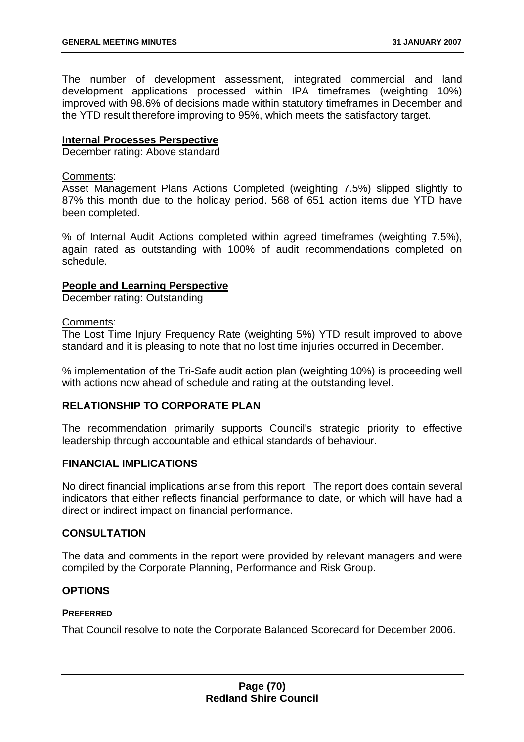The number of development assessment, integrated commercial and land development applications processed within IPA timeframes (weighting 10%) improved with 98.6% of decisions made within statutory timeframes in December and the YTD result therefore improving to 95%, which meets the satisfactory target.

**Internal Processes Perspective**

December rating: Above standard

Comments:

Asset Management Plans Actions Completed (weighting 7.5%) slipped slightly to 87% this month due to the holiday period. 568 of 651 action items due YTD have been completed.

% of Internal Audit Actions completed within agreed timeframes (weighting 7.5%), again rated as outstanding with 100% of audit recommendations completed on schedule.

**People and Learning Perspective**

December rating: Outstanding

Comments:

The Lost Time Injury Frequency Rate (weighting 5%) YTD result improved to above standard and it is pleasing to note that no lost time injuries occurred in December.

% implementation of the Tri-Safe audit action plan (weighting 10%) is proceeding well with actions now ahead of schedule and rating at the outstanding level.

## RELATIONSHIP TO CORPORATE PLAN

The recommendation primarily supports Council's strategic priority to effective leadership through accountable and ethical standards of behaviour.

## FINANCIAL IMPLICATIONS

No direct financial implications arise from this report. The report does contain several indicators that either reflects financial performance to date, or which will have had a direct or indirect impact on financial performance.

## CONSULTATION

The data and comments in the report were provided by relevant managers and were compiled by the Corporate Planning, Performance and Risk Group.

## OPTIONS

### PREFERRED

That Council resolve to note the Corporate Balanced Scorecard for December 2006.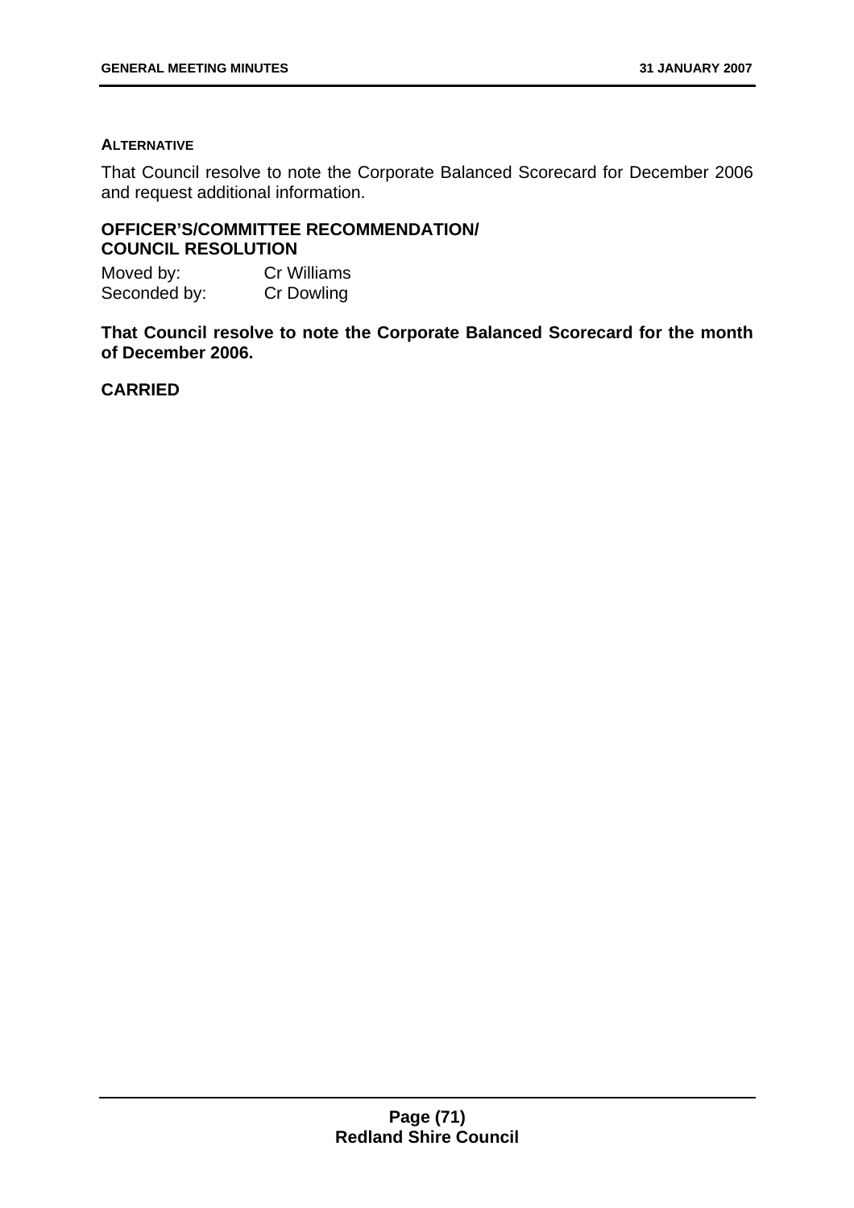**ALTERNATIVE**

That Council resolve to note the Corporate Balanced Scorecard for December 2006 and request additional information.

**OFFICER'S/COMMITTEE RECOMMENDATION/ COUNCIL RESOLUTION**

Moved by: Cr Williams
Seconded by: Cr Dowling

**That Council resolve to note the Corporate Balanced Scorecard for the month of December 2006.**

**CARRIED**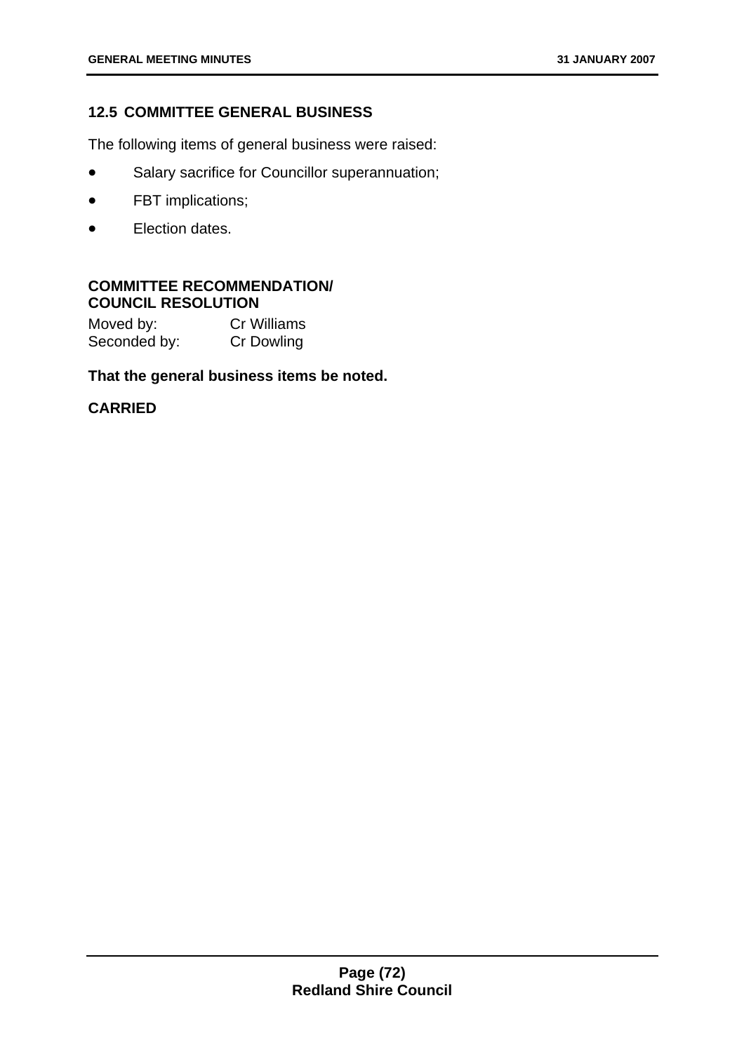## 12.5 COMMITTEE GENERAL BUSINESS

The following items of general business were raised:

- Salary sacrifice for Councillor superannuation;
- FBT implications;
- Election dates.

**COMMITTEE RECOMMENDATION/
COUNCIL RESOLUTION**

Moved by: Cr Williams
Seconded by: Cr Dowling

**That the general business items be noted.**

**CARRIED**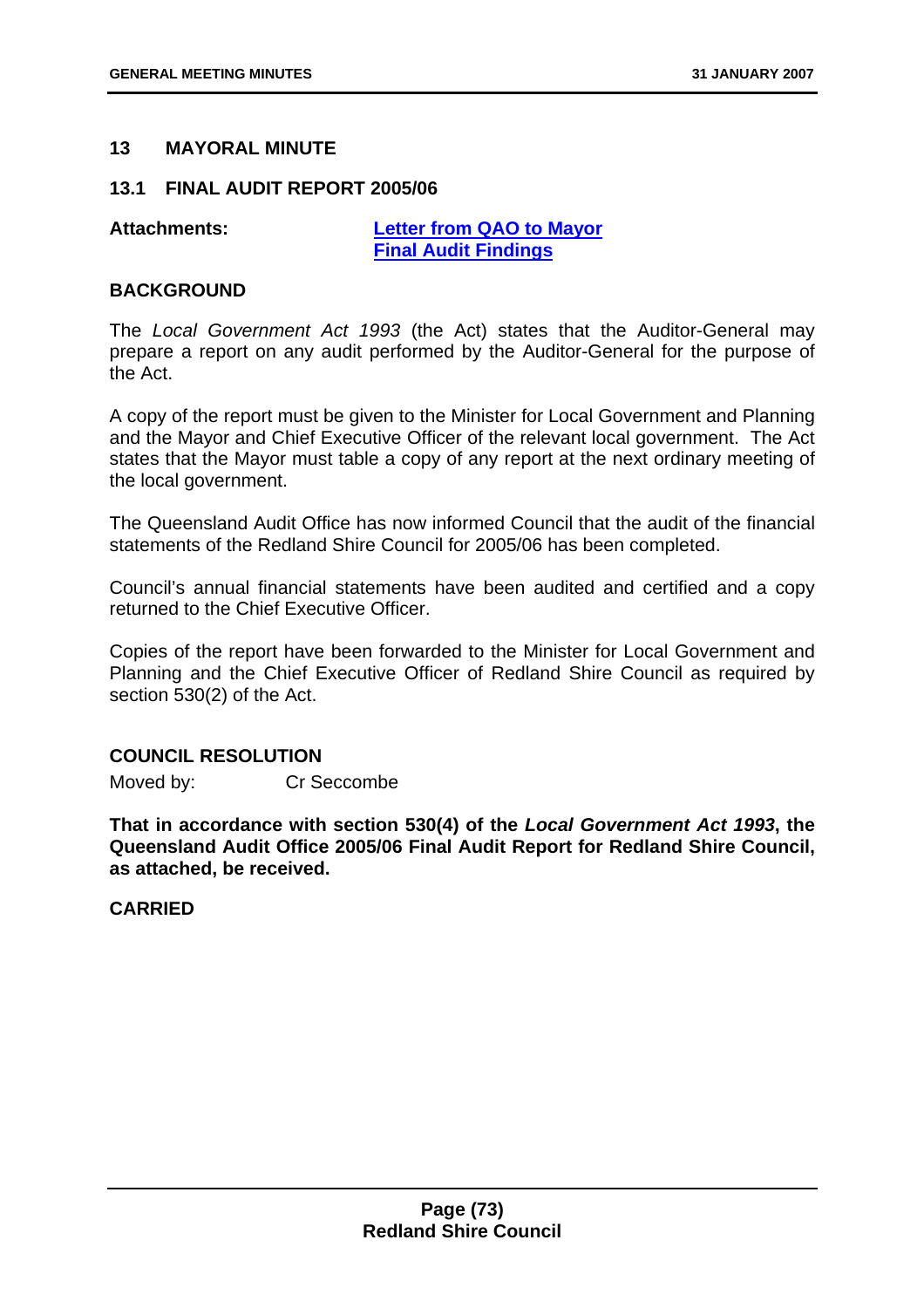## 13 MAYORAL MINUTE

### 13.1 FINAL AUDIT REPORT 2005/06

**Attachments:** **[Letter from QAO to Mayor](#)**
**[Final Audit Findings](#)**

### BACKGROUND

The *Local Government Act 1993* (the Act) states that the Auditor-General may prepare a report on any audit performed by the Auditor-General for the purpose of the Act.

A copy of the report must be given to the Minister for Local Government and Planning and the Mayor and Chief Executive Officer of the relevant local government. The Act states that the Mayor must table a copy of any report at the next ordinary meeting of the local government.

The Queensland Audit Office has now informed Council that the audit of the financial statements of the Redland Shire Council for 2005/06 has been completed.

Council's annual financial statements have been audited and certified and a copy returned to the Chief Executive Officer.

Copies of the report have been forwarded to the Minister for Local Government and Planning and the Chief Executive Officer of Redland Shire Council as required by section 530(2) of the Act.

### COUNCIL RESOLUTION

Moved by: Cr Seccombe

**That in accordance with section 530(4) of the *Local Government Act 1993*, the Queensland Audit Office 2005/06 Final Audit Report for Redland Shire Council, as attached, be received.**

**CARRIED**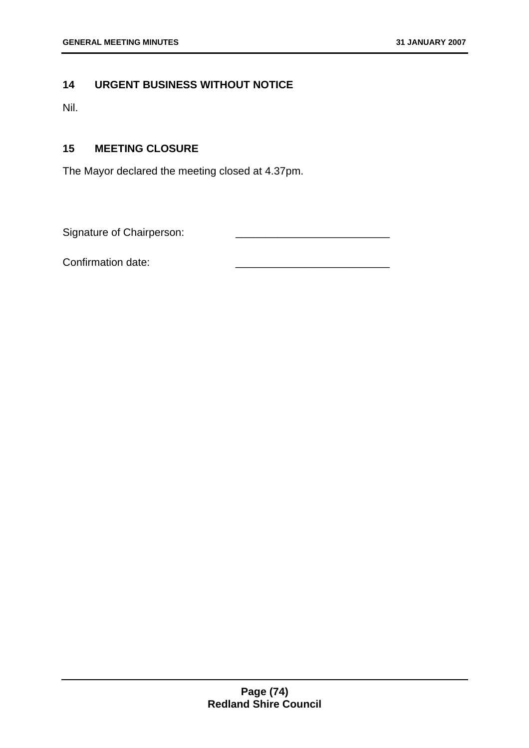## 14 URGENT BUSINESS WITHOUT NOTICE

Nil.

## 15 MEETING CLOSURE

The Mayor declared the meeting closed at 4.37pm.

Signature of Chairperson: __________________________

Confirmation date: __________________________